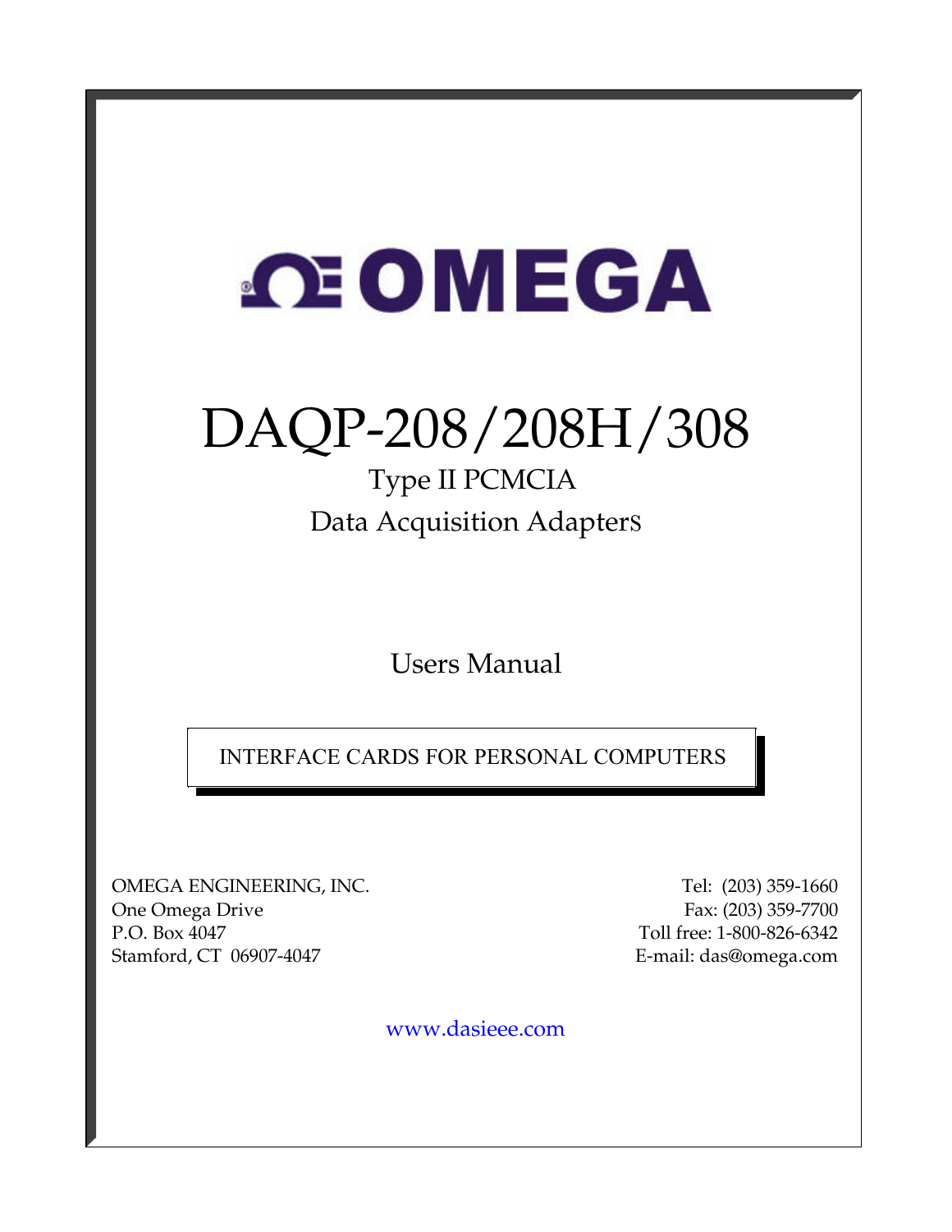# OMEGA

# DAQP-208/208H/308

## Type II PCMCIA

## Data Acquisition Adapters

Users Manual

INTERFACE CARDS FOR PERSONAL COMPUTERS

OMEGA ENGINEERING, INC.
One Omega Drive
P.O. Box 4047
Stamford, CT 06907-4047

Tel: (203) 359-1660
Fax: (203) 359-7700
Toll free: 1-800-826-6342
E-mail: das@omega.com

www.dasieee.com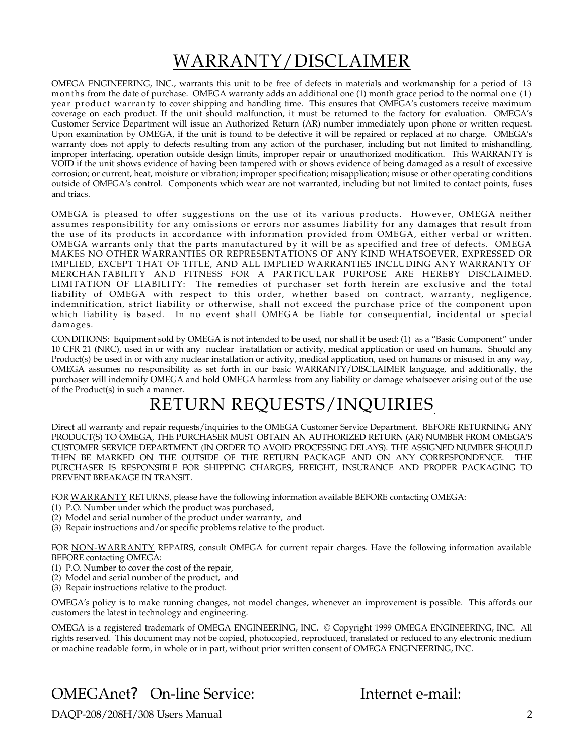# WARRANTY/DISCLAIMER

OMEGA ENGINEERING, INC., warrants this unit to be free of defects in materials and workmanship for a period of 13 months from the date of purchase. OMEGA warranty adds an additional one (1) month grace period to the normal one (1) year product warranty to cover shipping and handling time. This ensures that OMEGA's customers receive maximum coverage on each product. If the unit should malfunction, it must be returned to the factory for evaluation. OMEGA's Customer Service Department will issue an Authorized Return (AR) number immediately upon phone or written request. Upon examination by OMEGA, if the unit is found to be defective it will be repaired or replaced at no charge. OMEGA's warranty does not apply to defects resulting from any action of the purchaser, including but not limited to mishandling, improper interfacing, operation outside design limits, improper repair or unauthorized modification. This WARRANTY is VOID if the unit shows evidence of having been tampered with or shows evidence of being damaged as a result of excessive corrosion; or current, heat, moisture or vibration; improper specification; misapplication; misuse or other operating conditions outside of OMEGA's control. Components which wear are not warranted, including but not limited to contact points, fuses and triacs.

OMEGA is pleased to offer suggestions on the use of its various products. However, OMEGA neither assumes responsibility for any omissions or errors nor assumes liability for any damages that result from the use of its products in accordance with information provided from OMEGA, either verbal or written. OMEGA warrants only that the parts manufactured by it will be as specified and free of defects. OMEGA MAKES NO OTHER WARRANTIES OR REPRESENTATIONS OF ANY KIND WHATSOEVER, EXPRESSED OR IMPLIED, EXCEPT THAT OF TITLE, AND ALL IMPLIED WARRANTIES INCLUDING ANY WARRANTY OF MERCHANTABILITY AND FITNESS FOR A PARTICULAR PURPOSE ARE HEREBY DISCLAIMED. LIMITATION OF LIABILITY: The remedies of purchaser set forth herein are exclusive and the total liability of OMEGA with respect to this order, whether based on contract, warranty, negligence, indemnification, strict liability or otherwise, shall not exceed the purchase price of the component upon which liability is based. In no event shall OMEGA be liable for consequential, incidental or special damages.

CONDITIONS: Equipment sold by OMEGA is not intended to be used, nor shall it be used: (1) as a "Basic Component" under 10 CFR 21 (NRC), used in or with any nuclear installation or activity, medical application or used on humans. Should any Product(s) be used in or with any nuclear installation or activity, medical application, used on humans or misused in any way, OMEGA assumes no responsibility as set forth in our basic WARRANTY/DISCLAIMER language, and additionally, the purchaser will indemnify OMEGA and hold OMEGA harmless from any liability or damage whatsoever arising out of the use of the Product(s) in such a manner.

# RETURN REQUESTS/INQUIRIES

Direct all warranty and repair requests/inquiries to the OMEGA Customer Service Department. BEFORE RETURNING ANY PRODUCT(S) TO OMEGA, THE PURCHASER MUST OBTAIN AN AUTHORIZED RETURN (AR) NUMBER FROM OMEGA'S CUSTOMER SERVICE DEPARTMENT (IN ORDER TO AVOID PROCESSING DELAYS). THE ASSIGNED NUMBER SHOULD THEN BE MARKED ON THE OUTSIDE OF THE RETURN PACKAGE AND ON ANY CORRESPONDENCE. THE PURCHASER IS RESPONSIBLE FOR SHIPPING CHARGES, FREIGHT, INSURANCE AND PROPER PACKAGING TO PREVENT BREAKAGE IN TRANSIT.

FOR WARRANTY RETURNS, please have the following information available BEFORE contacting OMEGA:
(1) P.O. Number under which the product was purchased,
(2) Model and serial number of the product under warranty, and
(3) Repair instructions and/or specific problems relative to the product.

FOR NON-WARRANTY REPAIRS, consult OMEGA for current repair charges. Have the following information available BEFORE contacting OMEGA:
(1) P.O. Number to cover the cost of the repair,
(2) Model and serial number of the product, and
(3) Repair instructions relative to the product.

OMEGA's policy is to make running changes, not model changes, whenever an improvement is possible. This affords our customers the latest in technology and engineering.

OMEGA is a registered trademark of OMEGA ENGINEERING, INC. © Copyright 1999 OMEGA ENGINEERING, INC. All rights reserved. This document may not be copied, photocopied, reproduced, translated or reduced to any electronic medium or machine readable form, in whole or in part, without prior written consent of OMEGA ENGINEERING, INC.

OMEGAnet? On-line Service: Internet e-mail: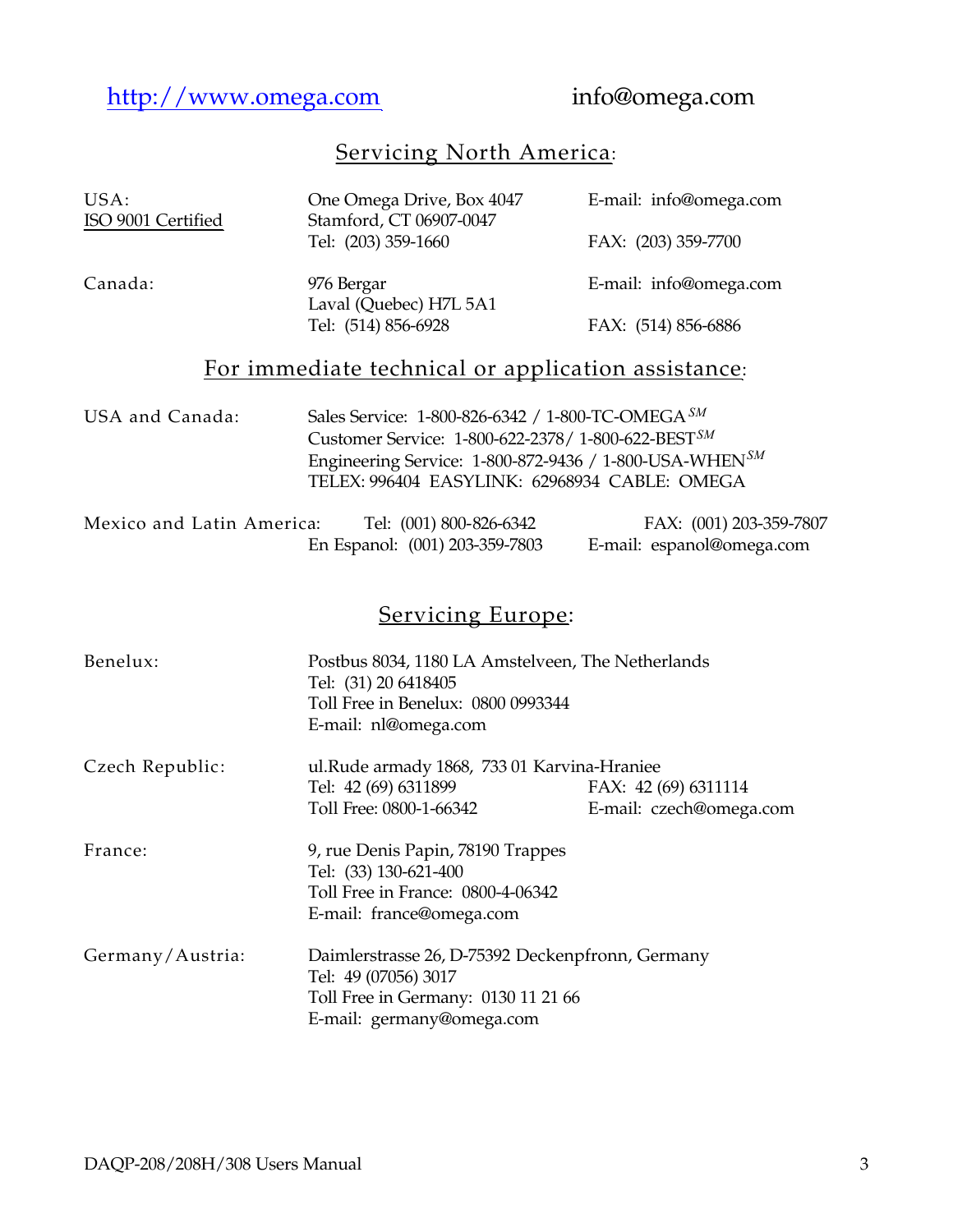http://www.omega.com info@omega.com

## Servicing North America:

| | | |
|---|---|---|
| USA:<br>ISO 9001 Certified | One Omega Drive, Box 4047<br>Stamford, CT 06907-0047<br>Tel: (203) 359-1660 | E-mail: info@omega.com<br><br>FAX: (203) 359-7700 |
| Canada: | 976 Bergar<br>Laval (Quebec) H7L 5A1<br>Tel: (514) 856-6928 | E-mail: info@omega.com<br><br>FAX: (514) 856-6886 |

## For immediate technical or application assistance:

USA and Canada:

Sales Service: 1-800-826-6342 / 1-800-TC-OMEGA[SM]
Customer Service: 1-800-622-2378/ 1-800-622-BEST[SM]
Engineering Service: 1-800-872-9436 / 1-800-USA-WHEN[SM]
TELEX: 996404 EASYLINK: 62968934 CABLE: OMEGA

Mexico and Latin America:

Tel: (001) 800-826-6342 FAX: (001) 203-359-7807
En Espanol: (001) 203-359-7803 E-mail: espanol@omega.com

## Servicing Europe:

Benelux:

Postbus 8034, 1180 LA Amstelveen, The Netherlands
Tel: (31) 20 6418405
Toll Free in Benelux: 0800 0993344
E-mail: nl@omega.com

Czech Republic:

ul.Rude armady 1868, 733 01 Karvina-Hraniee
Tel: 42 (69) 6311899 FAX: 42 (69) 6311114
Toll Free: 0800-1-66342 E-mail: czech@omega.com

France:

9, rue Denis Papin, 78190 Trappes
Tel: (33) 130-621-400
Toll Free in France: 0800-4-06342
E-mail: france@omega.com

Germany/Austria:

Daimlerstrasse 26, D-75392 Deckenpfronn, Germany
Tel: 49 (07056) 3017
Toll Free in Germany: 0130 11 21 66
E-mail: germany@omega.com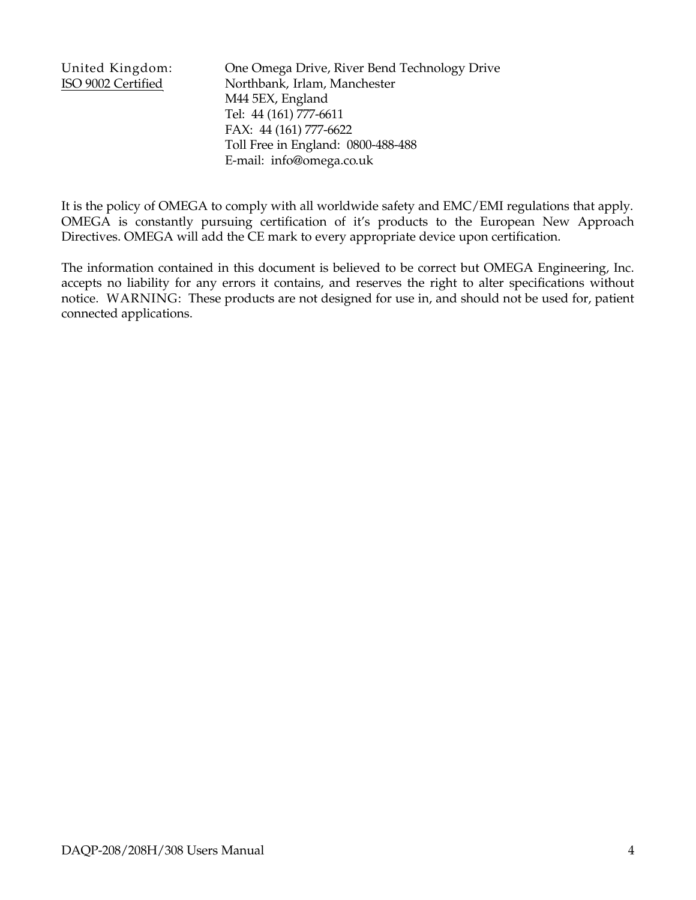United Kingdom: One Omega Drive, River Bend Technology Drive
ISO 9002 Certified Northbank, Irlam, Manchester
M44 5EX, England
Tel: 44 (161) 777-6611
FAX: 44 (161) 777-6622
Toll Free in England: 0800-488-488
E-mail: info@omega.co.uk

It is the policy of OMEGA to comply with all worldwide safety and EMC/EMI regulations that apply. OMEGA is constantly pursuing certification of it's products to the European New Approach Directives. OMEGA will add the CE mark to every appropriate device upon certification.

The information contained in this document is believed to be correct but OMEGA Engineering, Inc. accepts no liability for any errors it contains, and reserves the right to alter specifications without notice. WARNING: These products are not designed for use in, and should not be used for, patient connected applications.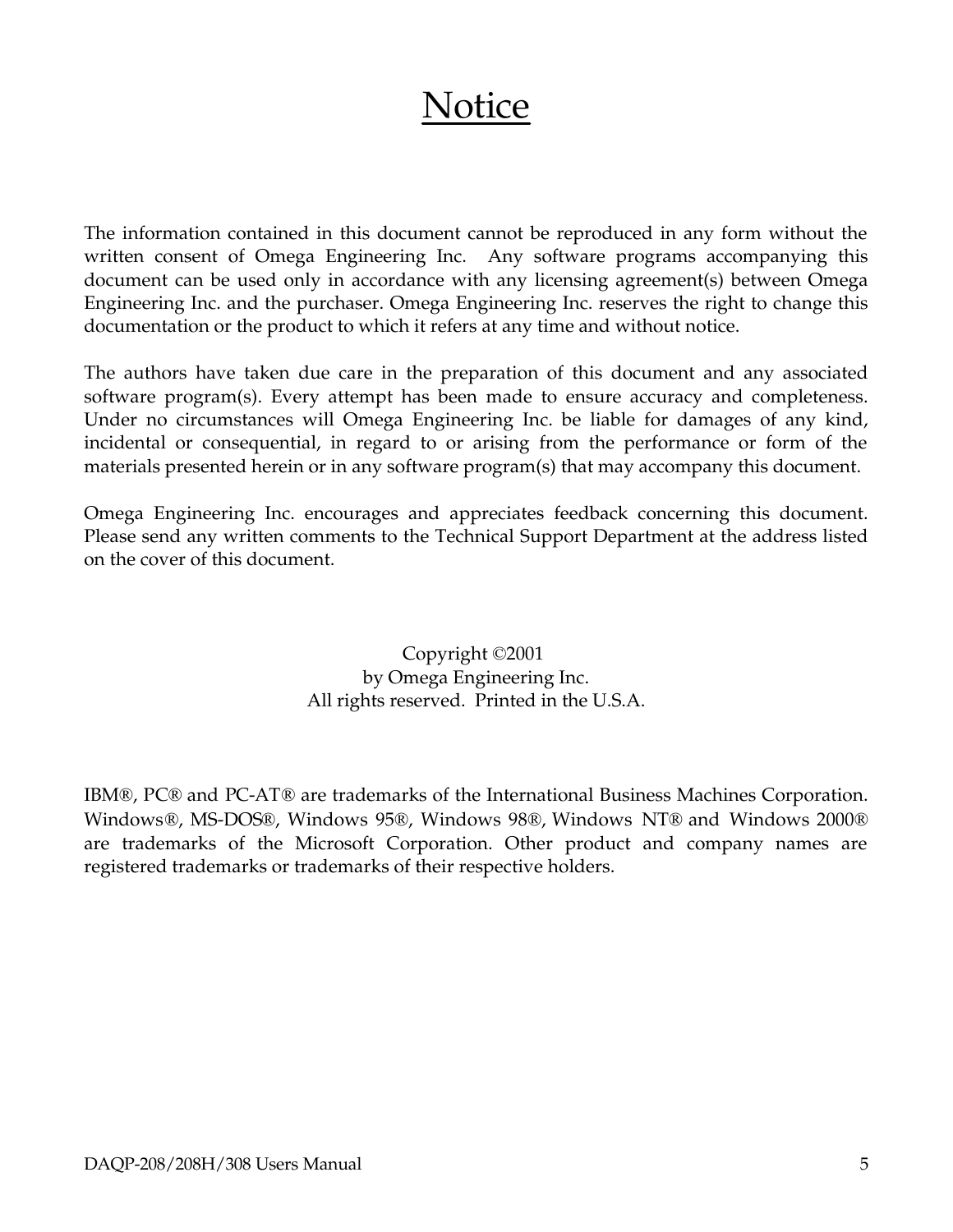# Notice

The information contained in this document cannot be reproduced in any form without the written consent of Omega Engineering Inc. Any software programs accompanying this document can be used only in accordance with any licensing agreement(s) between Omega Engineering Inc. and the purchaser. Omega Engineering Inc. reserves the right to change this documentation or the product to which it refers at any time and without notice.

The authors have taken due care in the preparation of this document and any associated software program(s). Every attempt has been made to ensure accuracy and completeness. Under no circumstances will Omega Engineering Inc. be liable for damages of any kind, incidental or consequential, in regard to or arising from the performance or form of the materials presented herein or in any software program(s) that may accompany this document.

Omega Engineering Inc. encourages and appreciates feedback concerning this document. Please send any written comments to the Technical Support Department at the address listed on the cover of this document.

Copyright ©2001
by Omega Engineering Inc.
All rights reserved. Printed in the U.S.A.

IBM®, PC® and PC-AT® are trademarks of the International Business Machines Corporation. Windows®, MS-DOS®, Windows 95®, Windows 98®, Windows NT® and Windows 2000® are trademarks of the Microsoft Corporation. Other product and company names are registered trademarks or trademarks of their respective holders.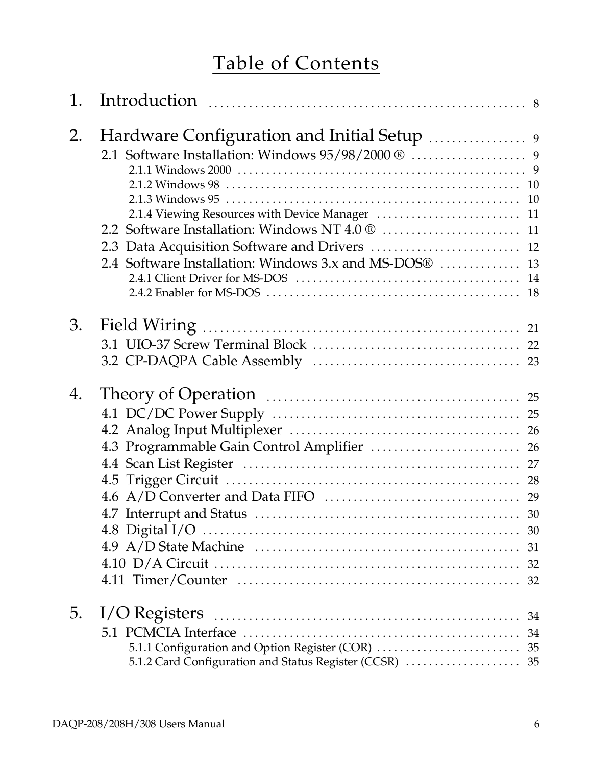# Table of Contents

1. Introduction ........ 8

2. Hardware Configuration and Initial Setup ........ 9
   - 2.1 Software Installation: Windows 95/98/2000 ® ........ 9
     - 2.1.1 Windows 2000 ........ 9
     - 2.1.2 Windows 98 ........ 10
     - 2.1.3 Windows 95 ........ 10
     - 2.1.4 Viewing Resources with Device Manager ........ 11
   - 2.2 Software Installation: Windows NT 4.0 ® ........ 11
   - 2.3 Data Acquisition Software and Drivers ........ 12
   - 2.4 Software Installation: Windows 3.x and MS-DOS® ........ 13
     - 2.4.1 Client Driver for MS-DOS ........ 14
     - 2.4.2 Enabler for MS-DOS ........ 18

3. Field Wiring ........ 21
   - 3.1 UIO-37 Screw Terminal Block ........ 22
   - 3.2 CP-DAQPA Cable Assembly ........ 23

4. Theory of Operation ........ 25
   - 4.1 DC/DC Power Supply ........ 25
   - 4.2 Analog Input Multiplexer ........ 26
   - 4.3 Programmable Gain Control Amplifier ........ 26
   - 4.4 Scan List Register ........ 27
   - 4.5 Trigger Circuit ........ 28
   - 4.6 A/D Converter and Data FIFO ........ 29
   - 4.7 Interrupt and Status ........ 30
   - 4.8 Digital I/O ........ 30
   - 4.9 A/D State Machine ........ 31
   - 4.10 D/A Circuit ........ 32
   - 4.11 Timer/Counter ........ 32

5. I/O Registers ........ 34
   - 5.1 PCMCIA Interface ........ 34
     - 5.1.1 Configuration and Option Register (COR) ........ 35
     - 5.1.2 Card Configuration and Status Register (CCSR) ........ 35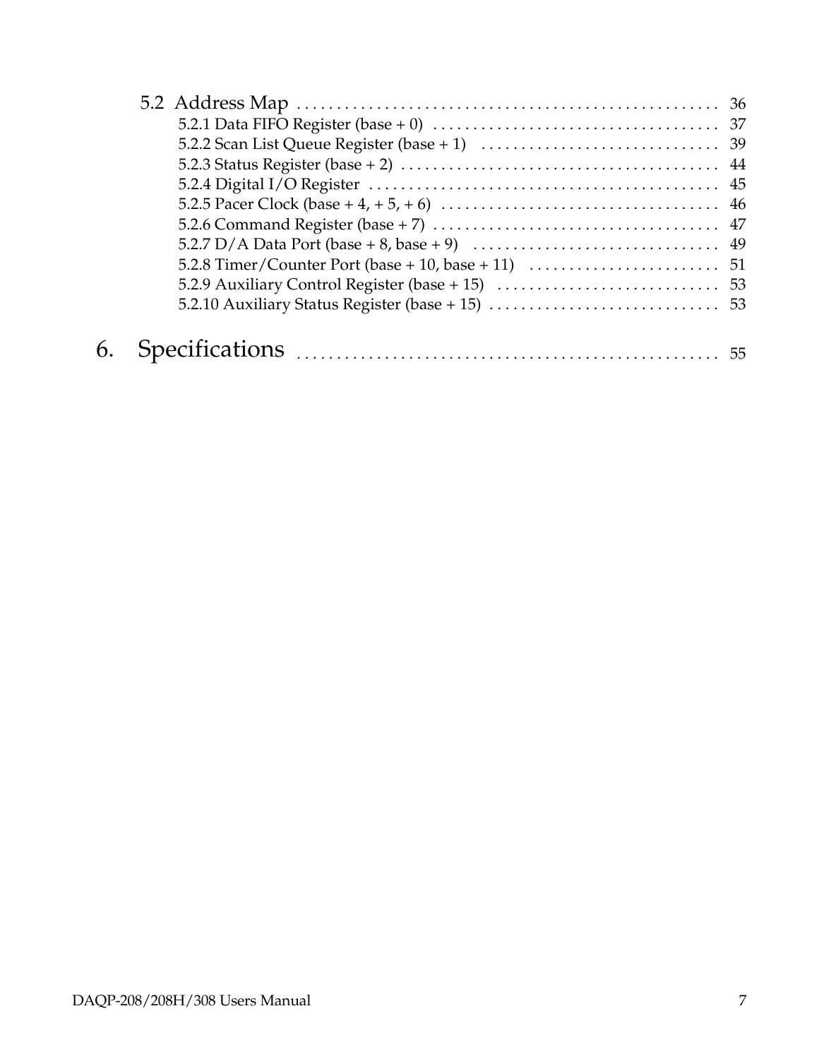5.2 Address Map . . . . . . . . . . . . . . . . . . . . . . . . . . . . . . . . . . . . . . . . . . . . . . . . . . . 36

5.2.1 Data FIFO Register (base + 0) . . . . . . . . . . . . . . . . . . . . . . . . . . . . . . . . . . . . 37

5.2.2 Scan List Queue Register (base + 1) . . . . . . . . . . . . . . . . . . . . . . . . . . . . . . 39

5.2.3 Status Register (base + 2) . . . . . . . . . . . . . . . . . . . . . . . . . . . . . . . . . . . . . . . . 44

5.2.4 Digital I/O Register . . . . . . . . . . . . . . . . . . . . . . . . . . . . . . . . . . . . . . . . . . . . 45

5.2.5 Pacer Clock (base + 4, + 5, + 6) . . . . . . . . . . . . . . . . . . . . . . . . . . . . . . . . . . . 46

5.2.6 Command Register (base + 7) . . . . . . . . . . . . . . . . . . . . . . . . . . . . . . . . . . . . 47

5.2.7 D/A Data Port (base + 8, base + 9) . . . . . . . . . . . . . . . . . . . . . . . . . . . . . . . 49

5.2.8 Timer/Counter Port (base + 10, base + 11) . . . . . . . . . . . . . . . . . . . . . . . . 51

5.2.9 Auxiliary Control Register (base + 15) . . . . . . . . . . . . . . . . . . . . . . . . . . . . 53

5.2.10 Auxiliary Status Register (base + 15) . . . . . . . . . . . . . . . . . . . . . . . . . . . . . 53

6. Specifications . . . . . . . . . . . . . . . . . . . . . . . . . . . . . . . . . . . . . . . . . . . . . . . . . . . . 55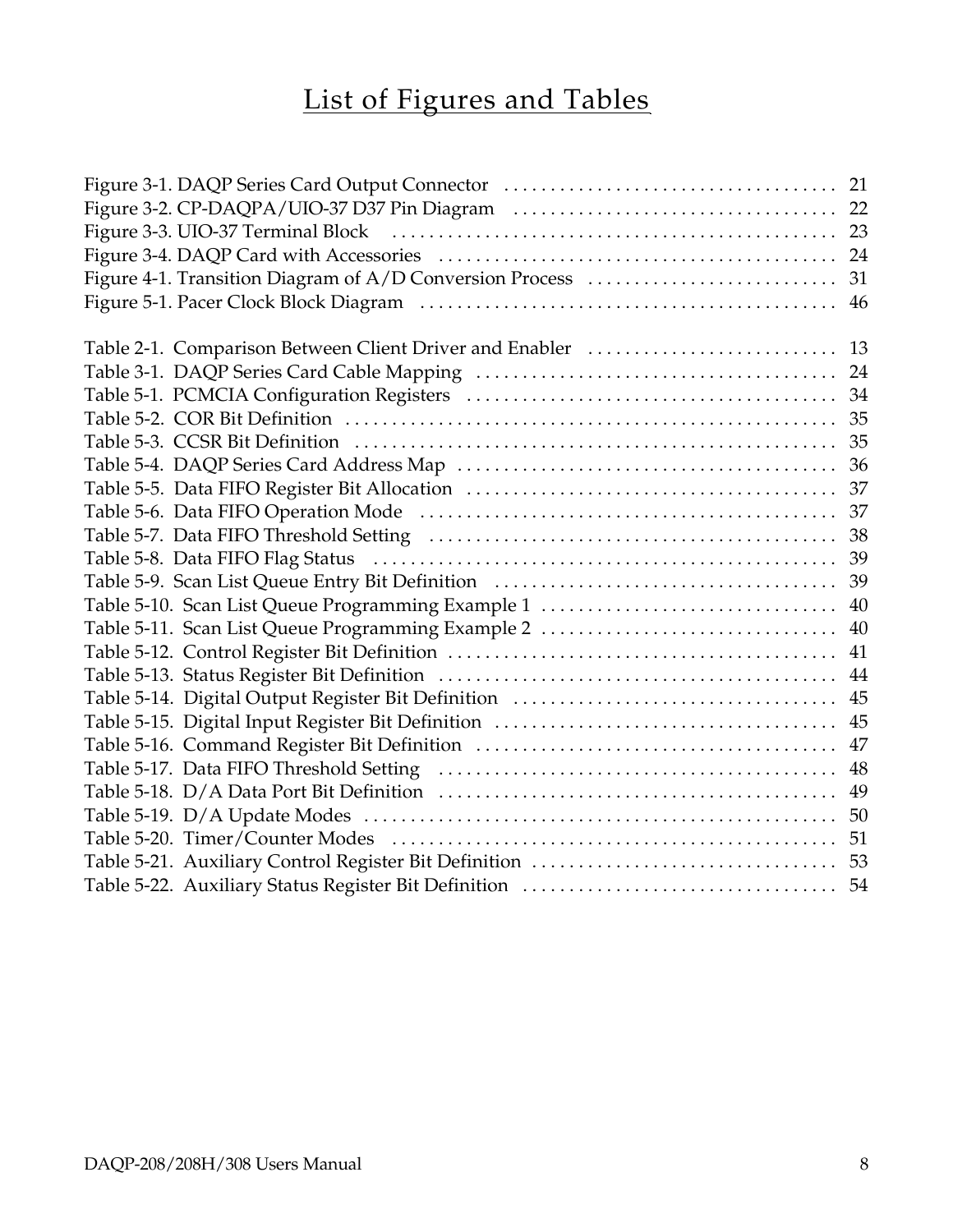# List of Figures and Tables

Figure 3-1. DAQP Series Card Output Connector . . . . . . . . . . . . . . . . . . . . . . . . . . . . . . . . . . . . 21
Figure 3-2. CP-DAQPA/UIO-37 D37 Pin Diagram . . . . . . . . . . . . . . . . . . . . . . . . . . . . . . . . . . . 22
Figure 3-3. UIO-37 Terminal Block . . . . . . . . . . . . . . . . . . . . . . . . . . . . . . . . . . . . . . . . . . . . . . . 23
Figure 3-4. DAQP Card with Accessories . . . . . . . . . . . . . . . . . . . . . . . . . . . . . . . . . . . . . . . . . . 24
Figure 4-1. Transition Diagram of A/D Conversion Process . . . . . . . . . . . . . . . . . . . . . . . . . . . 31
Figure 5-1. Pacer Clock Block Diagram . . . . . . . . . . . . . . . . . . . . . . . . . . . . . . . . . . . . . . . . . . . . 46

Table 2-1. Comparison Between Client Driver and Enabler . . . . . . . . . . . . . . . . . . . . . . . . . . . 13
Table 3-1. DAQP Series Card Cable Mapping . . . . . . . . . . . . . . . . . . . . . . . . . . . . . . . . . . . . . . 24
Table 5-1. PCMCIA Configuration Registers . . . . . . . . . . . . . . . . . . . . . . . . . . . . . . . . . . . . . . . 34
Table 5-2. COR Bit Definition . . . . . . . . . . . . . . . . . . . . . . . . . . . . . . . . . . . . . . . . . . . . . . . . . . . . 35
Table 5-3. CCSR Bit Definition . . . . . . . . . . . . . . . . . . . . . . . . . . . . . . . . . . . . . . . . . . . . . . . . . . . 35
Table 5-4. DAQP Series Card Address Map . . . . . . . . . . . . . . . . . . . . . . . . . . . . . . . . . . . . . . . . 36
Table 5-5. Data FIFO Register Bit Allocation . . . . . . . . . . . . . . . . . . . . . . . . . . . . . . . . . . . . . . . 37
Table 5-6. Data FIFO Operation Mode . . . . . . . . . . . . . . . . . . . . . . . . . . . . . . . . . . . . . . . . . . . . 37
Table 5-7. Data FIFO Threshold Setting . . . . . . . . . . . . . . . . . . . . . . . . . . . . . . . . . . . . . . . . . . . 38
Table 5-8. Data FIFO Flag Status . . . . . . . . . . . . . . . . . . . . . . . . . . . . . . . . . . . . . . . . . . . . . . . . . 39
Table 5-9. Scan List Queue Entry Bit Definition . . . . . . . . . . . . . . . . . . . . . . . . . . . . . . . . . . . . . 39
Table 5-10. Scan List Queue Programming Example 1 . . . . . . . . . . . . . . . . . . . . . . . . . . . . . . . 40
Table 5-11. Scan List Queue Programming Example 2 . . . . . . . . . . . . . . . . . . . . . . . . . . . . . . . 40
Table 5-12. Control Register Bit Definition . . . . . . . . . . . . . . . . . . . . . . . . . . . . . . . . . . . . . . . . . 41
Table 5-13. Status Register Bit Definition . . . . . . . . . . . . . . . . . . . . . . . . . . . . . . . . . . . . . . . . . . 44
Table 5-14. Digital Output Register Bit Definition . . . . . . . . . . . . . . . . . . . . . . . . . . . . . . . . . . . 45
Table 5-15. Digital Input Register Bit Definition . . . . . . . . . . . . . . . . . . . . . . . . . . . . . . . . . . . . . 45
Table 5-16. Command Register Bit Definition . . . . . . . . . . . . . . . . . . . . . . . . . . . . . . . . . . . . . . 47
Table 5-17. Data FIFO Threshold Setting . . . . . . . . . . . . . . . . . . . . . . . . . . . . . . . . . . . . . . . . . . 48
Table 5-18. D/A Data Port Bit Definition . . . . . . . . . . . . . . . . . . . . . . . . . . . . . . . . . . . . . . . . . . 49
Table 5-19. D/A Update Modes . . . . . . . . . . . . . . . . . . . . . . . . . . . . . . . . . . . . . . . . . . . . . . . . . . 50
Table 5-20. Timer/Counter Modes . . . . . . . . . . . . . . . . . . . . . . . . . . . . . . . . . . . . . . . . . . . . . . . . 51
Table 5-21. Auxiliary Control Register Bit Definition . . . . . . . . . . . . . . . . . . . . . . . . . . . . . . . . 53
Table 5-22. Auxiliary Status Register Bit Definition . . . . . . . . . . . . . . . . . . . . . . . . . . . . . . . . . 54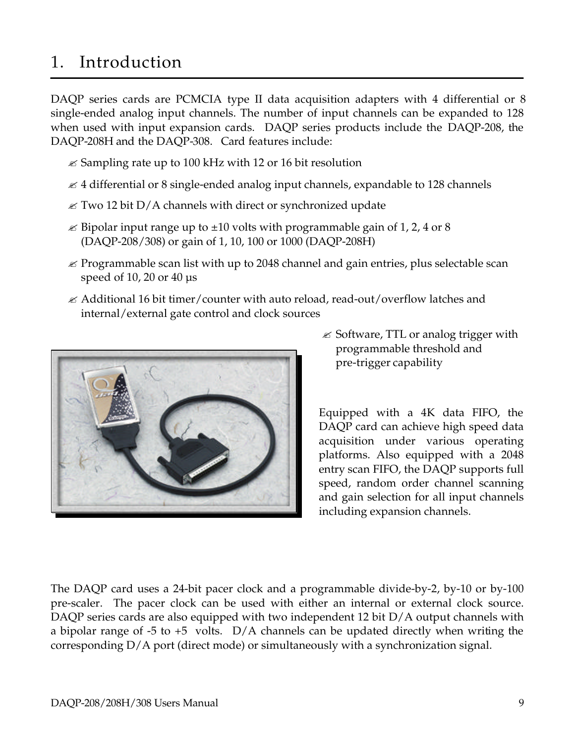# 1. Introduction

DAQP series cards are PCMCIA type II data acquisition adapters with 4 differential or 8 single-ended analog input channels. The number of input channels can be expanded to 128 when used with input expansion cards. DAQP series products include the DAQP-208, the DAQP-208H and the DAQP-308. Card features include:

- Sampling rate up to 100 kHz with 12 or 16 bit resolution
- 4 differential or 8 single-ended analog input channels, expandable to 128 channels
- Two 12 bit D/A channels with direct or synchronized update
- Bipolar input range up to ±10 volts with programmable gain of 1, 2, 4 or 8 (DAQP-208/308) or gain of 1, 10, 100 or 1000 (DAQP-208H)
- Programmable scan list with up to 2048 channel and gain entries, plus selectable scan speed of 10, 20 or 40 µs
- Additional 16 bit timer/counter with auto reload, read-out/overflow latches and internal/external gate control and clock sources
- Software, TTL or analog trigger with programmable threshold and pre-trigger capability

Equipped with a 4K data FIFO, the DAQP card can achieve high speed data acquisition under various operating platforms. Also equipped with a 2048 entry scan FIFO, the DAQP supports full speed, random order channel scanning and gain selection for all input channels including expansion channels.

The DAQP card uses a 24-bit pacer clock and a programmable divide-by-2, by-10 or by-100 pre-scaler. The pacer clock can be used with either an internal or external clock source. DAQP series cards are also equipped with two independent 12 bit D/A output channels with a bipolar range of -5 to +5 volts. D/A channels can be updated directly when writing the corresponding D/A port (direct mode) or simultaneously with a synchronization signal.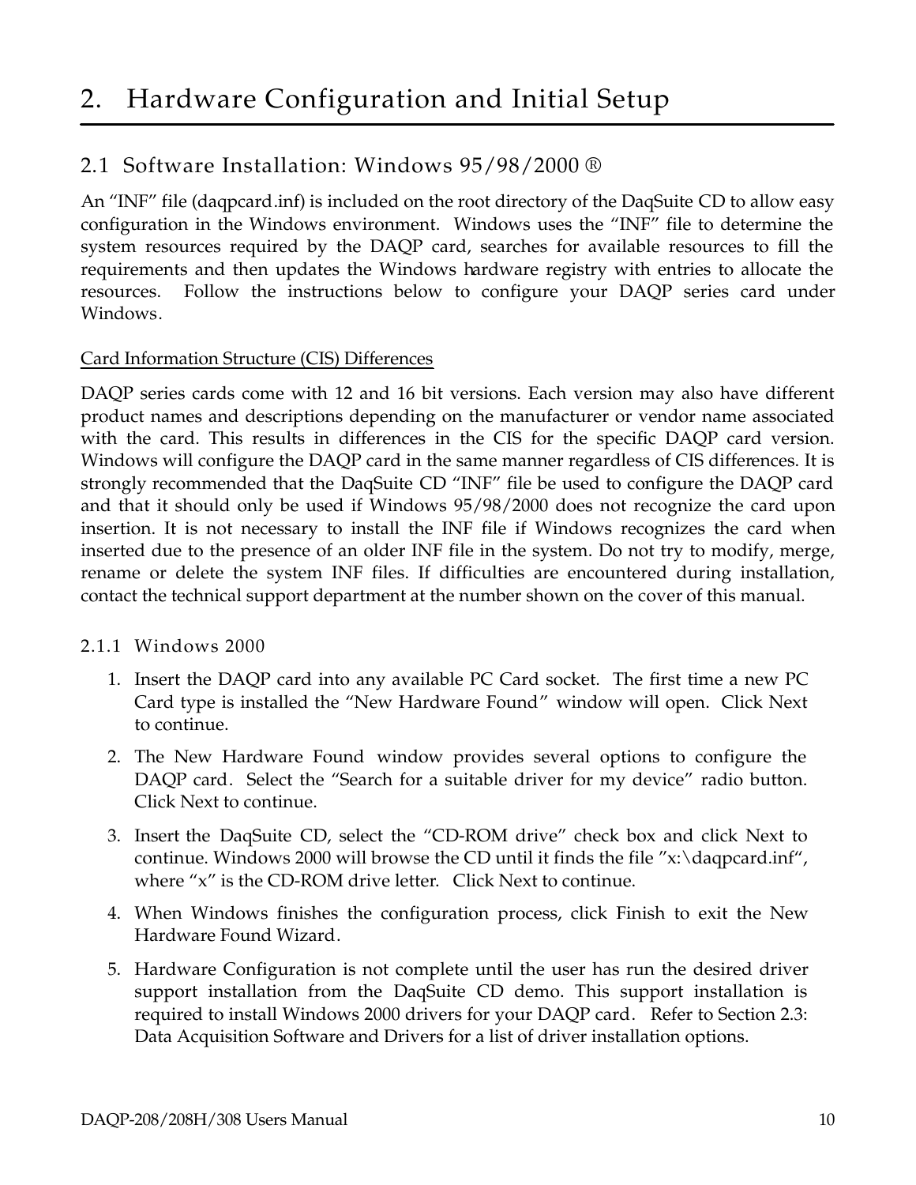# 2. Hardware Configuration and Initial Setup

## 2.1 Software Installation: Windows 95/98/2000 ®

An "INF" file (daqpcard.inf) is included on the root directory of the DaqSuite CD to allow easy configuration in the Windows environment. Windows uses the "INF" file to determine the system resources required by the DAQP card, searches for available resources to fill the requirements and then updates the Windows hardware registry with entries to allocate the resources. Follow the instructions below to configure your DAQP series card under Windows.

Card Information Structure (CIS) Differences

DAQP series cards come with 12 and 16 bit versions. Each version may also have different product names and descriptions depending on the manufacturer or vendor name associated with the card. This results in differences in the CIS for the specific DAQP card version. Windows will configure the DAQP card in the same manner regardless of CIS differences. It is strongly recommended that the DaqSuite CD "INF" file be used to configure the DAQP card and that it should only be used if Windows 95/98/2000 does not recognize the card upon insertion. It is not necessary to install the INF file if Windows recognizes the card when inserted due to the presence of an older INF file in the system. Do not try to modify, merge, rename or delete the system INF files. If difficulties are encountered during installation, contact the technical support department at the number shown on the cover of this manual.

### 2.1.1 Windows 2000

1. Insert the DAQP card into any available PC Card socket. The first time a new PC Card type is installed the "New Hardware Found" window will open. Click Next to continue.
2. The New Hardware Found window provides several options to configure the DAQP card. Select the "Search for a suitable driver for my device" radio button. Click Next to continue.
3. Insert the DaqSuite CD, select the "CD-ROM drive" check box and click Next to continue. Windows 2000 will browse the CD until it finds the file "x:\daqpcard.inf", where "x" is the CD-ROM drive letter. Click Next to continue.
4. When Windows finishes the configuration process, click Finish to exit the New Hardware Found Wizard.
5. Hardware Configuration is not complete until the user has run the desired driver support installation from the DaqSuite CD demo. This support installation is required to install Windows 2000 drivers for your DAQP card. Refer to Section 2.3: Data Acquisition Software and Drivers for a list of driver installation options.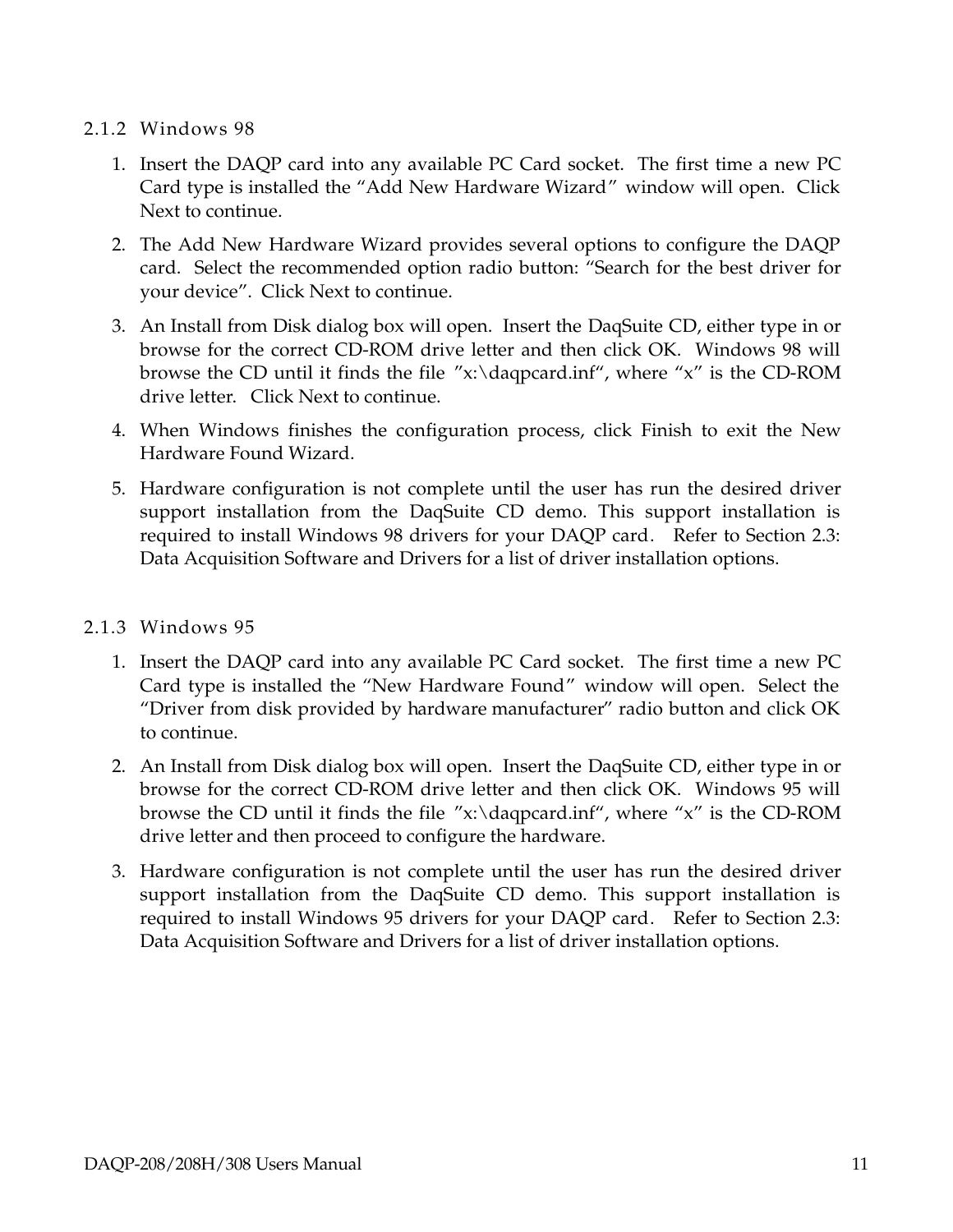### 2.1.2 Windows 98

1. Insert the DAQP card into any available PC Card socket. The first time a new PC Card type is installed the "Add New Hardware Wizard" window will open. Click Next to continue.
2. The Add New Hardware Wizard provides several options to configure the DAQP card. Select the recommended option radio button: "Search for the best driver for your device". Click Next to continue.
3. An Install from Disk dialog box will open. Insert the DaqSuite CD, either type in or browse for the correct CD-ROM drive letter and then click OK. Windows 98 will browse the CD until it finds the file "x:\daqpcard.inf", where "x" is the CD-ROM drive letter. Click Next to continue.
4. When Windows finishes the configuration process, click Finish to exit the New Hardware Found Wizard.
5. Hardware configuration is not complete until the user has run the desired driver support installation from the DaqSuite CD demo. This support installation is required to install Windows 98 drivers for your DAQP card. Refer to Section 2.3: Data Acquisition Software and Drivers for a list of driver installation options.

### 2.1.3 Windows 95

1. Insert the DAQP card into any available PC Card socket. The first time a new PC Card type is installed the "New Hardware Found" window will open. Select the "Driver from disk provided by hardware manufacturer" radio button and click OK to continue.
2. An Install from Disk dialog box will open. Insert the DaqSuite CD, either type in or browse for the correct CD-ROM drive letter and then click OK. Windows 95 will browse the CD until it finds the file "x:\daqpcard.inf", where "x" is the CD-ROM drive letter and then proceed to configure the hardware.
3. Hardware configuration is not complete until the user has run the desired driver support installation from the DaqSuite CD demo. This support installation is required to install Windows 95 drivers for your DAQP card. Refer to Section 2.3: Data Acquisition Software and Drivers for a list of driver installation options.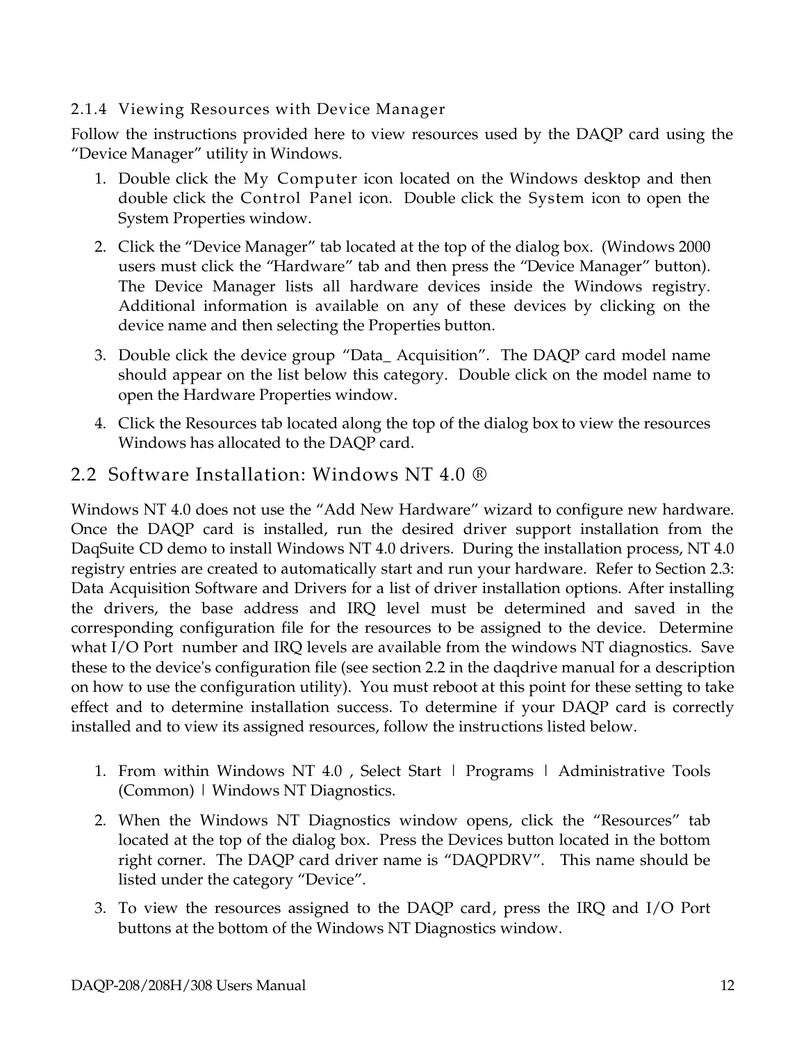### 2.1.4 Viewing Resources with Device Manager

Follow the instructions provided here to view resources used by the DAQP card using the "Device Manager" utility in Windows.

1. Double click the My Computer icon located on the Windows desktop and then double click the Control Panel icon. Double click the System icon to open the System Properties window.
2. Click the "Device Manager" tab located at the top of the dialog box. (Windows 2000 users must click the "Hardware" tab and then press the "Device Manager" button). The Device Manager lists all hardware devices inside the Windows registry. Additional information is available on any of these devices by clicking on the device name and then selecting the Properties button.
3. Double click the device group "Data_ Acquisition". The DAQP card model name should appear on the list below this category. Double click on the model name to open the Hardware Properties window.
4. Click the Resources tab located along the top of the dialog box to view the resources Windows has allocated to the DAQP card.

## 2.2 Software Installation: Windows NT 4.0 ®

Windows NT 4.0 does not use the "Add New Hardware" wizard to configure new hardware. Once the DAQP card is installed, run the desired driver support installation from the DaqSuite CD demo to install Windows NT 4.0 drivers. During the installation process, NT 4.0 registry entries are created to automatically start and run your hardware. Refer to Section 2.3: Data Acquisition Software and Drivers for a list of driver installation options. After installing the drivers, the base address and IRQ level must be determined and saved in the corresponding configuration file for the resources to be assigned to the device. Determine what I/O Port number and IRQ levels are available from the windows NT diagnostics. Save these to the device's configuration file (see section 2.2 in the daqdrive manual for a description on how to use the configuration utility). You must reboot at this point for these setting to take effect and to determine installation success. To determine if your DAQP card is correctly installed and to view its assigned resources, follow the instructions listed below.

1. From within Windows NT 4.0 , Select Start | Programs | Administrative Tools (Common) | Windows NT Diagnostics.
2. When the Windows NT Diagnostics window opens, click the "Resources" tab located at the top of the dialog box. Press the Devices button located in the bottom right corner. The DAQP card driver name is "DAQPDRV". This name should be listed under the category "Device".
3. To view the resources assigned to the DAQP card, press the IRQ and I/O Port buttons at the bottom of the Windows NT Diagnostics window.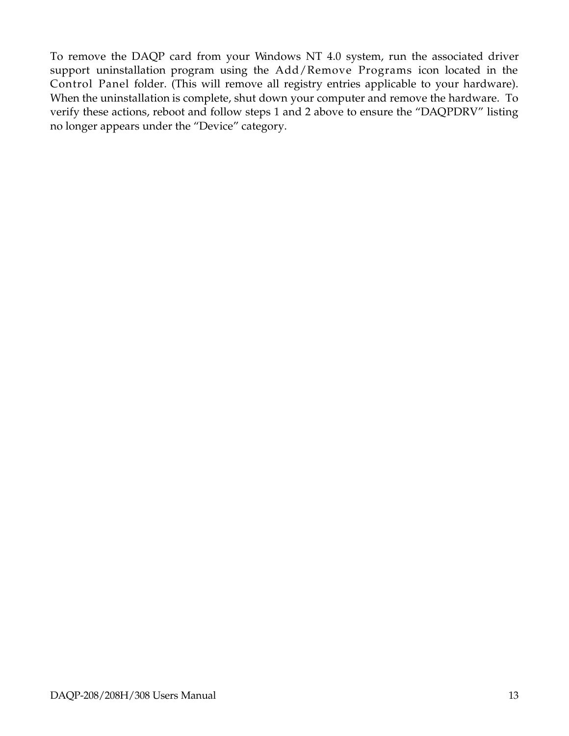To remove the DAQP card from your Windows NT 4.0 system, run the associated driver support uninstallation program using the Add/Remove Programs icon located in the Control Panel folder. (This will remove all registry entries applicable to your hardware). When the uninstallation is complete, shut down your computer and remove the hardware. To verify these actions, reboot and follow steps 1 and 2 above to ensure the “DAQPDRV” listing no longer appears under the “Device” category.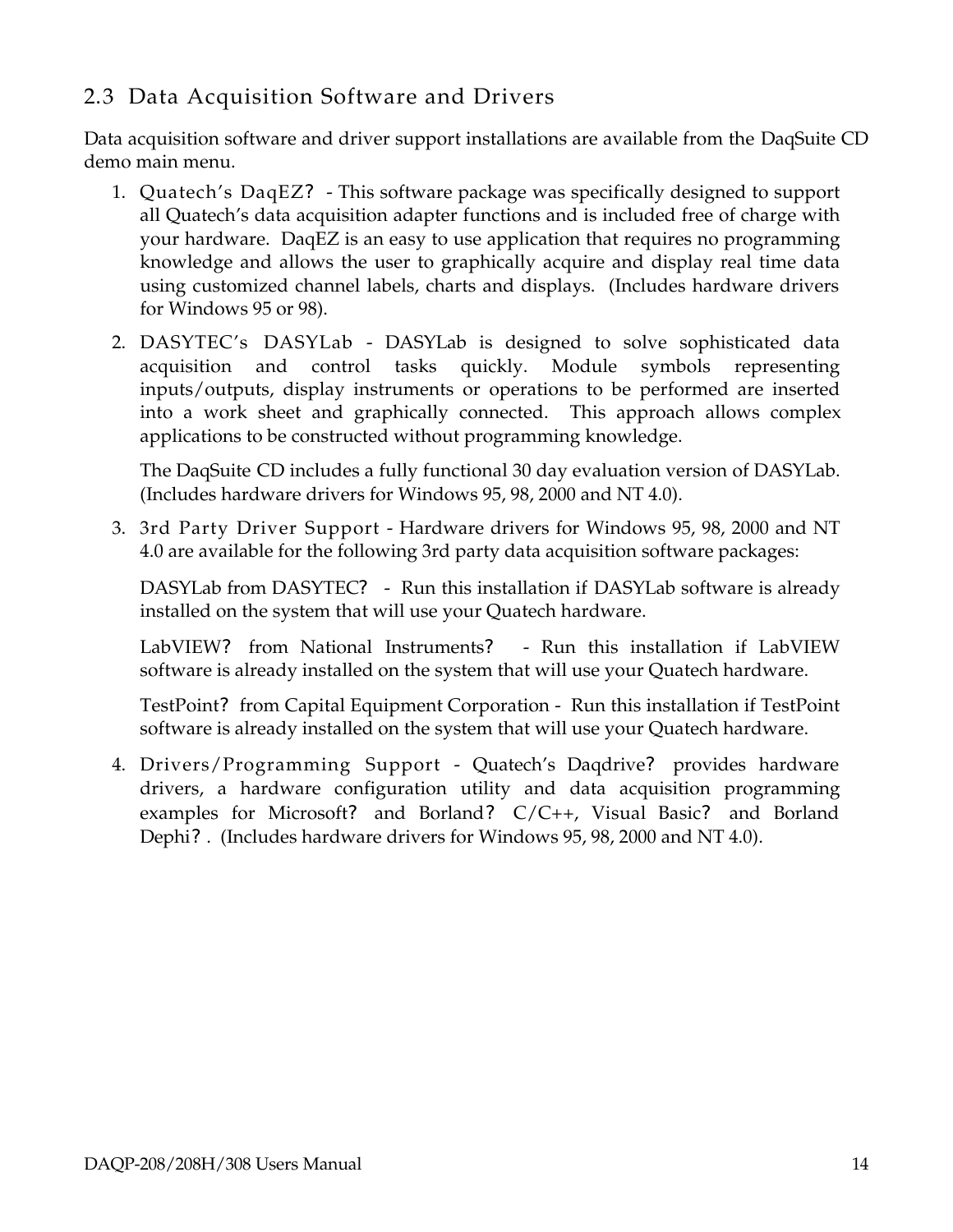## 2.3 Data Acquisition Software and Drivers

Data acquisition software and driver support installations are available from the DaqSuite CD demo main menu.

1. Quatech's DaqEZ? - This software package was specifically designed to support all Quatech's data acquisition adapter functions and is included free of charge with your hardware. DaqEZ is an easy to use application that requires no programming knowledge and allows the user to graphically acquire and display real time data using customized channel labels, charts and displays. (Includes hardware drivers for Windows 95 or 98).

2. DASYTEC's DASYLab - DASYLab is designed to solve sophisticated data acquisition and control tasks quickly. Module symbols representing inputs/outputs, display instruments or operations to be performed are inserted into a work sheet and graphically connected. This approach allows complex applications to be constructed without programming knowledge.

   The DaqSuite CD includes a fully functional 30 day evaluation version of DASYLab. (Includes hardware drivers for Windows 95, 98, 2000 and NT 4.0).

3. 3rd Party Driver Support - Hardware drivers for Windows 95, 98, 2000 and NT 4.0 are available for the following 3rd party data acquisition software packages:

   DASYLab from DASYTEC? - Run this installation if DASYLab software is already installed on the system that will use your Quatech hardware.

   LabVIEW? from National Instruments? - Run this installation if LabVIEW software is already installed on the system that will use your Quatech hardware.

   TestPoint? from Capital Equipment Corporation - Run this installation if TestPoint software is already installed on the system that will use your Quatech hardware.

4. Drivers/Programming Support - Quatech's Daqdrive? provides hardware drivers, a hardware configuration utility and data acquisition programming examples for Microsoft? and Borland? C/C++, Visual Basic? and Borland Dephi? . (Includes hardware drivers for Windows 95, 98, 2000 and NT 4.0).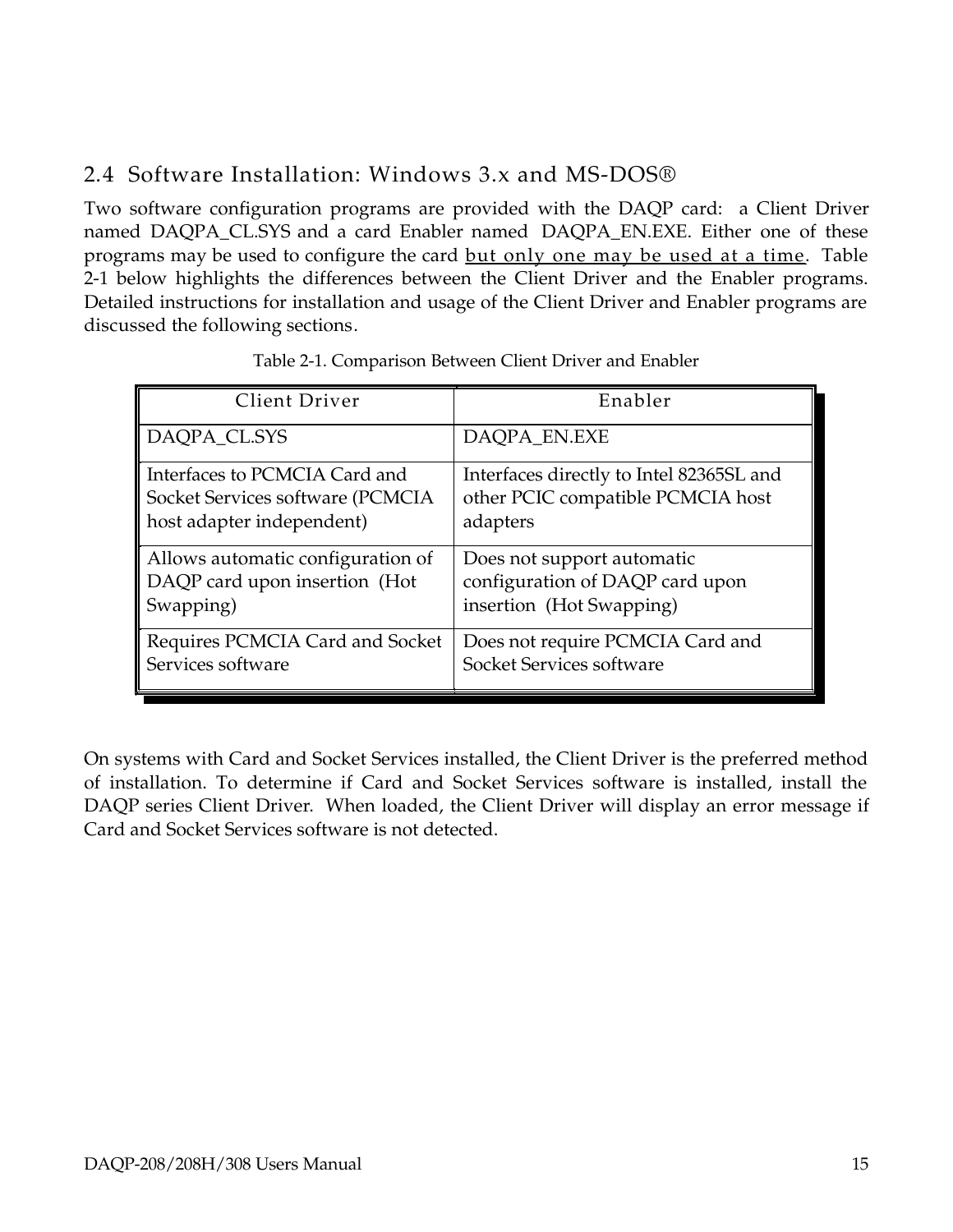## 2.4 Software Installation: Windows 3.x and MS-DOS®

Two software configuration programs are provided with the DAQP card: a Client Driver named DAQPA_CL.SYS and a card Enabler named DAQPA_EN.EXE. Either one of these programs may be used to configure the card <u>but only one may be used at a time</u>. Table 2-1 below highlights the differences between the Client Driver and the Enabler programs. Detailed instructions for installation and usage of the Client Driver and Enabler programs are discussed the following sections.

Table 2-1. Comparison Between Client Driver and Enabler

| Client Driver | Enabler |
|---|---|
| DAQPA_CL.SYS | DAQPA_EN.EXE |
| Interfaces to PCMCIA Card and Socket Services software (PCMCIA host adapter independent) | Interfaces directly to Intel 82365SL and other PCIC compatible PCMCIA host adapters |
| Allows automatic configuration of DAQP card upon insertion (Hot Swapping) | Does not support automatic configuration of DAQP card upon insertion (Hot Swapping) |
| Requires PCMCIA Card and Socket Services software | Does not require PCMCIA Card and Socket Services software |

On systems with Card and Socket Services installed, the Client Driver is the preferred method of installation. To determine if Card and Socket Services software is installed, install the DAQP series Client Driver. When loaded, the Client Driver will display an error message if Card and Socket Services software is not detected.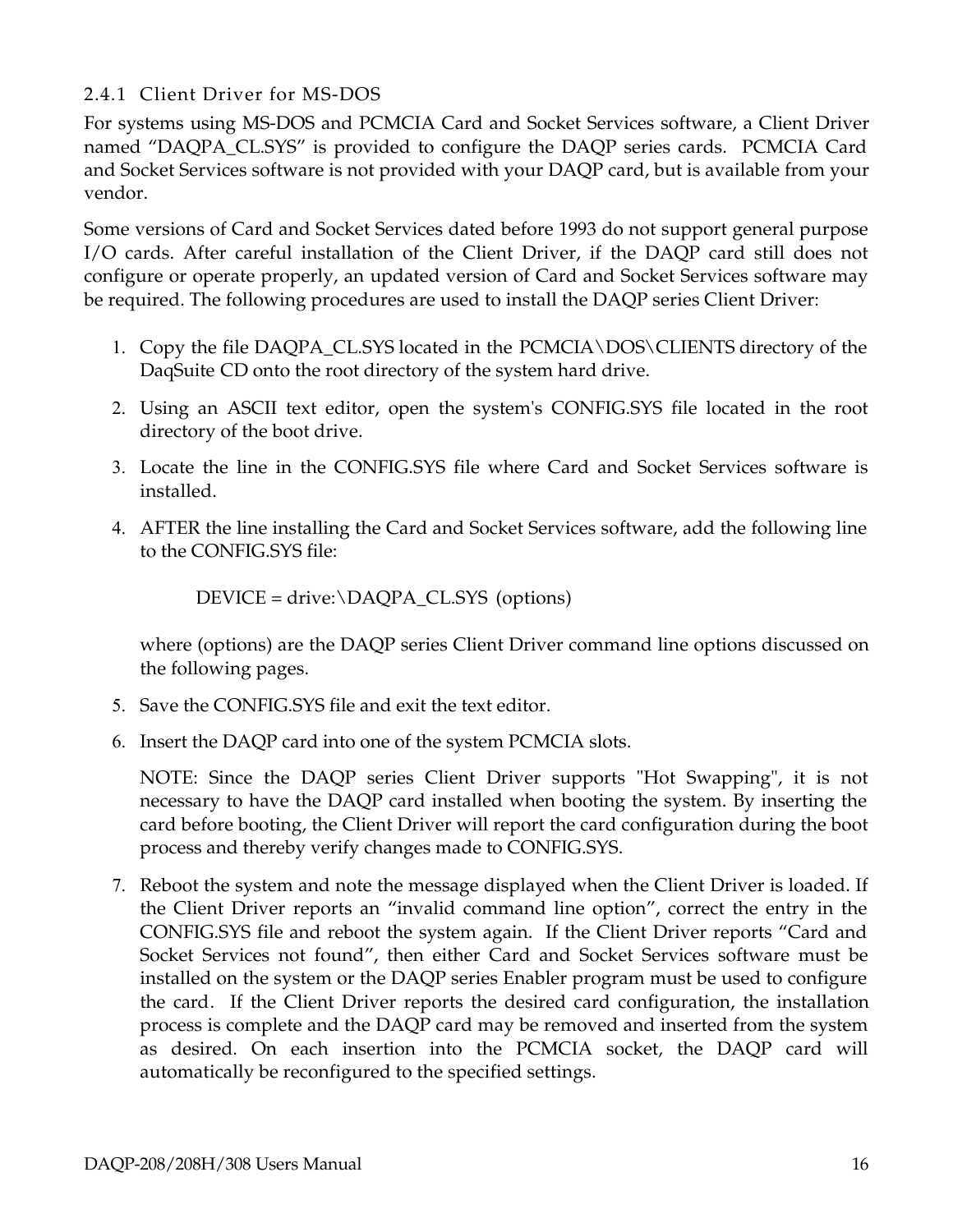### 2.4.1 Client Driver for MS-DOS

For systems using MS-DOS and PCMCIA Card and Socket Services software, a Client Driver named “DAQPA_CL.SYS” is provided to configure the DAQP series cards. PCMCIA Card and Socket Services software is not provided with your DAQP card, but is available from your vendor.

Some versions of Card and Socket Services dated before 1993 do not support general purpose I/O cards. After careful installation of the Client Driver, if the DAQP card still does not configure or operate properly, an updated version of Card and Socket Services software may be required. The following procedures are used to install the DAQP series Client Driver:

1. Copy the file DAQPA_CL.SYS located in the PCMCIA\DOS\CLIENTS directory of the DaqSuite CD onto the root directory of the system hard drive.
2. Using an ASCII text editor, open the system's CONFIG.SYS file located in the root directory of the boot drive.
3. Locate the line in the CONFIG.SYS file where Card and Socket Services software is installed.
4. AFTER the line installing the Card and Socket Services software, add the following line to the CONFIG.SYS file:

   DEVICE = drive:\DAQPA_CL.SYS (options)

   where (options) are the DAQP series Client Driver command line options discussed on the following pages.
5. Save the CONFIG.SYS file and exit the text editor.
6. Insert the DAQP card into one of the system PCMCIA slots.

   NOTE: Since the DAQP series Client Driver supports "Hot Swapping", it is not necessary to have the DAQP card installed when booting the system. By inserting the card before booting, the Client Driver will report the card configuration during the boot process and thereby verify changes made to CONFIG.SYS.
7. Reboot the system and note the message displayed when the Client Driver is loaded. If the Client Driver reports an “invalid command line option”, correct the entry in the CONFIG.SYS file and reboot the system again. If the Client Driver reports “Card and Socket Services not found”, then either Card and Socket Services software must be installed on the system or the DAQP series Enabler program must be used to configure the card. If the Client Driver reports the desired card configuration, the installation process is complete and the DAQP card may be removed and inserted from the system as desired. On each insertion into the PCMCIA socket, the DAQP card will automatically be reconfigured to the specified settings.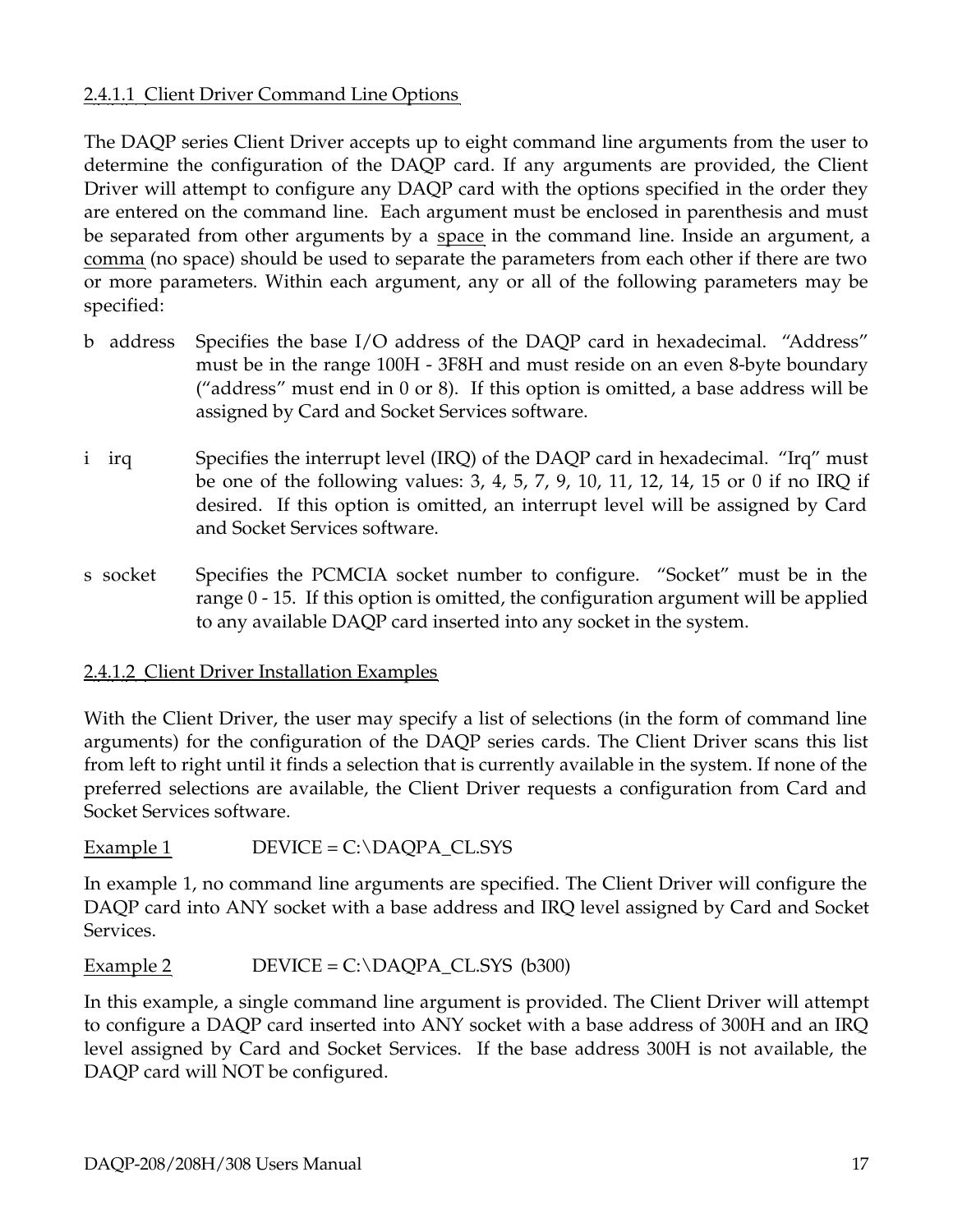### 2.4.1.1 Client Driver Command Line Options

The DAQP series Client Driver accepts up to eight command line arguments from the user to determine the configuration of the DAQP card. If any arguments are provided, the Client Driver will attempt to configure any DAQP card with the options specified in the order they are entered on the command line. Each argument must be enclosed in parenthesis and must be separated from other arguments by a space in the command line. Inside an argument, a comma (no space) should be used to separate the parameters from each other if there are two or more parameters. Within each argument, any or all of the following parameters may be specified:

b address — Specifies the base I/O address of the DAQP card in hexadecimal. "Address" must be in the range 100H - 3F8H and must reside on an even 8-byte boundary ("address" must end in 0 or 8). If this option is omitted, a base address will be assigned by Card and Socket Services software.

i irq — Specifies the interrupt level (IRQ) of the DAQP card in hexadecimal. "Irq" must be one of the following values: 3, 4, 5, 7, 9, 10, 11, 12, 14, 15 or 0 if no IRQ if desired. If this option is omitted, an interrupt level will be assigned by Card and Socket Services software.

s socket — Specifies the PCMCIA socket number to configure. "Socket" must be in the range 0 - 15. If this option is omitted, the configuration argument will be applied to any available DAQP card inserted into any socket in the system.

### 2.4.1.2 Client Driver Installation Examples

With the Client Driver, the user may specify a list of selections (in the form of command line arguments) for the configuration of the DAQP series cards. The Client Driver scans this list from left to right until it finds a selection that is currently available in the system. If none of the preferred selections are available, the Client Driver requests a configuration from Card and Socket Services software.

Example 1 DEVICE = C:\DAQPA_CL.SYS

In example 1, no command line arguments are specified. The Client Driver will configure the DAQP card into ANY socket with a base address and IRQ level assigned by Card and Socket Services.

Example 2 DEVICE = C:\DAQPA_CL.SYS (b300)

In this example, a single command line argument is provided. The Client Driver will attempt to configure a DAQP card inserted into ANY socket with a base address of 300H and an IRQ level assigned by Card and Socket Services. If the base address 300H is not available, the DAQP card will NOT be configured.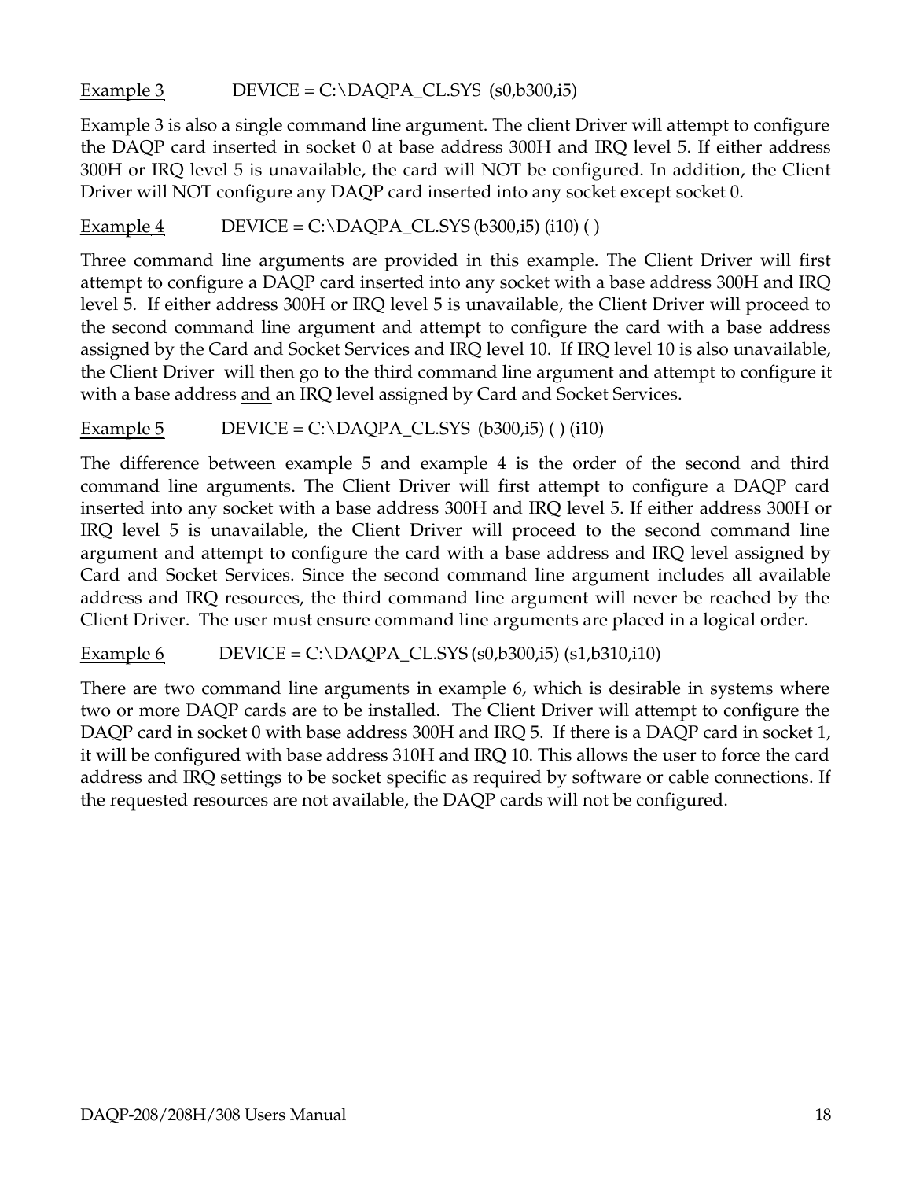Example 3 DEVICE = C:\DAQPA_CL.SYS (s0,b300,i5)

Example 3 is also a single command line argument. The client Driver will attempt to configure the DAQP card inserted in socket 0 at base address 300H and IRQ level 5. If either address 300H or IRQ level 5 is unavailable, the card will NOT be configured. In addition, the Client Driver will NOT configure any DAQP card inserted into any socket except socket 0.

Example 4 DEVICE = C:\DAQPA_CL.SYS (b300,i5) (i10) ( )

Three command line arguments are provided in this example. The Client Driver will first attempt to configure a DAQP card inserted into any socket with a base address 300H and IRQ level 5. If either address 300H or IRQ level 5 is unavailable, the Client Driver will proceed to the second command line argument and attempt to configure the card with a base address assigned by the Card and Socket Services and IRQ level 10. If IRQ level 10 is also unavailable, the Client Driver will then go to the third command line argument and attempt to configure it with a base address and an IRQ level assigned by Card and Socket Services.

Example 5 DEVICE = C:\DAQPA_CL.SYS (b300,i5) ( ) (i10)

The difference between example 5 and example 4 is the order of the second and third command line arguments. The Client Driver will first attempt to configure a DAQP card inserted into any socket with a base address 300H and IRQ level 5. If either address 300H or IRQ level 5 is unavailable, the Client Driver will proceed to the second command line argument and attempt to configure the card with a base address and IRQ level assigned by Card and Socket Services. Since the second command line argument includes all available address and IRQ resources, the third command line argument will never be reached by the Client Driver. The user must ensure command line arguments are placed in a logical order.

Example 6 DEVICE = C:\DAQPA_CL.SYS (s0,b300,i5) (s1,b310,i10)

There are two command line arguments in example 6, which is desirable in systems where two or more DAQP cards are to be installed. The Client Driver will attempt to configure the DAQP card in socket 0 with base address 300H and IRQ 5. If there is a DAQP card in socket 1, it will be configured with base address 310H and IRQ 10. This allows the user to force the card address and IRQ settings to be socket specific as required by software or cable connections. If the requested resources are not available, the DAQP cards will not be configured.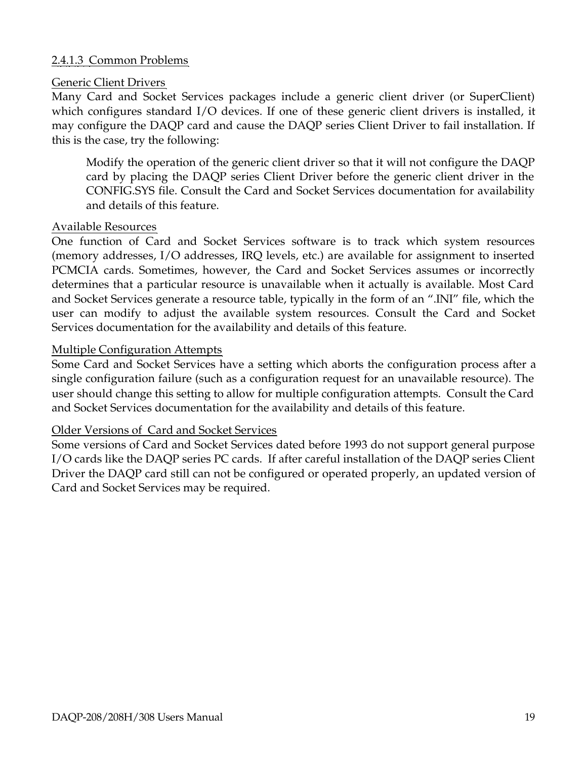### 2.4.1.3 Common Problems

Generic Client Drivers

Many Card and Socket Services packages include a generic client driver (or SuperClient) which configures standard I/O devices. If one of these generic client drivers is installed, it may configure the DAQP card and cause the DAQP series Client Driver to fail installation. If this is the case, try the following:

> Modify the operation of the generic client driver so that it will not configure the DAQP card by placing the DAQP series Client Driver before the generic client driver in the CONFIG.SYS file. Consult the Card and Socket Services documentation for availability and details of this feature.

Available Resources

One function of Card and Socket Services software is to track which system resources (memory addresses, I/O addresses, IRQ levels, etc.) are available for assignment to inserted PCMCIA cards. Sometimes, however, the Card and Socket Services assumes or incorrectly determines that a particular resource is unavailable when it actually is available. Most Card and Socket Services generate a resource table, typically in the form of an ".INI" file, which the user can modify to adjust the available system resources. Consult the Card and Socket Services documentation for the availability and details of this feature.

Multiple Configuration Attempts

Some Card and Socket Services have a setting which aborts the configuration process after a single configuration failure (such as a configuration request for an unavailable resource). The user should change this setting to allow for multiple configuration attempts. Consult the Card and Socket Services documentation for the availability and details of this feature.

Older Versions of Card and Socket Services

Some versions of Card and Socket Services dated before 1993 do not support general purpose I/O cards like the DAQP series PC cards. If after careful installation of the DAQP series Client Driver the DAQP card still can not be configured or operated properly, an updated version of Card and Socket Services may be required.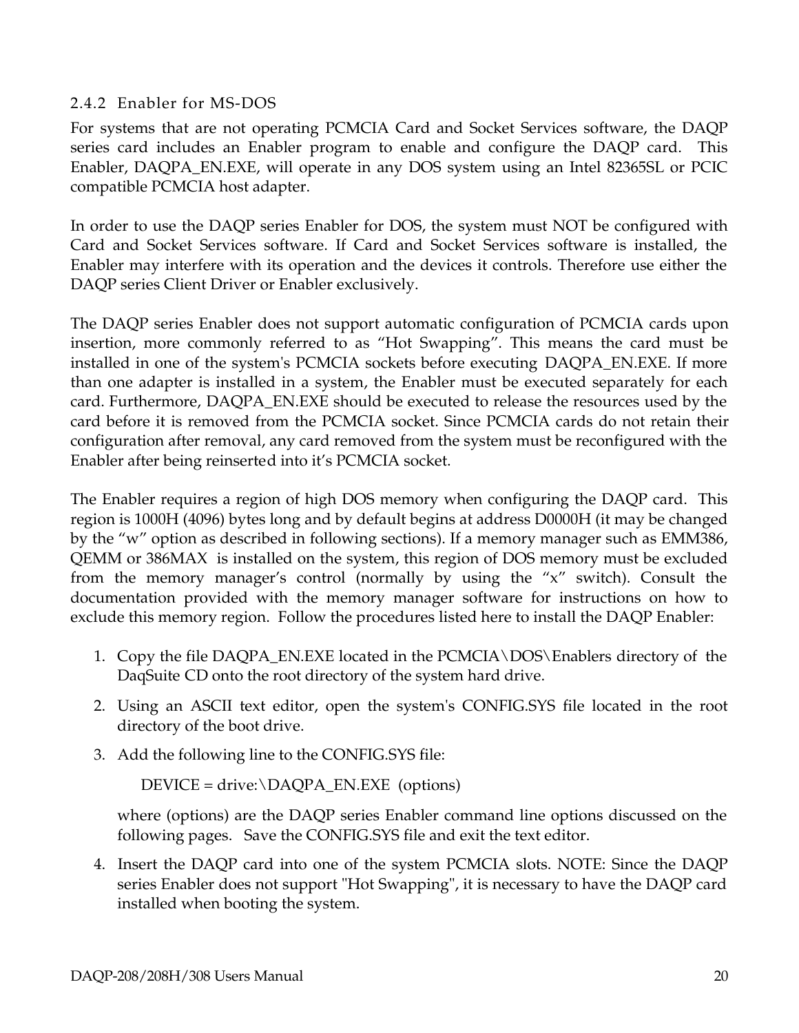### 2.4.2 Enabler for MS-DOS

For systems that are not operating PCMCIA Card and Socket Services software, the DAQP series card includes an Enabler program to enable and configure the DAQP card. This Enabler, DAQPA_EN.EXE, will operate in any DOS system using an Intel 82365SL or PCIC compatible PCMCIA host adapter.

In order to use the DAQP series Enabler for DOS, the system must NOT be configured with Card and Socket Services software. If Card and Socket Services software is installed, the Enabler may interfere with its operation and the devices it controls. Therefore use either the DAQP series Client Driver or Enabler exclusively.

The DAQP series Enabler does not support automatic configuration of PCMCIA cards upon insertion, more commonly referred to as “Hot Swapping”. This means the card must be installed in one of the system's PCMCIA sockets before executing DAQPA_EN.EXE. If more than one adapter is installed in a system, the Enabler must be executed separately for each card. Furthermore, DAQPA_EN.EXE should be executed to release the resources used by the card before it is removed from the PCMCIA socket. Since PCMCIA cards do not retain their configuration after removal, any card removed from the system must be reconfigured with the Enabler after being reinserted into it’s PCMCIA socket.

The Enabler requires a region of high DOS memory when configuring the DAQP card. This region is 1000H (4096) bytes long and by default begins at address D0000H (it may be changed by the “w” option as described in following sections). If a memory manager such as EMM386, QEMM or 386MAX is installed on the system, this region of DOS memory must be excluded from the memory manager’s control (normally by using the “x” switch). Consult the documentation provided with the memory manager software for instructions on how to exclude this memory region. Follow the procedures listed here to install the DAQP Enabler:

1. Copy the file DAQPA_EN.EXE located in the PCMCIA\DOS\Enablers directory of the DaqSuite CD onto the root directory of the system hard drive.
2. Using an ASCII text editor, open the system's CONFIG.SYS file located in the root directory of the boot drive.
3. Add the following line to the CONFIG.SYS file:

   DEVICE = drive:\DAQPA_EN.EXE (options)

   where (options) are the DAQP series Enabler command line options discussed on the following pages. Save the CONFIG.SYS file and exit the text editor.
4. Insert the DAQP card into one of the system PCMCIA slots. NOTE: Since the DAQP series Enabler does not support "Hot Swapping", it is necessary to have the DAQP card installed when booting the system.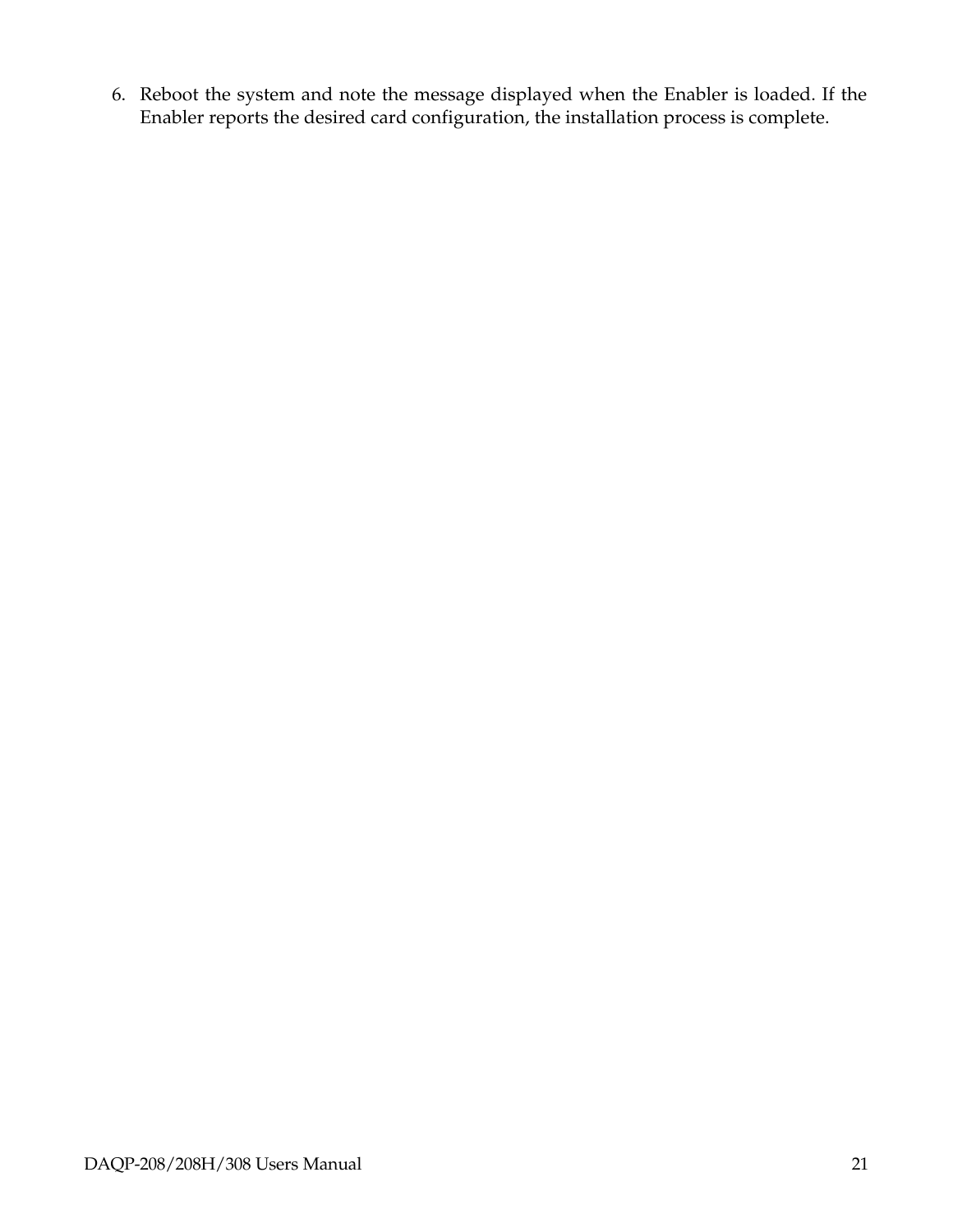6. Reboot the system and note the message displayed when the Enabler is loaded. If the Enabler reports the desired card configuration, the installation process is complete.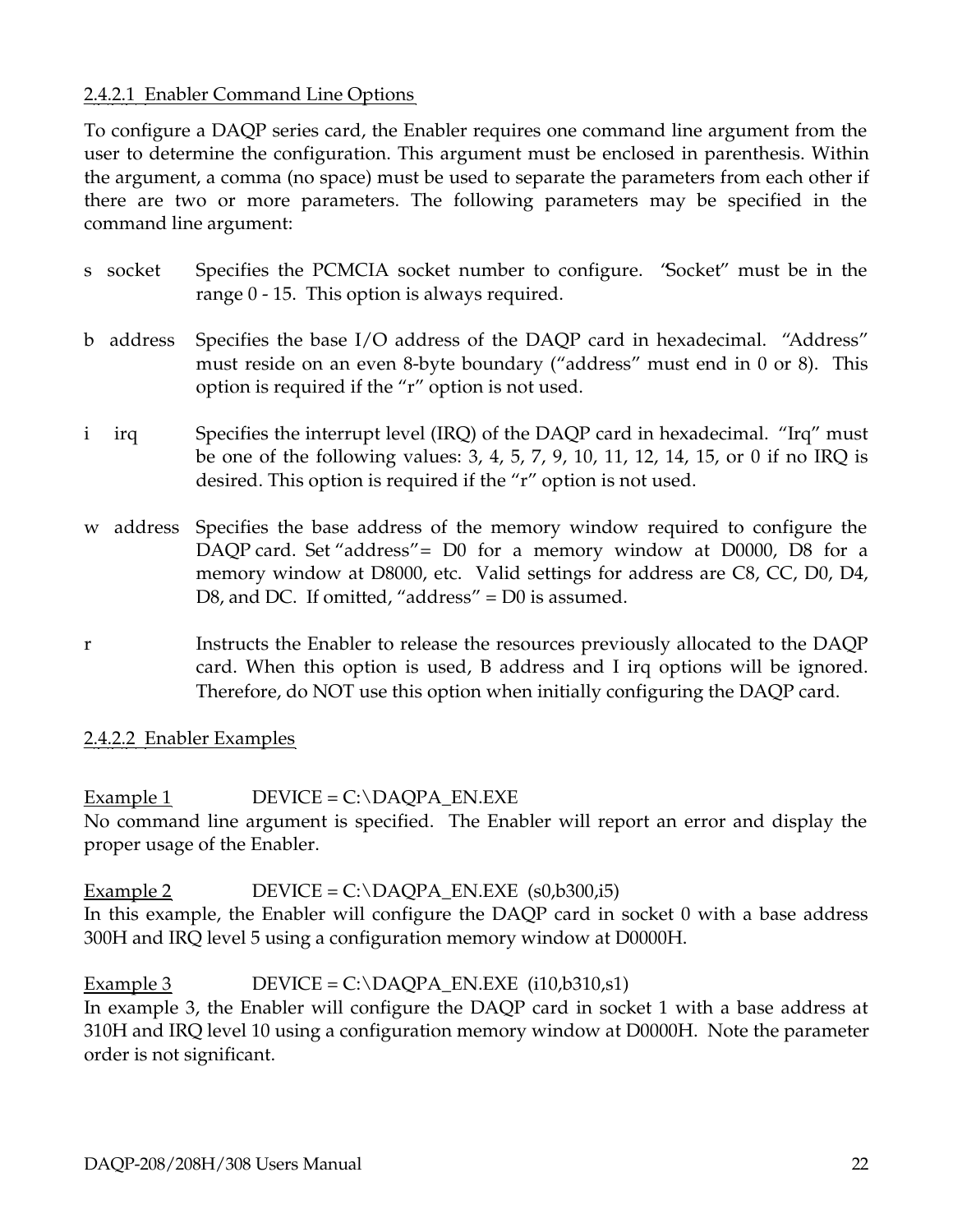### 2.4.2.1 Enabler Command Line Options

To configure a DAQP series card, the Enabler requires one command line argument from the user to determine the configuration. This argument must be enclosed in parenthesis. Within the argument, a comma (no space) must be used to separate the parameters from each other if there are two or more parameters. The following parameters may be specified in the command line argument:

s socket — Specifies the PCMCIA socket number to configure. "Socket" must be in the range 0 - 15. This option is always required.

b address — Specifies the base I/O address of the DAQP card in hexadecimal. "Address" must reside on an even 8-byte boundary ("address" must end in 0 or 8). This option is required if the "r" option is not used.

i irq — Specifies the interrupt level (IRQ) of the DAQP card in hexadecimal. "Irq" must be one of the following values: 3, 4, 5, 7, 9, 10, 11, 12, 14, 15, or 0 if no IRQ is desired. This option is required if the "r" option is not used.

w address — Specifies the base address of the memory window required to configure the DAQP card. Set "address"= D0 for a memory window at D0000, D8 for a memory window at D8000, etc. Valid settings for address are C8, CC, D0, D4, D8, and DC. If omitted, "address" = D0 is assumed.

r — Instructs the Enabler to release the resources previously allocated to the DAQP card. When this option is used, B address and I irq options will be ignored. Therefore, do NOT use this option when initially configuring the DAQP card.

### 2.4.2.2 Enabler Examples

Example 1 DEVICE = C:\DAQPA_EN.EXE

No command line argument is specified. The Enabler will report an error and display the proper usage of the Enabler.

Example 2 DEVICE = C:\DAQPA_EN.EXE (s0,b300,i5)

In this example, the Enabler will configure the DAQP card in socket 0 with a base address 300H and IRQ level 5 using a configuration memory window at D0000H.

Example 3 DEVICE = C:\DAQPA_EN.EXE (i10,b310,s1)

In example 3, the Enabler will configure the DAQP card in socket 1 with a base address at 310H and IRQ level 10 using a configuration memory window at D0000H. Note the parameter order is not significant.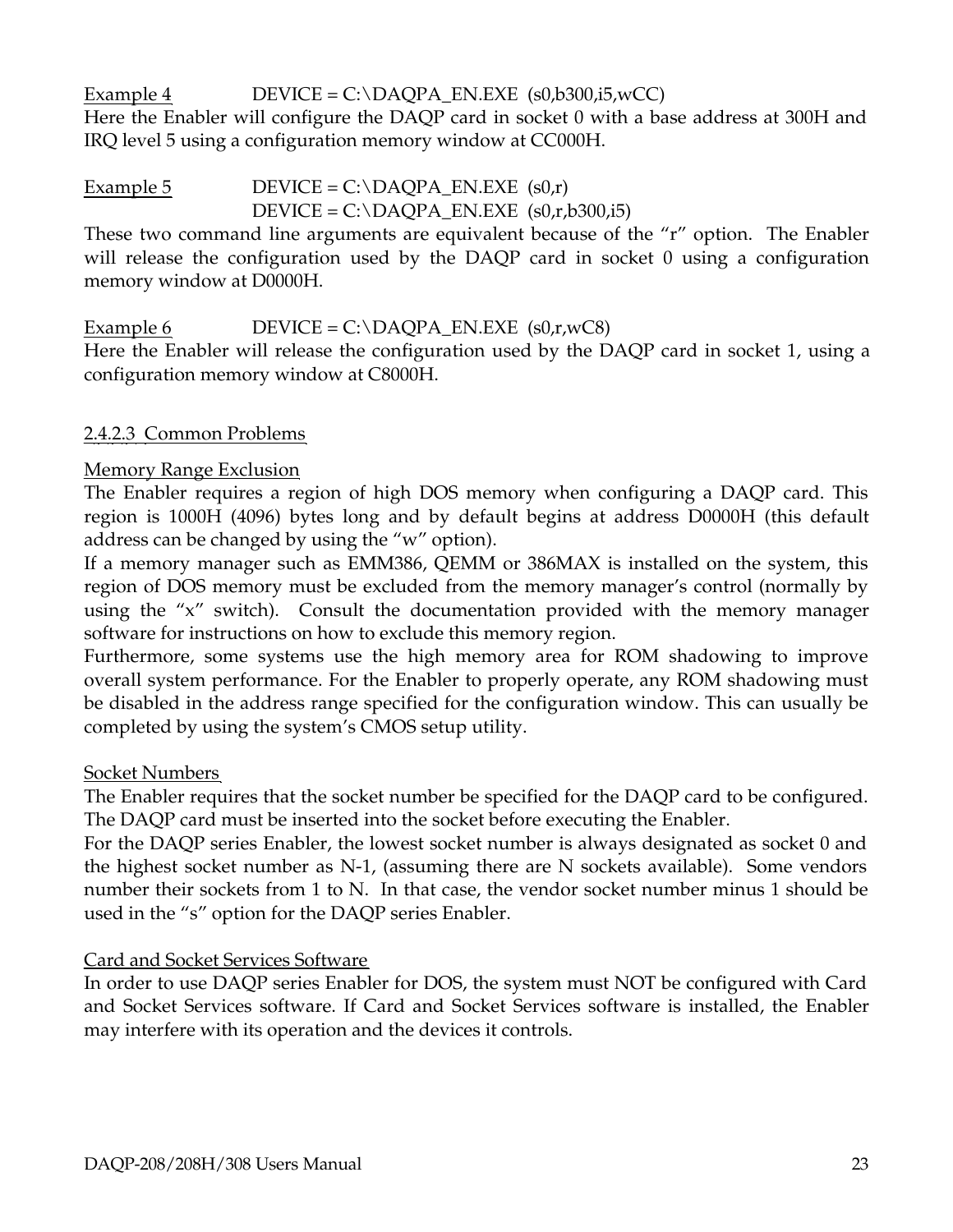Example 4 DEVICE = C:\DAQPA_EN.EXE (s0,b300,i5,wCC)

Here the Enabler will configure the DAQP card in socket 0 with a base address at 300H and IRQ level 5 using a configuration memory window at CC000H.

Example 5 DEVICE = C:\DAQPA_EN.EXE (s0,r)
DEVICE = C:\DAQPA_EN.EXE (s0,r,b300,i5)

These two command line arguments are equivalent because of the "r" option. The Enabler will release the configuration used by the DAQP card in socket 0 using a configuration memory window at D0000H.

Example 6 DEVICE = C:\DAQPA_EN.EXE (s0,r,wC8)

Here the Enabler will release the configuration used by the DAQP card in socket 1, using a configuration memory window at C8000H.

### 2.4.2.3 Common Problems

#### Memory Range Exclusion

The Enabler requires a region of high DOS memory when configuring a DAQP card. This region is 1000H (4096) bytes long and by default begins at address D0000H (this default address can be changed by using the "w" option).

If a memory manager such as EMM386, QEMM or 386MAX is installed on the system, this region of DOS memory must be excluded from the memory manager's control (normally by using the "x" switch). Consult the documentation provided with the memory manager software for instructions on how to exclude this memory region.

Furthermore, some systems use the high memory area for ROM shadowing to improve overall system performance. For the Enabler to properly operate, any ROM shadowing must be disabled in the address range specified for the configuration window. This can usually be completed by using the system's CMOS setup utility.

#### Socket Numbers

The Enabler requires that the socket number be specified for the DAQP card to be configured. The DAQP card must be inserted into the socket before executing the Enabler.

For the DAQP series Enabler, the lowest socket number is always designated as socket 0 and the highest socket number as N-1, (assuming there are N sockets available). Some vendors number their sockets from 1 to N. In that case, the vendor socket number minus 1 should be used in the "s" option for the DAQP series Enabler.

#### Card and Socket Services Software

In order to use DAQP series Enabler for DOS, the system must NOT be configured with Card and Socket Services software. If Card and Socket Services software is installed, the Enabler may interfere with its operation and the devices it controls.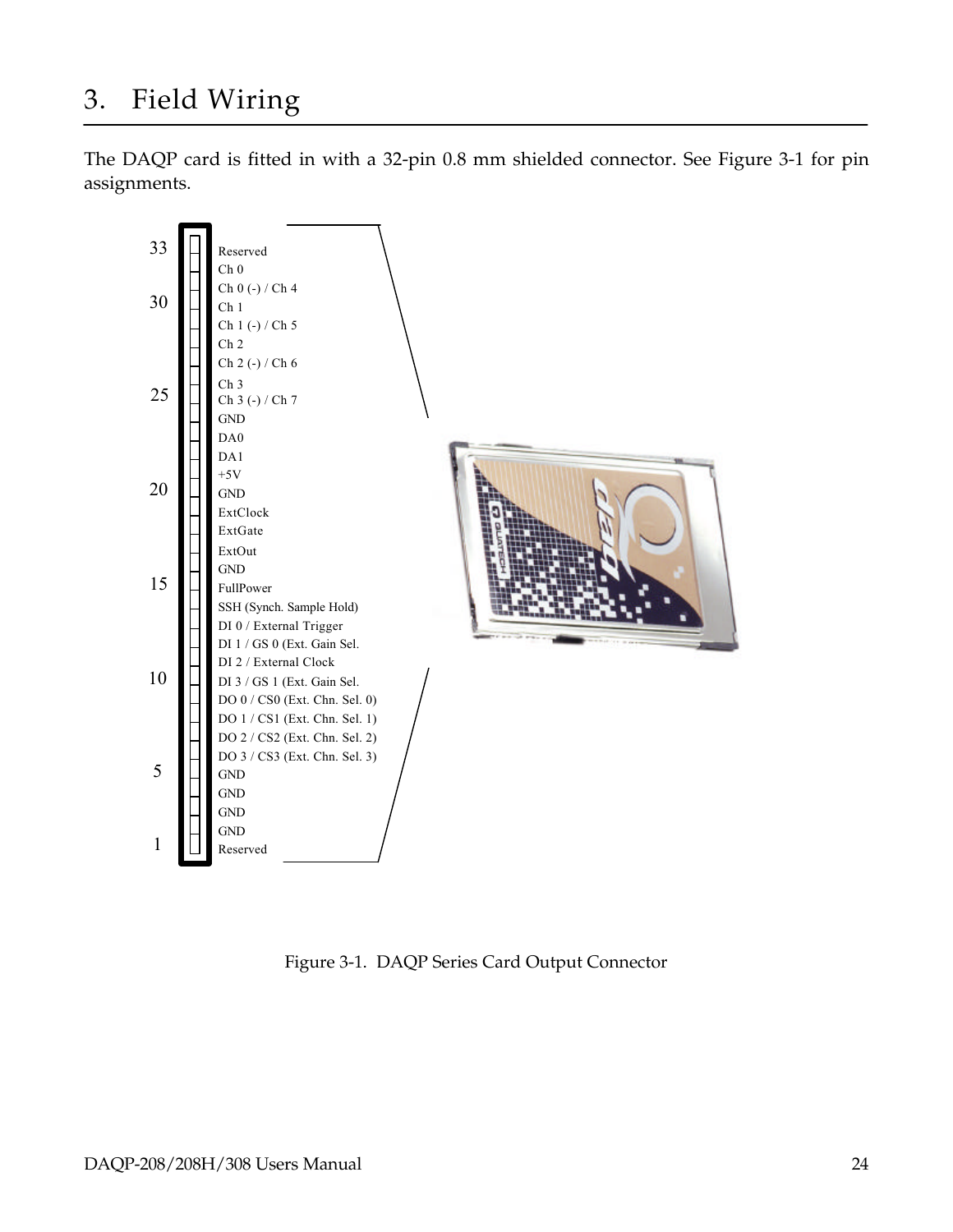# 3. Field Wiring

The DAQP card is fitted in with a 32-pin 0.8 mm shielded connector. See Figure 3-1 for pin assignments.

| Pin | Signal |
|---|---|
| 33 | Reserved |
| 32 | Ch 0 |
| 31 | Ch 0 (-) / Ch 4 |
| 30 | Ch 1 |
| 29 | Ch 1 (-) / Ch 5 |
| 28 | Ch 2 |
| 27 | Ch 2 (-) / Ch 6 |
| 26 | Ch 3 |
| 25 | Ch 3 (-) / Ch 7 |
| 24 | GND |
| 23 | DA0 |
| 22 | DA1 |
| 21 | +5V |
| 20 | GND |
| 19 | ExtClock |
| 18 | ExtGate |
| 17 | ExtOut |
| 16 | GND |
| 15 | FullPower |
| 14 | SSH (Synch. Sample Hold) |
| 13 | DI 0 / External Trigger |
| 12 | DI 1 / GS 0 (Ext. Gain Sel. |
| 11 | DI 2 / External Clock |
| 10 | DI 3 / GS 1 (Ext. Gain Sel. |
| 9 | DO 0 / CS0 (Ext. Chn. Sel. 0) |
| 8 | DO 1 / CS1 (Ext. Chn. Sel. 1) |
| 7 | DO 2 / CS2 (Ext. Chn. Sel. 2) |
| 6 | DO 3 / CS3 (Ext. Chn. Sel. 3) |
| 5 | GND |
| 4 | GND |
| 3 | GND |
| 2 | GND |
| 1 | Reserved |

Figure 3-1. DAQP Series Card Output Connector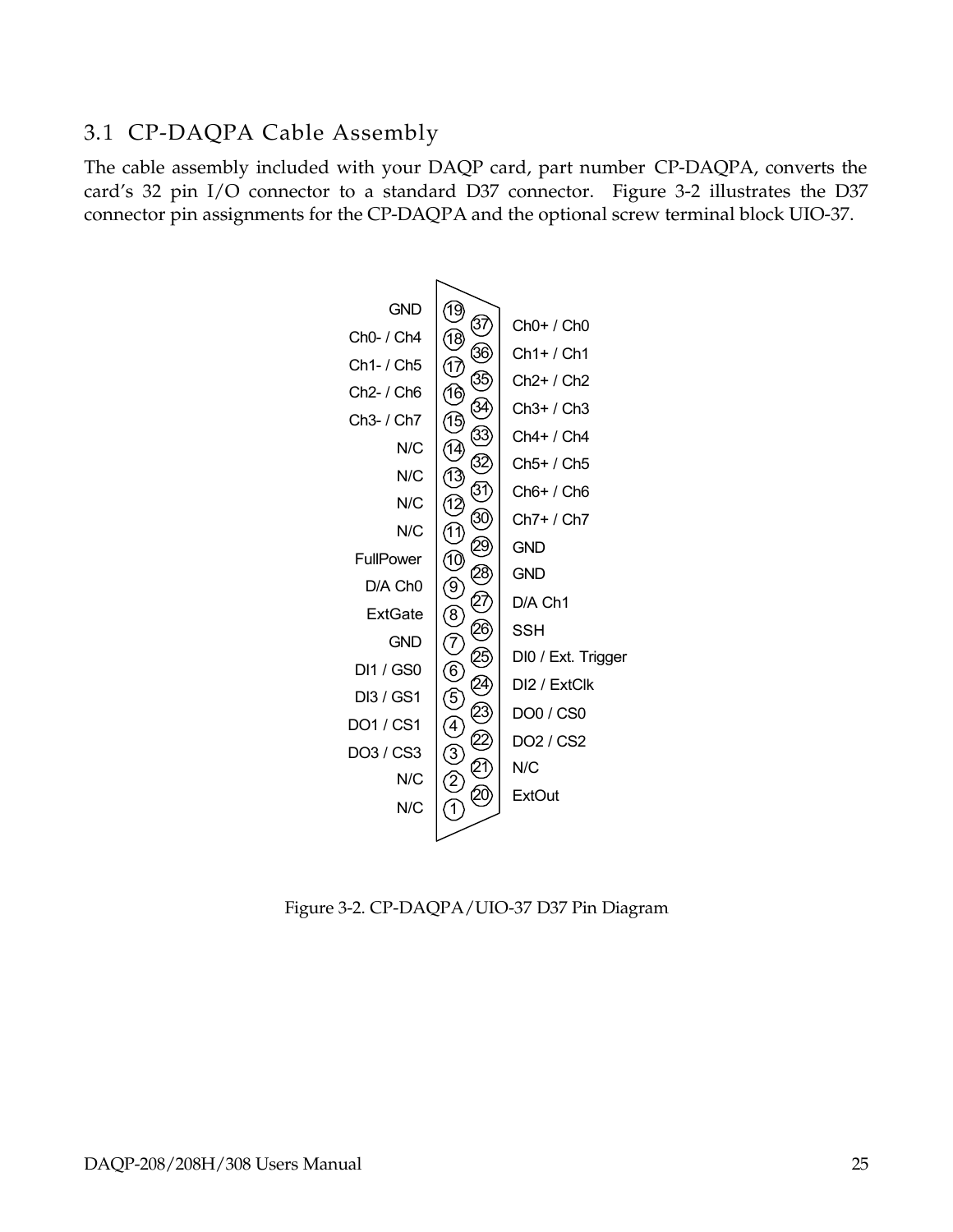## 3.1 CP-DAQPA Cable Assembly

The cable assembly included with your DAQP card, part number CP-DAQPA, converts the card's 32 pin I/O connector to a standard D37 connector. Figure 3-2 illustrates the D37 connector pin assignments for the CP-DAQPA and the optional screw terminal block UIO-37.

| Signal | Pin | Pin | Signal |
|---|---|---|---|
| GND | 19 | | |
| Ch0- / Ch4 | 18 | 37 | Ch0+ / Ch0 |
| Ch1- / Ch5 | 17 | 36 | Ch1+ / Ch1 |
| Ch2- / Ch6 | 16 | 35 | Ch2+ / Ch2 |
| Ch3- / Ch7 | 15 | 34 | Ch3+ / Ch3 |
| N/C | 14 | 33 | Ch4+ / Ch4 |
| N/C | 13 | 32 | Ch5+ / Ch5 |
| N/C | 12 | 31 | Ch6+ / Ch6 |
| N/C | 11 | 30 | Ch7+ / Ch7 |
| FullPower | 10 | 29 | GND |
| D/A Ch0 | 9 | 28 | GND |
| ExtGate | 8 | 27 | D/A Ch1 |
| GND | 7 | 26 | SSH |
| DI1 / GS0 | 6 | 25 | DI0 / Ext. Trigger |
| DI3 / GS1 | 5 | 24 | DI2 / ExtClk |
| DO1 / CS1 | 4 | 23 | DO0 / CS0 |
| DO3 / CS3 | 3 | 22 | DO2 / CS2 |
| N/C | 2 | 21 | N/C |
| N/C | 1 | 20 | ExtOut |

Figure 3-2. CP-DAQPA/UIO-37 D37 Pin Diagram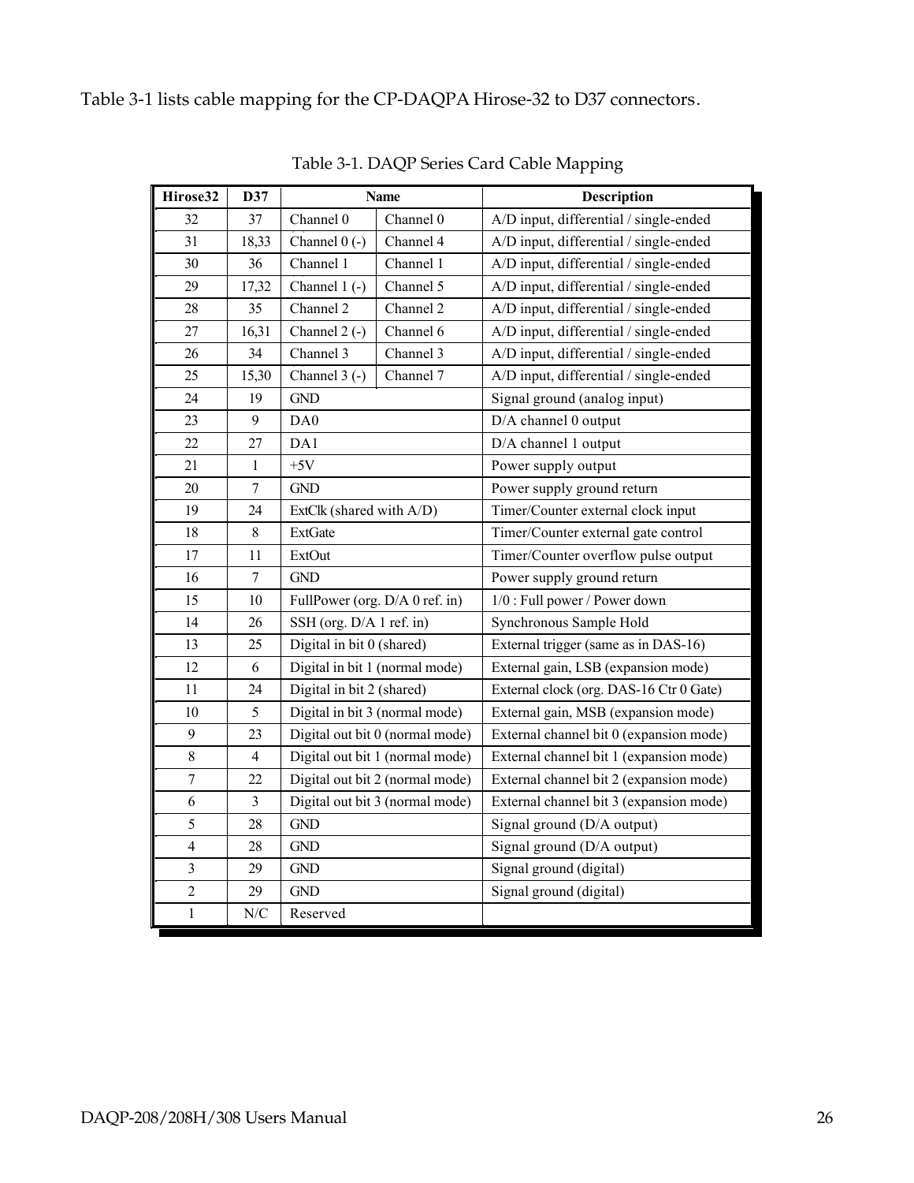Table 3-1 lists cable mapping for the CP-DAQPA Hirose-32 to D37 connectors.

Table 3-1. DAQP Series Card Cable Mapping

| Hirose32 | D37 | Name | | Description |
|---|---|---|---|---|
| 32 | 37 | Channel 0 | Channel 0 | A/D input, differential / single-ended |
| 31 | 18,33 | Channel 0 (-) | Channel 4 | A/D input, differential / single-ended |
| 30 | 36 | Channel 1 | Channel 1 | A/D input, differential / single-ended |
| 29 | 17,32 | Channel 1 (-) | Channel 5 | A/D input, differential / single-ended |
| 28 | 35 | Channel 2 | Channel 2 | A/D input, differential / single-ended |
| 27 | 16,31 | Channel 2 (-) | Channel 6 | A/D input, differential / single-ended |
| 26 | 34 | Channel 3 | Channel 3 | A/D input, differential / single-ended |
| 25 | 15,30 | Channel 3 (-) | Channel 7 | A/D input, differential / single-ended |
| 24 | 19 | GND | | Signal ground (analog input) |
| 23 | 9 | DA0 | | D/A channel 0 output |
| 22 | 27 | DA1 | | D/A channel 1 output |
| 21 | 1 | +5V | | Power supply output |
| 20 | 7 | GND | | Power supply ground return |
| 19 | 24 | ExtClk (shared with A/D) | | Timer/Counter external clock input |
| 18 | 8 | ExtGate | | Timer/Counter external gate control |
| 17 | 11 | ExtOut | | Timer/Counter overflow pulse output |
| 16 | 7 | GND | | Power supply ground return |
| 15 | 10 | FullPower (org. D/A 0 ref. in) | | 1/0 : Full power / Power down |
| 14 | 26 | SSH (org. D/A 1 ref. in) | | Synchronous Sample Hold |
| 13 | 25 | Digital in bit 0 (shared) | | External trigger (same as in DAS-16) |
| 12 | 6 | Digital in bit 1 (normal mode) | | External gain, LSB (expansion mode) |
| 11 | 24 | Digital in bit 2 (shared) | | External clock (org. DAS-16 Ctr 0 Gate) |
| 10 | 5 | Digital in bit 3 (normal mode) | | External gain, MSB (expansion mode) |
| 9 | 23 | Digital out bit 0 (normal mode) | | External channel bit 0 (expansion mode) |
| 8 | 4 | Digital out bit 1 (normal mode) | | External channel bit 1 (expansion mode) |
| 7 | 22 | Digital out bit 2 (normal mode) | | External channel bit 2 (expansion mode) |
| 6 | 3 | Digital out bit 3 (normal mode) | | External channel bit 3 (expansion mode) |
| 5 | 28 | GND | | Signal ground (D/A output) |
| 4 | 28 | GND | | Signal ground (D/A output) |
| 3 | 29 | GND | | Signal ground (digital) |
| 2 | 29 | GND | | Signal ground (digital) |
| 1 | N/C | Reserved | | |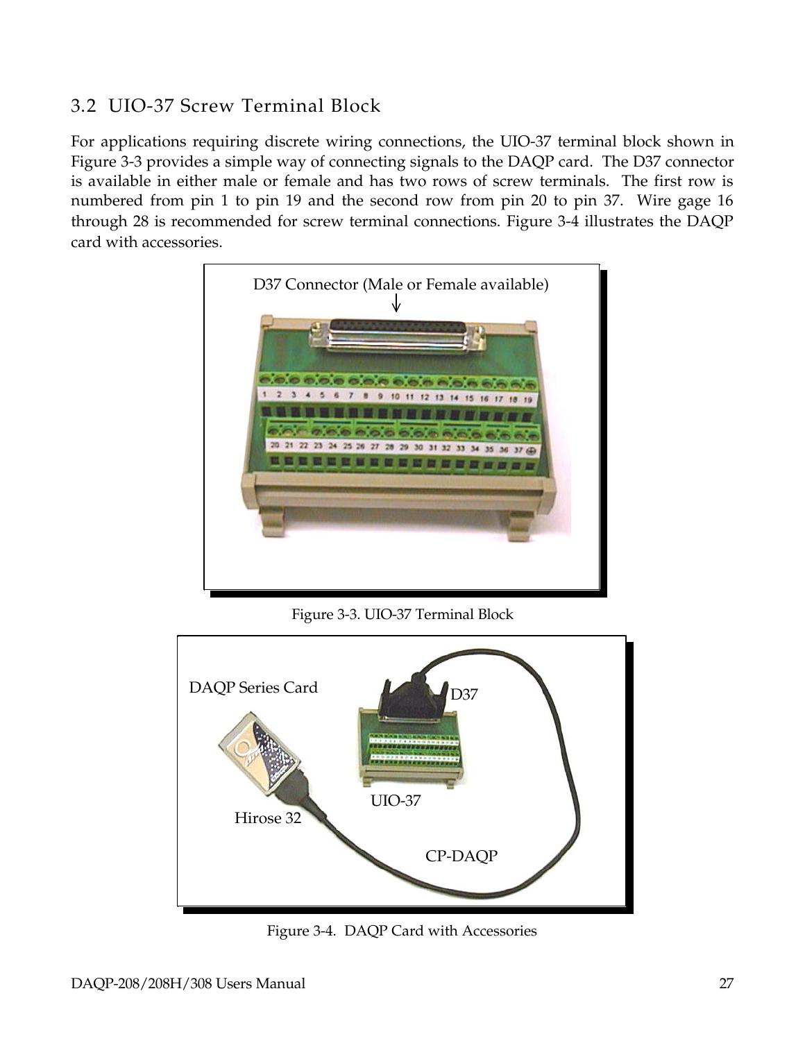## 3.2 UIO-37 Screw Terminal Block

For applications requiring discrete wiring connections, the UIO-37 terminal block shown in Figure 3-3 provides a simple way of connecting signals to the DAQP card. The D37 connector is available in either male or female and has two rows of screw terminals. The first row is numbered from pin 1 to pin 19 and the second row from pin 20 to pin 37. Wire gage 16 through 28 is recommended for screw terminal connections. Figure 3-4 illustrates the DAQP card with accessories.

D37 Connector (Male or Female available)

Figure 3-3. UIO-37 Terminal Block

DAQP Series Card

D37

UIO-37

Hirose 32

CP-DAQP

Figure 3-4. DAQP Card with Accessories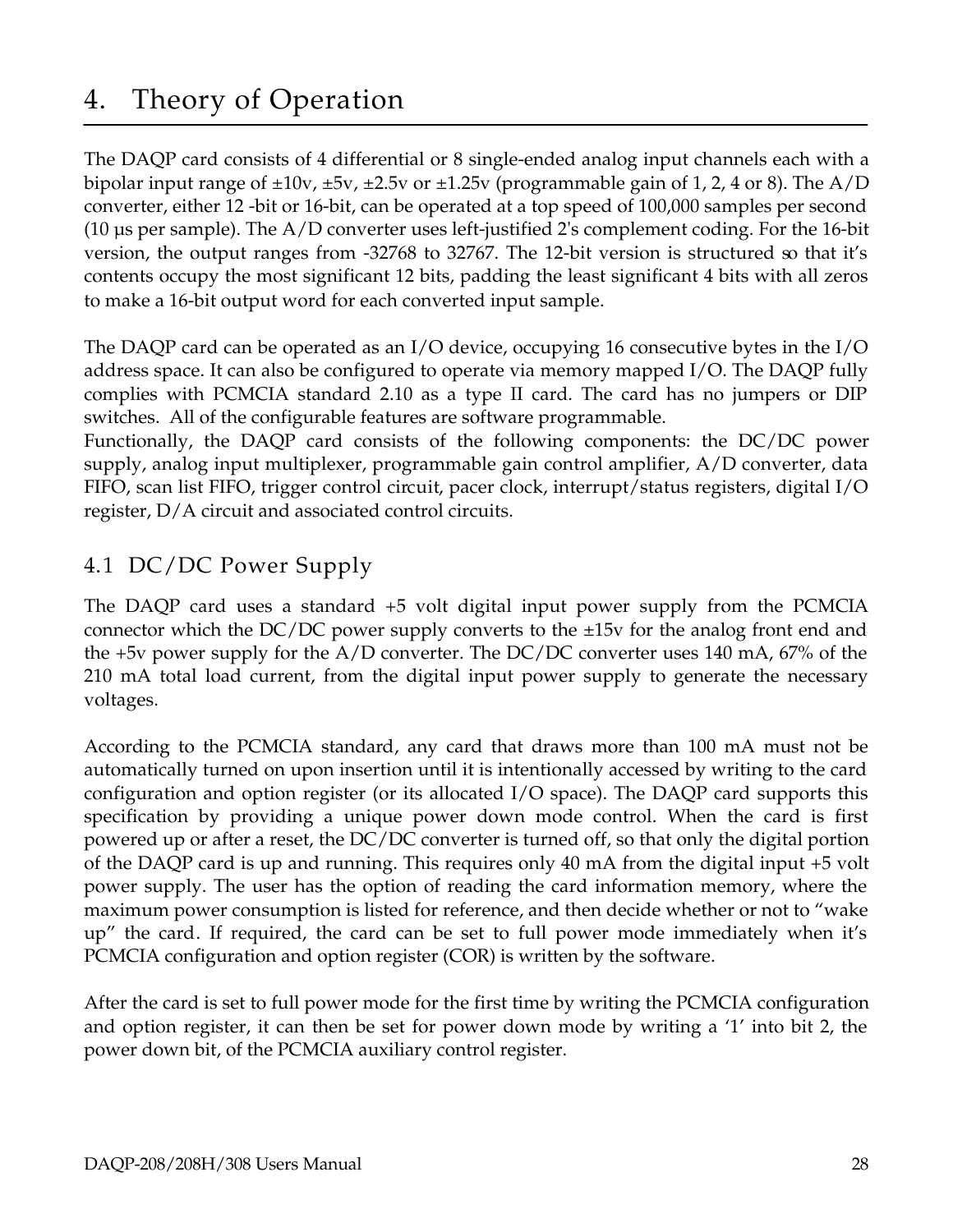# 4. Theory of Operation

The DAQP card consists of 4 differential or 8 single-ended analog input channels each with a bipolar input range of ±10v, ±5v, ±2.5v or ±1.25v (programmable gain of 1, 2, 4 or 8). The A/D converter, either 12 -bit or 16-bit, can be operated at a top speed of 100,000 samples per second (10 µs per sample). The A/D converter uses left-justified 2's complement coding. For the 16-bit version, the output ranges from -32768 to 32767. The 12-bit version is structured so that it's contents occupy the most significant 12 bits, padding the least significant 4 bits with all zeros to make a 16-bit output word for each converted input sample.

The DAQP card can be operated as an I/O device, occupying 16 consecutive bytes in the I/O address space. It can also be configured to operate via memory mapped I/O. The DAQP fully complies with PCMCIA standard 2.10 as a type II card. The card has no jumpers or DIP switches. All of the configurable features are software programmable.
Functionally, the DAQP card consists of the following components: the DC/DC power supply, analog input multiplexer, programmable gain control amplifier, A/D converter, data FIFO, scan list FIFO, trigger control circuit, pacer clock, interrupt/status registers, digital I/O register, D/A circuit and associated control circuits.

## 4.1 DC/DC Power Supply

The DAQP card uses a standard +5 volt digital input power supply from the PCMCIA connector which the DC/DC power supply converts to the ±15v for the analog front end and the +5v power supply for the A/D converter. The DC/DC converter uses 140 mA, 67% of the 210 mA total load current, from the digital input power supply to generate the necessary voltages.

According to the PCMCIA standard, any card that draws more than 100 mA must not be automatically turned on upon insertion until it is intentionally accessed by writing to the card configuration and option register (or its allocated I/O space). The DAQP card supports this specification by providing a unique power down mode control. When the card is first powered up or after a reset, the DC/DC converter is turned off, so that only the digital portion of the DAQP card is up and running. This requires only 40 mA from the digital input +5 volt power supply. The user has the option of reading the card information memory, where the maximum power consumption is listed for reference, and then decide whether or not to "wake up" the card. If required, the card can be set to full power mode immediately when it's PCMCIA configuration and option register (COR) is written by the software.

After the card is set to full power mode for the first time by writing the PCMCIA configuration and option register, it can then be set for power down mode by writing a '1' into bit 2, the power down bit, of the PCMCIA auxiliary control register.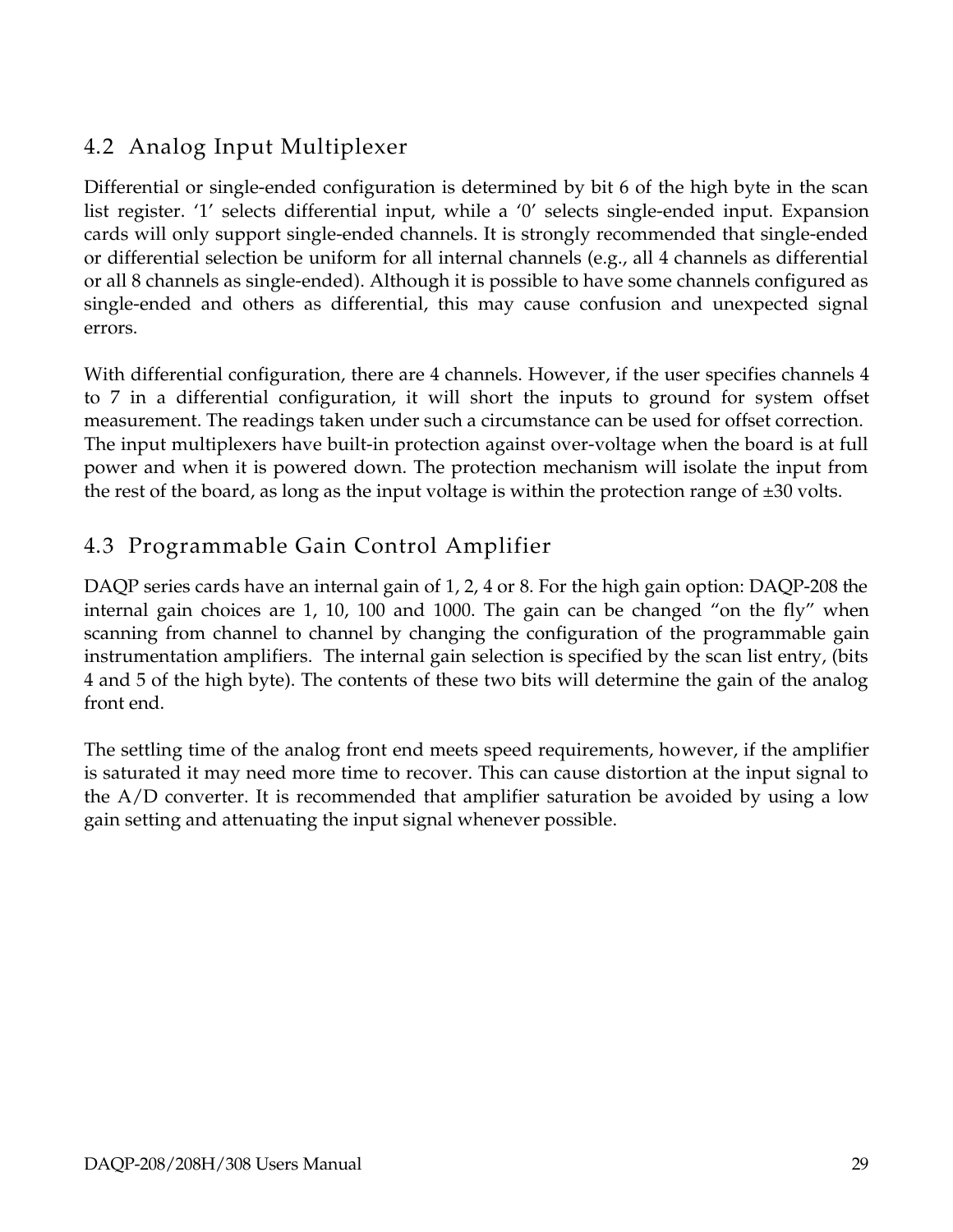## 4.2 Analog Input Multiplexer

Differential or single-ended configuration is determined by bit 6 of the high byte in the scan list register. '1' selects differential input, while a '0' selects single-ended input. Expansion cards will only support single-ended channels. It is strongly recommended that single-ended or differential selection be uniform for all internal channels (e.g., all 4 channels as differential or all 8 channels as single-ended). Although it is possible to have some channels configured as single-ended and others as differential, this may cause confusion and unexpected signal errors.

With differential configuration, there are 4 channels. However, if the user specifies channels 4 to 7 in a differential configuration, it will short the inputs to ground for system offset measurement. The readings taken under such a circumstance can be used for offset correction. The input multiplexers have built-in protection against over-voltage when the board is at full power and when it is powered down. The protection mechanism will isolate the input from the rest of the board, as long as the input voltage is within the protection range of ±30 volts.

## 4.3 Programmable Gain Control Amplifier

DAQP series cards have an internal gain of 1, 2, 4 or 8. For the high gain option: DAQP-208 the internal gain choices are 1, 10, 100 and 1000. The gain can be changed "on the fly" when scanning from channel to channel by changing the configuration of the programmable gain instrumentation amplifiers. The internal gain selection is specified by the scan list entry, (bits 4 and 5 of the high byte). The contents of these two bits will determine the gain of the analog front end.

The settling time of the analog front end meets speed requirements, however, if the amplifier is saturated it may need more time to recover. This can cause distortion at the input signal to the A/D converter. It is recommended that amplifier saturation be avoided by using a low gain setting and attenuating the input signal whenever possible.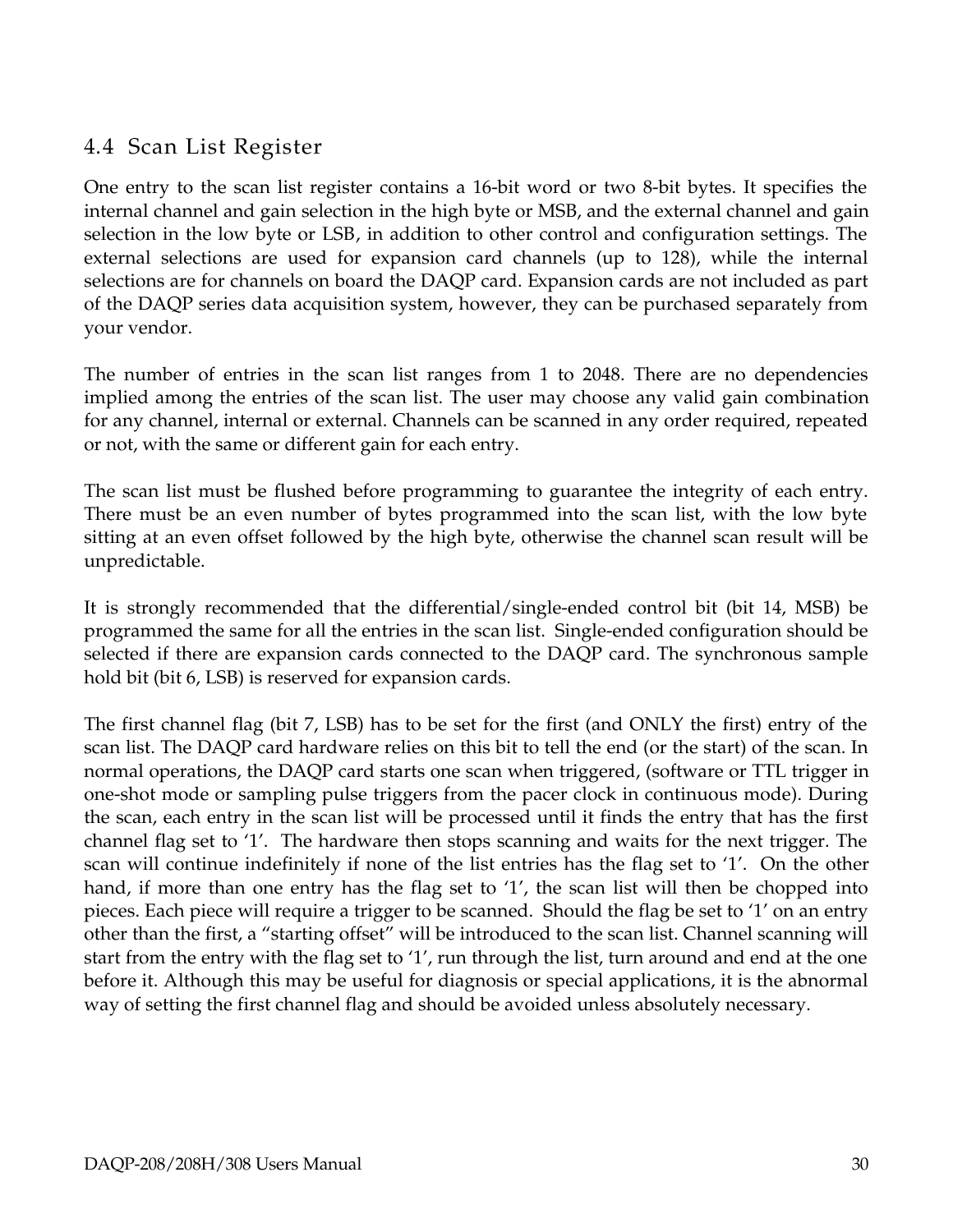## 4.4 Scan List Register

One entry to the scan list register contains a 16-bit word or two 8-bit bytes. It specifies the internal channel and gain selection in the high byte or MSB, and the external channel and gain selection in the low byte or LSB, in addition to other control and configuration settings. The external selections are used for expansion card channels (up to 128), while the internal selections are for channels on board the DAQP card. Expansion cards are not included as part of the DAQP series data acquisition system, however, they can be purchased separately from your vendor.

The number of entries in the scan list ranges from 1 to 2048. There are no dependencies implied among the entries of the scan list. The user may choose any valid gain combination for any channel, internal or external. Channels can be scanned in any order required, repeated or not, with the same or different gain for each entry.

The scan list must be flushed before programming to guarantee the integrity of each entry. There must be an even number of bytes programmed into the scan list, with the low byte sitting at an even offset followed by the high byte, otherwise the channel scan result will be unpredictable.

It is strongly recommended that the differential/single-ended control bit (bit 14, MSB) be programmed the same for all the entries in the scan list. Single-ended configuration should be selected if there are expansion cards connected to the DAQP card. The synchronous sample hold bit (bit 6, LSB) is reserved for expansion cards.

The first channel flag (bit 7, LSB) has to be set for the first (and ONLY the first) entry of the scan list. The DAQP card hardware relies on this bit to tell the end (or the start) of the scan. In normal operations, the DAQP card starts one scan when triggered, (software or TTL trigger in one-shot mode or sampling pulse triggers from the pacer clock in continuous mode). During the scan, each entry in the scan list will be processed until it finds the entry that has the first channel flag set to '1'. The hardware then stops scanning and waits for the next trigger. The scan will continue indefinitely if none of the list entries has the flag set to '1'. On the other hand, if more than one entry has the flag set to '1', the scan list will then be chopped into pieces. Each piece will require a trigger to be scanned. Should the flag be set to '1' on an entry other than the first, a "starting offset" will be introduced to the scan list. Channel scanning will start from the entry with the flag set to '1', run through the list, turn around and end at the one before it. Although this may be useful for diagnosis or special applications, it is the abnormal way of setting the first channel flag and should be avoided unless absolutely necessary.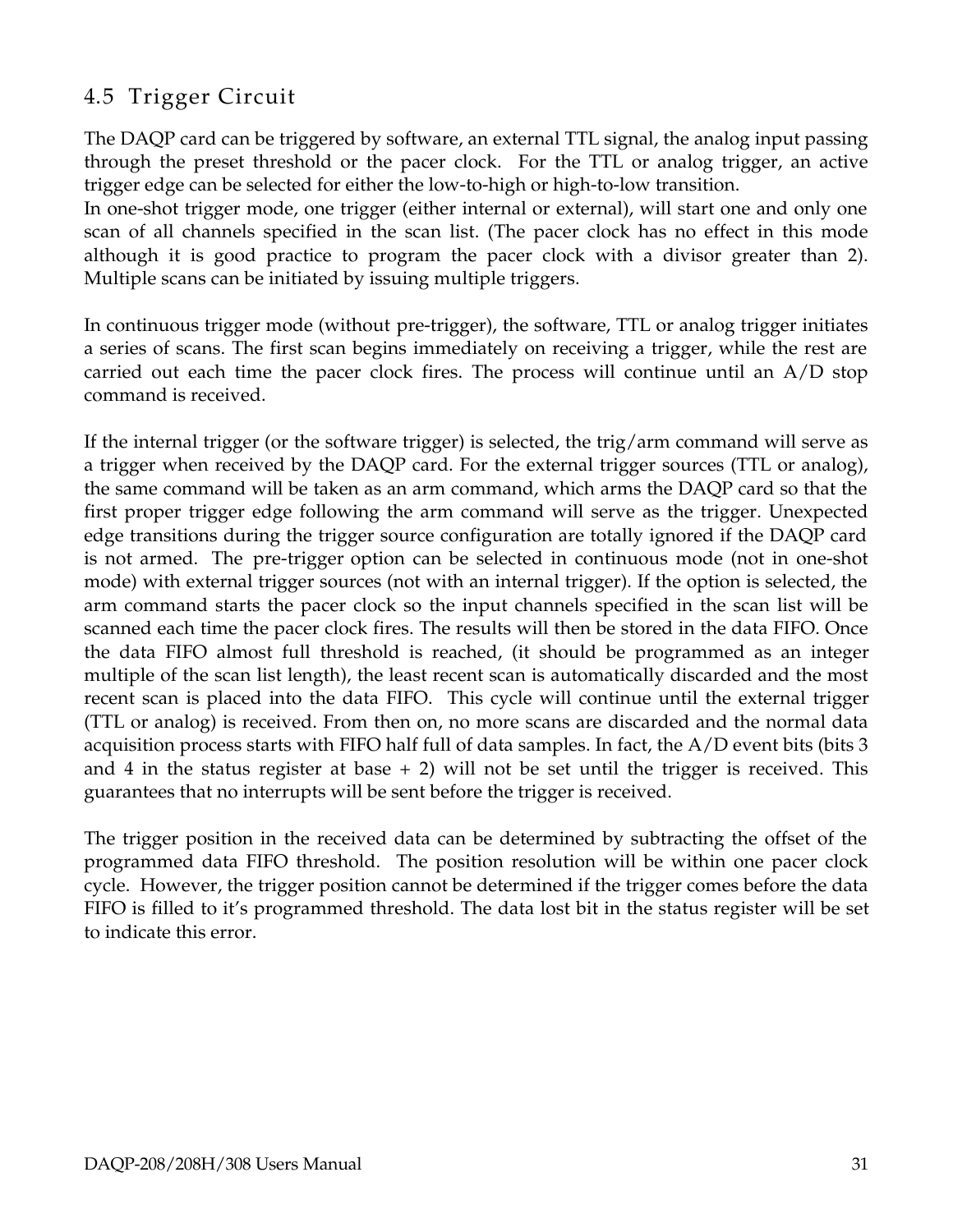## 4.5 Trigger Circuit

The DAQP card can be triggered by software, an external TTL signal, the analog input passing through the preset threshold or the pacer clock. For the TTL or analog trigger, an active trigger edge can be selected for either the low-to-high or high-to-low transition.
In one-shot trigger mode, one trigger (either internal or external), will start one and only one scan of all channels specified in the scan list. (The pacer clock has no effect in this mode although it is good practice to program the pacer clock with a divisor greater than 2). Multiple scans can be initiated by issuing multiple triggers.

In continuous trigger mode (without pre-trigger), the software, TTL or analog trigger initiates a series of scans. The first scan begins immediately on receiving a trigger, while the rest are carried out each time the pacer clock fires. The process will continue until an A/D stop command is received.

If the internal trigger (or the software trigger) is selected, the trig/arm command will serve as a trigger when received by the DAQP card. For the external trigger sources (TTL or analog), the same command will be taken as an arm command, which arms the DAQP card so that the first proper trigger edge following the arm command will serve as the trigger. Unexpected edge transitions during the trigger source configuration are totally ignored if the DAQP card is not armed. The pre-trigger option can be selected in continuous mode (not in one-shot mode) with external trigger sources (not with an internal trigger). If the option is selected, the arm command starts the pacer clock so the input channels specified in the scan list will be scanned each time the pacer clock fires. The results will then be stored in the data FIFO. Once the data FIFO almost full threshold is reached, (it should be programmed as an integer multiple of the scan list length), the least recent scan is automatically discarded and the most recent scan is placed into the data FIFO. This cycle will continue until the external trigger (TTL or analog) is received. From then on, no more scans are discarded and the normal data acquisition process starts with FIFO half full of data samples. In fact, the A/D event bits (bits 3 and 4 in the status register at base + 2) will not be set until the trigger is received. This guarantees that no interrupts will be sent before the trigger is received.

The trigger position in the received data can be determined by subtracting the offset of the programmed data FIFO threshold. The position resolution will be within one pacer clock cycle. However, the trigger position cannot be determined if the trigger comes before the data FIFO is filled to it's programmed threshold. The data lost bit in the status register will be set to indicate this error.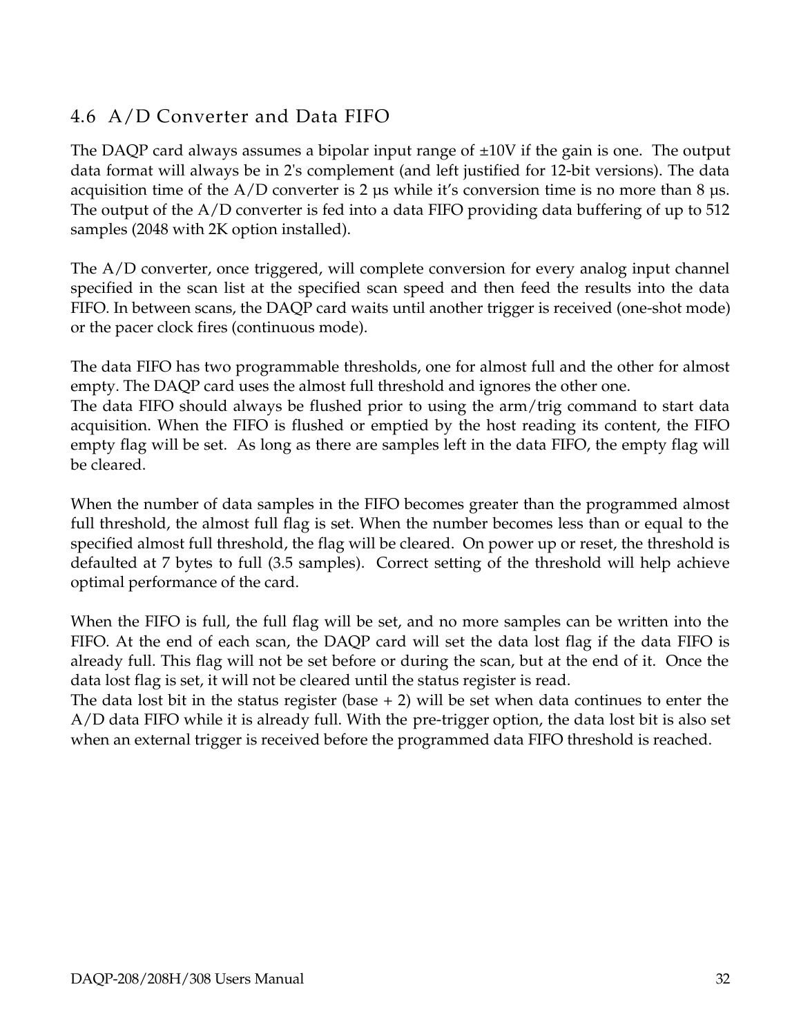## 4.6 A/D Converter and Data FIFO

The DAQP card always assumes a bipolar input range of ±10V if the gain is one. The output data format will always be in 2's complement (and left justified for 12-bit versions). The data acquisition time of the A/D converter is 2 µs while it's conversion time is no more than 8 µs. The output of the A/D converter is fed into a data FIFO providing data buffering of up to 512 samples (2048 with 2K option installed).

The A/D converter, once triggered, will complete conversion for every analog input channel specified in the scan list at the specified scan speed and then feed the results into the data FIFO. In between scans, the DAQP card waits until another trigger is received (one-shot mode) or the pacer clock fires (continuous mode).

The data FIFO has two programmable thresholds, one for almost full and the other for almost empty. The DAQP card uses the almost full threshold and ignores the other one.
The data FIFO should always be flushed prior to using the arm/trig command to start data acquisition. When the FIFO is flushed or emptied by the host reading its content, the FIFO empty flag will be set. As long as there are samples left in the data FIFO, the empty flag will be cleared.

When the number of data samples in the FIFO becomes greater than the programmed almost full threshold, the almost full flag is set. When the number becomes less than or equal to the specified almost full threshold, the flag will be cleared. On power up or reset, the threshold is defaulted at 7 bytes to full (3.5 samples). Correct setting of the threshold will help achieve optimal performance of the card.

When the FIFO is full, the full flag will be set, and no more samples can be written into the FIFO. At the end of each scan, the DAQP card will set the data lost flag if the data FIFO is already full. This flag will not be set before or during the scan, but at the end of it. Once the data lost flag is set, it will not be cleared until the status register is read.
The data lost bit in the status register (base + 2) will be set when data continues to enter the A/D data FIFO while it is already full. With the pre-trigger option, the data lost bit is also set when an external trigger is received before the programmed data FIFO threshold is reached.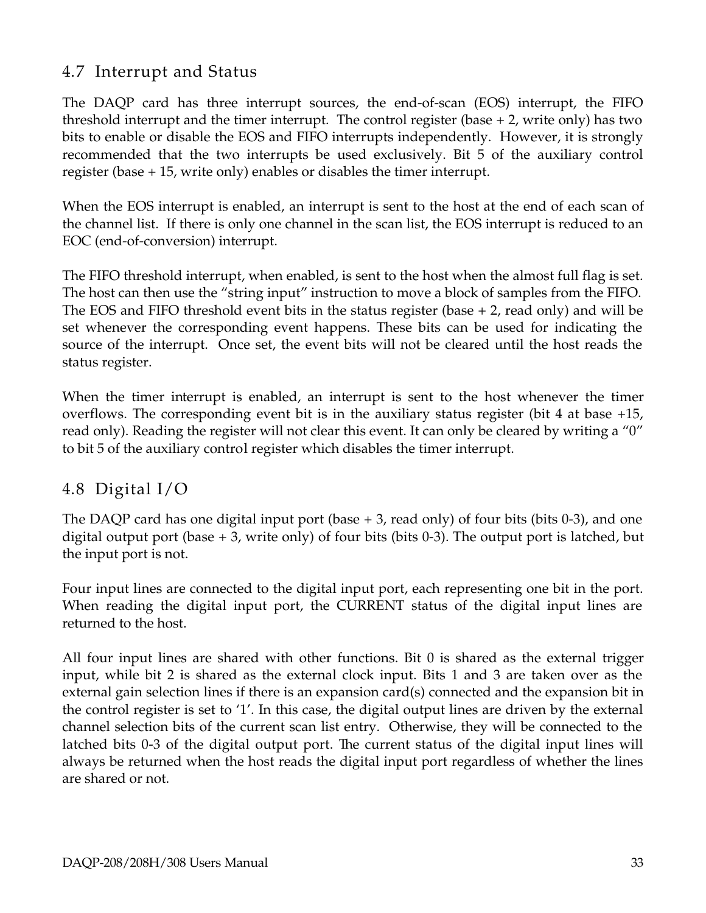## 4.7 Interrupt and Status

The DAQP card has three interrupt sources, the end-of-scan (EOS) interrupt, the FIFO threshold interrupt and the timer interrupt. The control register (base + 2, write only) has two bits to enable or disable the EOS and FIFO interrupts independently. However, it is strongly recommended that the two interrupts be used exclusively. Bit 5 of the auxiliary control register (base + 15, write only) enables or disables the timer interrupt.

When the EOS interrupt is enabled, an interrupt is sent to the host at the end of each scan of the channel list. If there is only one channel in the scan list, the EOS interrupt is reduced to an EOC (end-of-conversion) interrupt.

The FIFO threshold interrupt, when enabled, is sent to the host when the almost full flag is set. The host can then use the "string input" instruction to move a block of samples from the FIFO. The EOS and FIFO threshold event bits in the status register (base + 2, read only) and will be set whenever the corresponding event happens. These bits can be used for indicating the source of the interrupt. Once set, the event bits will not be cleared until the host reads the status register.

When the timer interrupt is enabled, an interrupt is sent to the host whenever the timer overflows. The corresponding event bit is in the auxiliary status register (bit 4 at base +15, read only). Reading the register will not clear this event. It can only be cleared by writing a "0" to bit 5 of the auxiliary control register which disables the timer interrupt.

## 4.8 Digital I/O

The DAQP card has one digital input port (base + 3, read only) of four bits (bits 0-3), and one digital output port (base + 3, write only) of four bits (bits 0-3). The output port is latched, but the input port is not.

Four input lines are connected to the digital input port, each representing one bit in the port. When reading the digital input port, the CURRENT status of the digital input lines are returned to the host.

All four input lines are shared with other functions. Bit 0 is shared as the external trigger input, while bit 2 is shared as the external clock input. Bits 1 and 3 are taken over as the external gain selection lines if there is an expansion card(s) connected and the expansion bit in the control register is set to '1'. In this case, the digital output lines are driven by the external channel selection bits of the current scan list entry. Otherwise, they will be connected to the latched bits 0-3 of the digital output port. The current status of the digital input lines will always be returned when the host reads the digital input port regardless of whether the lines are shared or not.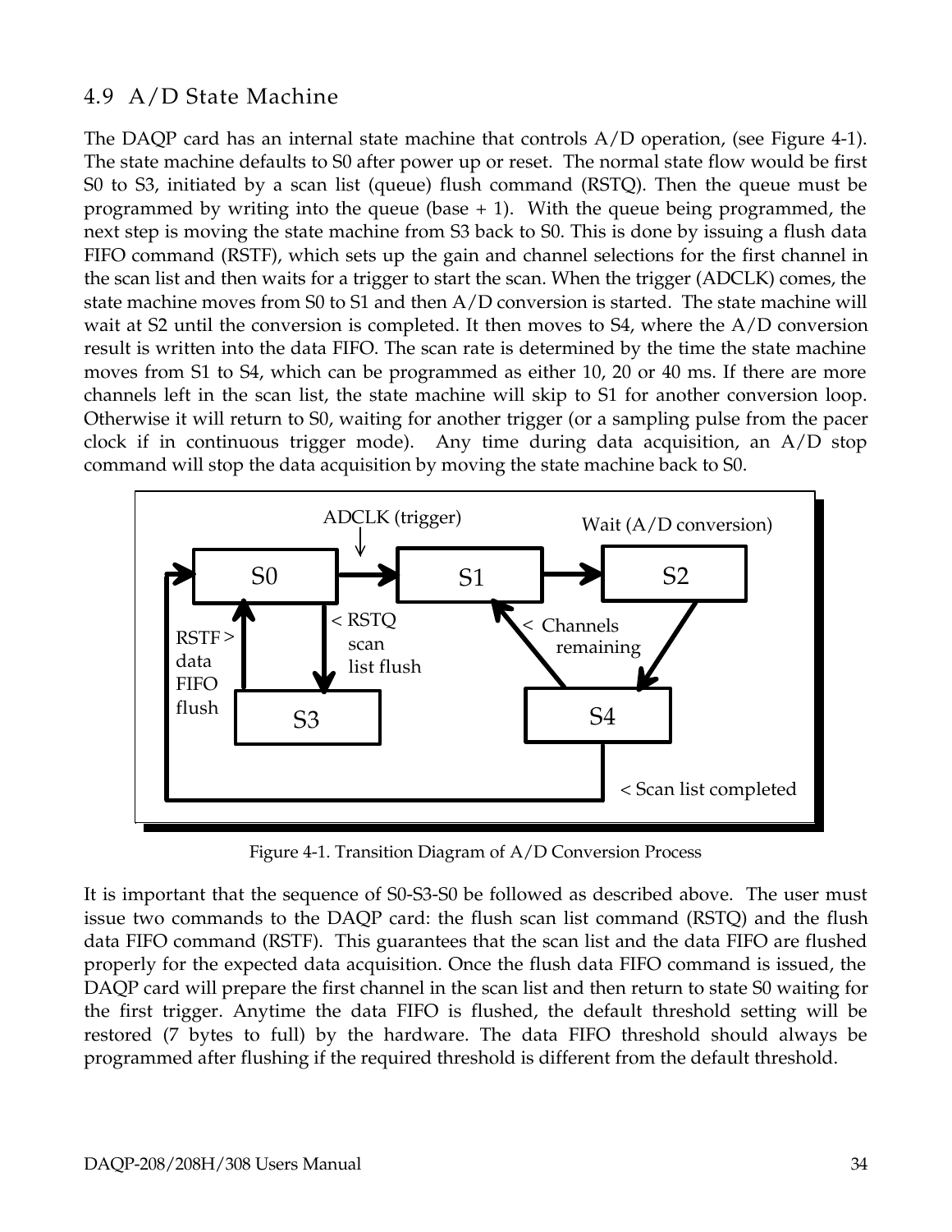## 4.9 A/D State Machine

The DAQP card has an internal state machine that controls A/D operation, (see Figure 4-1). The state machine defaults to S0 after power up or reset. The normal state flow would be first S0 to S3, initiated by a scan list (queue) flush command (RSTQ). Then the queue must be programmed by writing into the queue (base + 1). With the queue being programmed, the next step is moving the state machine from S3 back to S0. This is done by issuing a flush data FIFO command (RSTF), which sets up the gain and channel selections for the first channel in the scan list and then waits for a trigger to start the scan. When the trigger (ADCLK) comes, the state machine moves from S0 to S1 and then A/D conversion is started. The state machine will wait at S2 until the conversion is completed. It then moves to S4, where the A/D conversion result is written into the data FIFO. The scan rate is determined by the time the state machine moves from S1 to S4, which can be programmed as either 10, 20 or 40 ms. If there are more channels left in the scan list, the state machine will skip to S1 for another conversion loop. Otherwise it will return to S0, waiting for another trigger (or a sampling pulse from the pacer clock if in continuous trigger mode). Any time during data acquisition, an A/D stop command will stop the data acquisition by moving the state machine back to S0.

```
                 ADCLK (trigger)          Wait (A/D conversion)
                        |
      +------+          v    +------+           +------+
 +--->|  S0  |-------------->|  S1  |---------->|  S2  |
 |    +------+               +------+           +------+
 |      ^   |                    ^                 |
 |RSTF >|   | < RSTQ             | < Channels      |
 |data  |   |   scan             |   remaining     v
 |FIFO  |   v   list flush       |             +------+
 |flush +------+                 +-------------|  S4  |
 |      |  S3  |                               +------+
 |      +------+                                   |
 |                                                 | < Scan list completed
 +-------------------------------------------------+
```

Figure 4-1. Transition Diagram of A/D Conversion Process

It is important that the sequence of S0-S3-S0 be followed as described above. The user must issue two commands to the DAQP card: the flush scan list command (RSTQ) and the flush data FIFO command (RSTF). This guarantees that the scan list and the data FIFO are flushed properly for the expected data acquisition. Once the flush data FIFO command is issued, the DAQP card will prepare the first channel in the scan list and then return to state S0 waiting for the first trigger. Anytime the data FIFO is flushed, the default threshold setting will be restored (7 bytes to full) by the hardware. The data FIFO threshold should always be programmed after flushing if the required threshold is different from the default threshold.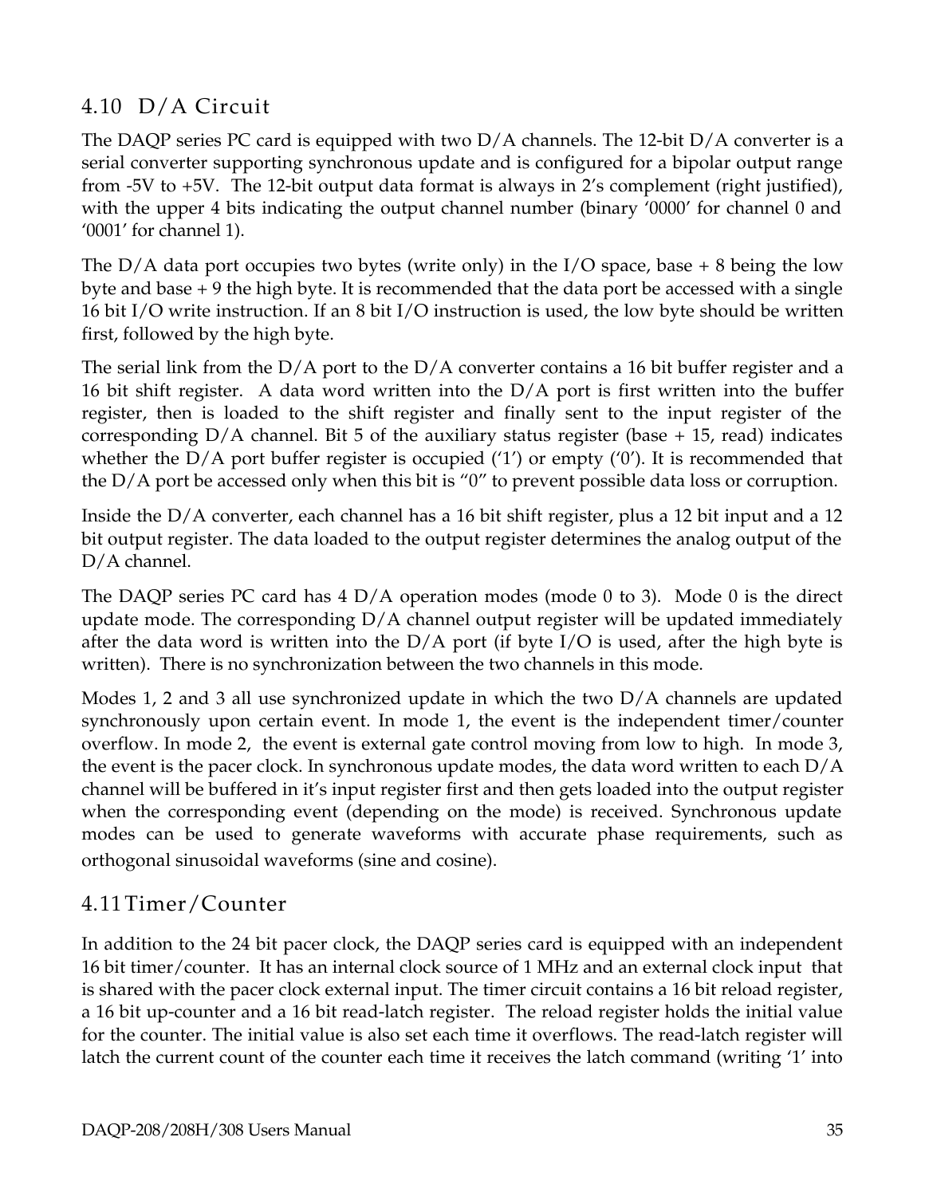## 4.10 D/A Circuit

The DAQP series PC card is equipped with two D/A channels. The 12-bit D/A converter is a serial converter supporting synchronous update and is configured for a bipolar output range from -5V to +5V. The 12-bit output data format is always in 2's complement (right justified), with the upper 4 bits indicating the output channel number (binary '0000' for channel 0 and '0001' for channel 1).

The D/A data port occupies two bytes (write only) in the I/O space, base + 8 being the low byte and base + 9 the high byte. It is recommended that the data port be accessed with a single 16 bit I/O write instruction. If an 8 bit I/O instruction is used, the low byte should be written first, followed by the high byte.

The serial link from the D/A port to the D/A converter contains a 16 bit buffer register and a 16 bit shift register. A data word written into the D/A port is first written into the buffer register, then is loaded to the shift register and finally sent to the input register of the corresponding D/A channel. Bit 5 of the auxiliary status register (base + 15, read) indicates whether the D/A port buffer register is occupied ('1') or empty ('0'). It is recommended that the D/A port be accessed only when this bit is "0" to prevent possible data loss or corruption.

Inside the D/A converter, each channel has a 16 bit shift register, plus a 12 bit input and a 12 bit output register. The data loaded to the output register determines the analog output of the D/A channel.

The DAQP series PC card has 4 D/A operation modes (mode 0 to 3). Mode 0 is the direct update mode. The corresponding D/A channel output register will be updated immediately after the data word is written into the D/A port (if byte I/O is used, after the high byte is written). There is no synchronization between the two channels in this mode.

Modes 1, 2 and 3 all use synchronized update in which the two D/A channels are updated synchronously upon certain event. In mode 1, the event is the independent timer/counter overflow. In mode 2, the event is external gate control moving from low to high. In mode 3, the event is the pacer clock. In synchronous update modes, the data word written to each D/A channel will be buffered in it's input register first and then gets loaded into the output register when the corresponding event (depending on the mode) is received. Synchronous update modes can be used to generate waveforms with accurate phase requirements, such as orthogonal sinusoidal waveforms (sine and cosine).

## 4.11 Timer/Counter

In addition to the 24 bit pacer clock, the DAQP series card is equipped with an independent 16 bit timer/counter. It has an internal clock source of 1 MHz and an external clock input that is shared with the pacer clock external input. The timer circuit contains a 16 bit reload register, a 16 bit up-counter and a 16 bit read-latch register. The reload register holds the initial value for the counter. The initial value is also set each time it overflows. The read-latch register will latch the current count of the counter each time it receives the latch command (writing '1' into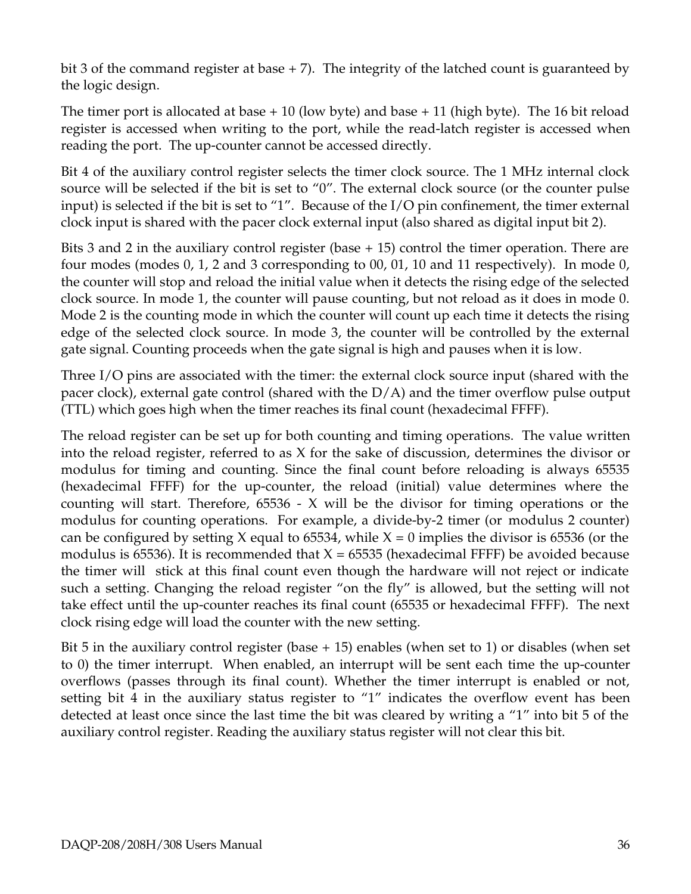bit 3 of the command register at base + 7). The integrity of the latched count is guaranteed by the logic design.

The timer port is allocated at base + 10 (low byte) and base + 11 (high byte). The 16 bit reload register is accessed when writing to the port, while the read-latch register is accessed when reading the port. The up-counter cannot be accessed directly.

Bit 4 of the auxiliary control register selects the timer clock source. The 1 MHz internal clock source will be selected if the bit is set to "0". The external clock source (or the counter pulse input) is selected if the bit is set to "1". Because of the I/O pin confinement, the timer external clock input is shared with the pacer clock external input (also shared as digital input bit 2).

Bits 3 and 2 in the auxiliary control register (base + 15) control the timer operation. There are four modes (modes 0, 1, 2 and 3 corresponding to 00, 01, 10 and 11 respectively). In mode 0, the counter will stop and reload the initial value when it detects the rising edge of the selected clock source. In mode 1, the counter will pause counting, but not reload as it does in mode 0. Mode 2 is the counting mode in which the counter will count up each time it detects the rising edge of the selected clock source. In mode 3, the counter will be controlled by the external gate signal. Counting proceeds when the gate signal is high and pauses when it is low.

Three I/O pins are associated with the timer: the external clock source input (shared with the pacer clock), external gate control (shared with the D/A) and the timer overflow pulse output (TTL) which goes high when the timer reaches its final count (hexadecimal FFFF).

The reload register can be set up for both counting and timing operations. The value written into the reload register, referred to as X for the sake of discussion, determines the divisor or modulus for timing and counting. Since the final count before reloading is always 65535 (hexadecimal FFFF) for the up-counter, the reload (initial) value determines where the counting will start. Therefore, 65536 - X will be the divisor for timing operations or the modulus for counting operations. For example, a divide-by-2 timer (or modulus 2 counter) can be configured by setting X equal to 65534, while X = 0 implies the divisor is 65536 (or the modulus is 65536). It is recommended that X = 65535 (hexadecimal FFFF) be avoided because the timer will stick at this final count even though the hardware will not reject or indicate such a setting. Changing the reload register "on the fly" is allowed, but the setting will not take effect until the up-counter reaches its final count (65535 or hexadecimal FFFF). The next clock rising edge will load the counter with the new setting.

Bit 5 in the auxiliary control register (base + 15) enables (when set to 1) or disables (when set to 0) the timer interrupt. When enabled, an interrupt will be sent each time the up-counter overflows (passes through its final count). Whether the timer interrupt is enabled or not, setting bit 4 in the auxiliary status register to "1" indicates the overflow event has been detected at least once since the last time the bit was cleared by writing a "1" into bit 5 of the auxiliary control register. Reading the auxiliary status register will not clear this bit.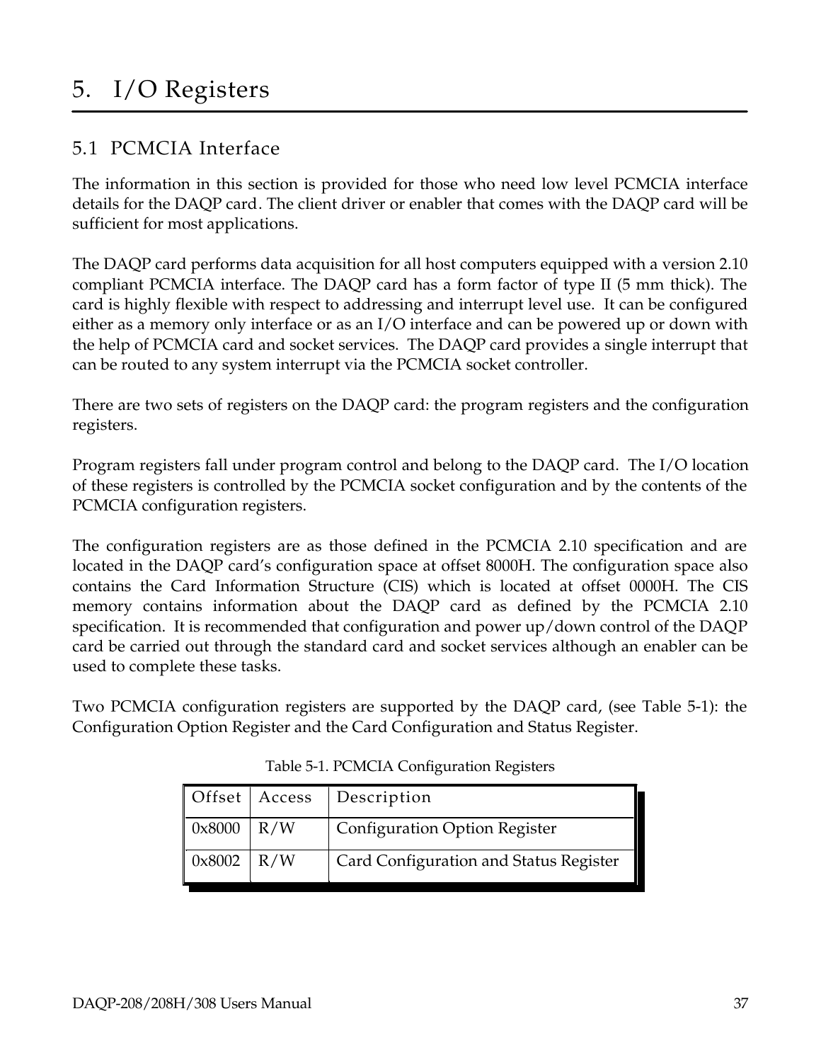# 5. I/O Registers

## 5.1 PCMCIA Interface

The information in this section is provided for those who need low level PCMCIA interface details for the DAQP card. The client driver or enabler that comes with the DAQP card will be sufficient for most applications.

The DAQP card performs data acquisition for all host computers equipped with a version 2.10 compliant PCMCIA interface. The DAQP card has a form factor of type II (5 mm thick). The card is highly flexible with respect to addressing and interrupt level use. It can be configured either as a memory only interface or as an I/O interface and can be powered up or down with the help of PCMCIA card and socket services. The DAQP card provides a single interrupt that can be routed to any system interrupt via the PCMCIA socket controller.

There are two sets of registers on the DAQP card: the program registers and the configuration registers.

Program registers fall under program control and belong to the DAQP card. The I/O location of these registers is controlled by the PCMCIA socket configuration and by the contents of the PCMCIA configuration registers.

The configuration registers are as those defined in the PCMCIA 2.10 specification and are located in the DAQP card's configuration space at offset 8000H. The configuration space also contains the Card Information Structure (CIS) which is located at offset 0000H. The CIS memory contains information about the DAQP card as defined by the PCMCIA 2.10 specification. It is recommended that configuration and power up/down control of the DAQP card be carried out through the standard card and socket services although an enabler can be used to complete these tasks.

Two PCMCIA configuration registers are supported by the DAQP card, (see Table 5-1): the Configuration Option Register and the Card Configuration and Status Register.

Table 5-1. PCMCIA Configuration Registers

| Offset | Access | Description |
|---|---|---|
| 0x8000 | R/W | Configuration Option Register |
| 0x8002 | R/W | Card Configuration and Status Register |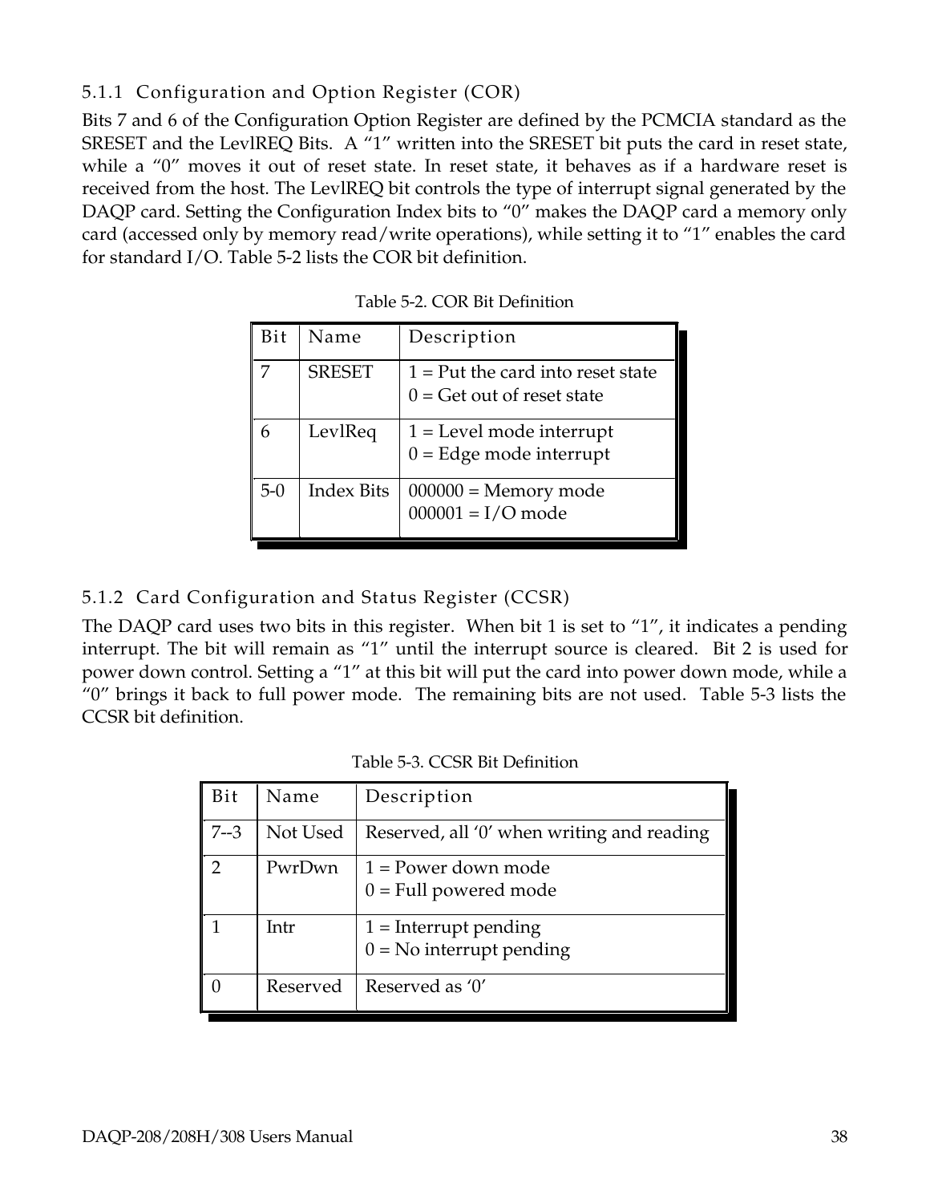### 5.1.1 Configuration and Option Register (COR)

Bits 7 and 6 of the Configuration Option Register are defined by the PCMCIA standard as the SRESET and the LevlREQ Bits. A "1" written into the SRESET bit puts the card in reset state, while a "0" moves it out of reset state. In reset state, it behaves as if a hardware reset is received from the host. The LevlREQ bit controls the type of interrupt signal generated by the DAQP card. Setting the Configuration Index bits to "0" makes the DAQP card a memory only card (accessed only by memory read/write operations), while setting it to "1" enables the card for standard I/O. Table 5-2 lists the COR bit definition.

Table 5-2. COR Bit Definition

| Bit | Name | Description |
|---|---|---|
| 7 | SRESET | 1 = Put the card into reset state<br>0 = Get out of reset state |
| 6 | LevlReq | 1 = Level mode interrupt<br>0 = Edge mode interrupt |
| 5-0 | Index Bits | 000000 = Memory mode<br>000001 = I/O mode |

### 5.1.2 Card Configuration and Status Register (CCSR)

The DAQP card uses two bits in this register. When bit 1 is set to "1", it indicates a pending interrupt. The bit will remain as "1" until the interrupt source is cleared. Bit 2 is used for power down control. Setting a "1" at this bit will put the card into power down mode, while a "0" brings it back to full power mode. The remaining bits are not used. Table 5-3 lists the CCSR bit definition.

Table 5-3. CCSR Bit Definition

| Bit | Name | Description |
|---|---|---|
| 7--3 | Not Used | Reserved, all '0' when writing and reading |
| 2 | PwrDwn | 1 = Power down mode<br>0 = Full powered mode |
| 1 | Intr | 1 = Interrupt pending<br>0 = No interrupt pending |
| 0 | Reserved | Reserved as '0' |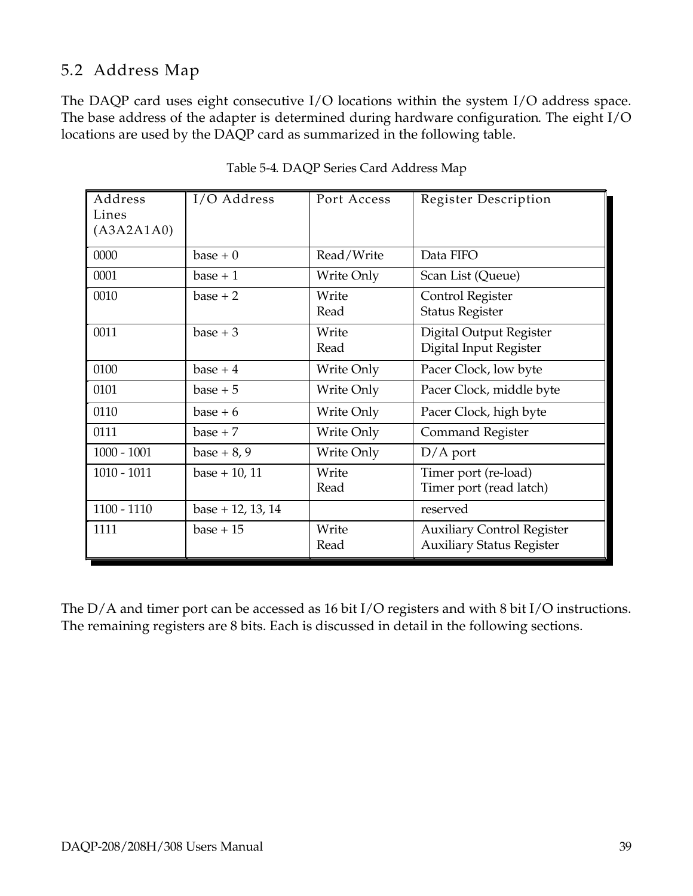## 5.2 Address Map

The DAQP card uses eight consecutive I/O locations within the system I/O address space. The base address of the adapter is determined during hardware configuration. The eight I/O locations are used by the DAQP card as summarized in the following table.

Table 5-4. DAQP Series Card Address Map

| Address Lines (A3A2A1A0) | I/O Address | Port Access | Register Description |
|---|---|---|---|
| 0000 | base + 0 | Read/Write | Data FIFO |
| 0001 | base + 1 | Write Only | Scan List (Queue) |
| 0010 | base + 2 | Write<br>Read | Control Register<br>Status Register |
| 0011 | base + 3 | Write<br>Read | Digital Output Register<br>Digital Input Register |
| 0100 | base + 4 | Write Only | Pacer Clock, low byte |
| 0101 | base + 5 | Write Only | Pacer Clock, middle byte |
| 0110 | base + 6 | Write Only | Pacer Clock, high byte |
| 0111 | base + 7 | Write Only | Command Register |
| 1000 - 1001 | base + 8, 9 | Write Only | D/A port |
| 1010 - 1011 | base + 10, 11 | Write<br>Read | Timer port (re-load)<br>Timer port (read latch) |
| 1100 - 1110 | base + 12, 13, 14 | | reserved |
| 1111 | base + 15 | Write<br>Read | Auxiliary Control Register<br>Auxiliary Status Register |

The D/A and timer port can be accessed as 16 bit I/O registers and with 8 bit I/O instructions. The remaining registers are 8 bits. Each is discussed in detail in the following sections.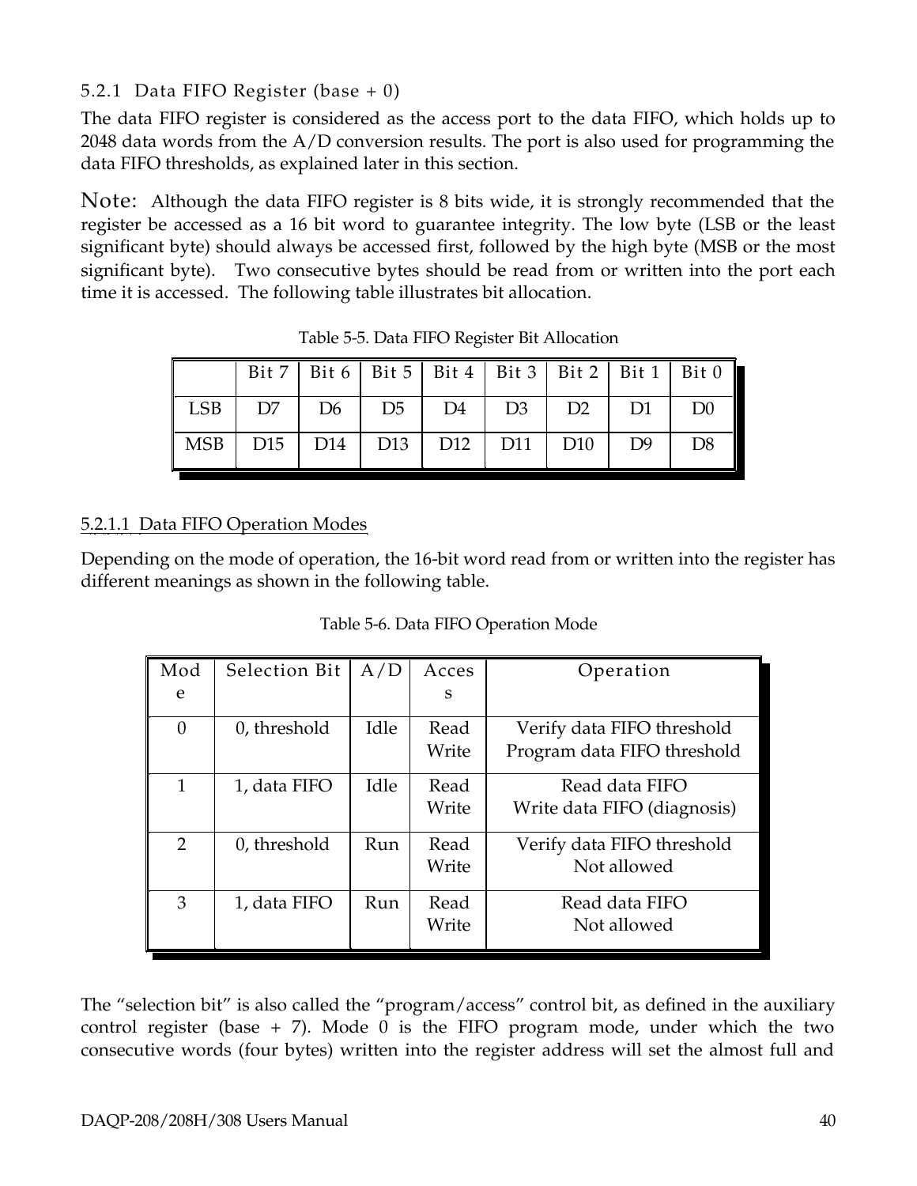### 5.2.1 Data FIFO Register (base + 0)

The data FIFO register is considered as the access port to the data FIFO, which holds up to 2048 data words from the A/D conversion results. The port is also used for programming the data FIFO thresholds, as explained later in this section.

Note: Although the data FIFO register is 8 bits wide, it is strongly recommended that the register be accessed as a 16 bit word to guarantee integrity. The low byte (LSB or the least significant byte) should always be accessed first, followed by the high byte (MSB or the most significant byte). Two consecutive bytes should be read from or written into the port each time it is accessed. The following table illustrates bit allocation.

Table 5-5. Data FIFO Register Bit Allocation

| | Bit 7 | Bit 6 | Bit 5 | Bit 4 | Bit 3 | Bit 2 | Bit 1 | Bit 0 |
|---|---|---|---|---|---|---|---|---|
| LSB | D7 | D6 | D5 | D4 | D3 | D2 | D1 | D0 |
| MSB | D15 | D14 | D13 | D12 | D11 | D10 | D9 | D8 |

#### 5.2.1.1 Data FIFO Operation Modes

Depending on the mode of operation, the 16-bit word read from or written into the register has different meanings as shown in the following table.

Table 5-6. Data FIFO Operation Mode

| Mode | Selection Bit | A/D | Access | Operation |
|---|---|---|---|---|
| 0 | 0, threshold | Idle | Read<br>Write | Verify data FIFO threshold<br>Program data FIFO threshold |
| 1 | 1, data FIFO | Idle | Read<br>Write | Read data FIFO<br>Write data FIFO (diagnosis) |
| 2 | 0, threshold | Run | Read<br>Write | Verify data FIFO threshold<br>Not allowed |
| 3 | 1, data FIFO | Run | Read<br>Write | Read data FIFO<br>Not allowed |

The "selection bit" is also called the "program/access" control bit, as defined in the auxiliary control register (base + 7). Mode 0 is the FIFO program mode, under which the two consecutive words (four bytes) written into the register address will set the almost full and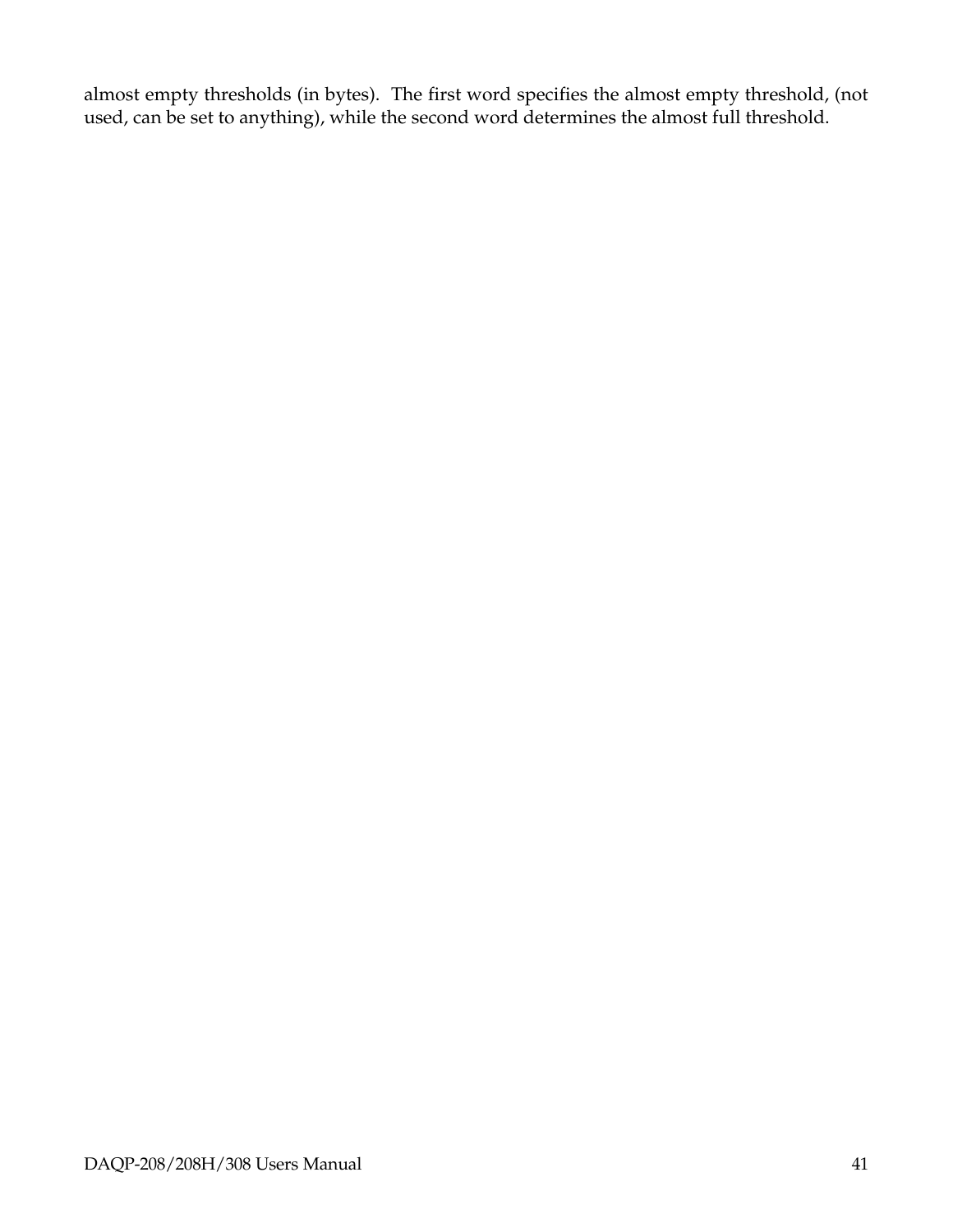almost empty thresholds (in bytes). The first word specifies the almost empty threshold, (not used, can be set to anything), while the second word determines the almost full threshold.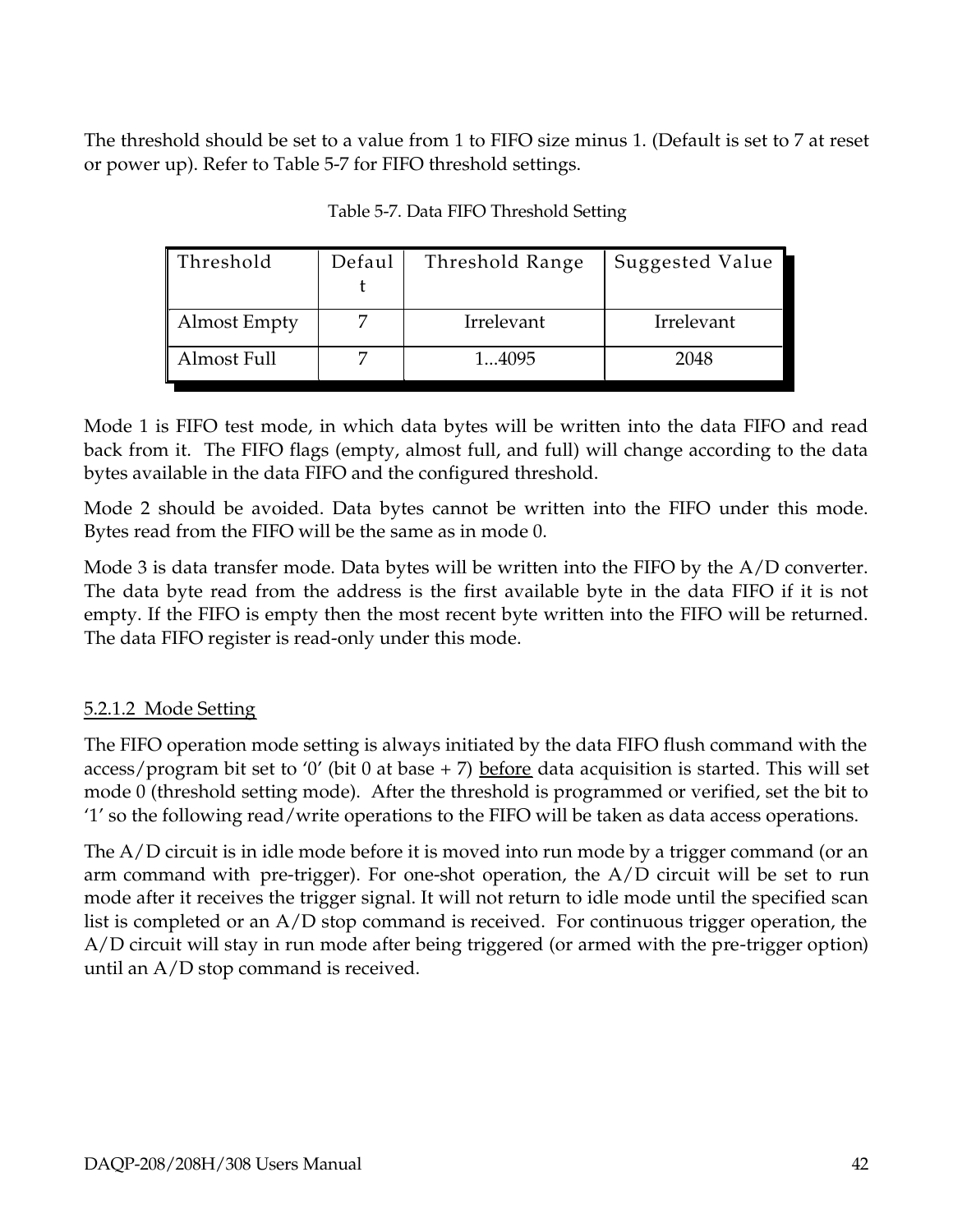The threshold should be set to a value from 1 to FIFO size minus 1. (Default is set to 7 at reset or power up). Refer to Table 5-7 for FIFO threshold settings.

Table 5-7. Data FIFO Threshold Setting

| Threshold | Default | Threshold Range | Suggested Value |
|---|---|---|---|
| Almost Empty | 7 | Irrelevant | Irrelevant |
| Almost Full | 7 | 1...4095 | 2048 |

Mode 1 is FIFO test mode, in which data bytes will be written into the data FIFO and read back from it. The FIFO flags (empty, almost full, and full) will change according to the data bytes available in the data FIFO and the configured threshold.

Mode 2 should be avoided. Data bytes cannot be written into the FIFO under this mode. Bytes read from the FIFO will be the same as in mode 0.

Mode 3 is data transfer mode. Data bytes will be written into the FIFO by the A/D converter. The data byte read from the address is the first available byte in the data FIFO if it is not empty. If the FIFO is empty then the most recent byte written into the FIFO will be returned. The data FIFO register is read-only under this mode.

#### 5.2.1.2 Mode Setting

The FIFO operation mode setting is always initiated by the data FIFO flush command with the access/program bit set to '0' (bit 0 at base + 7) before data acquisition is started. This will set mode 0 (threshold setting mode). After the threshold is programmed or verified, set the bit to '1' so the following read/write operations to the FIFO will be taken as data access operations.

The A/D circuit is in idle mode before it is moved into run mode by a trigger command (or an arm command with pre-trigger). For one-shot operation, the A/D circuit will be set to run mode after it receives the trigger signal. It will not return to idle mode until the specified scan list is completed or an A/D stop command is received. For continuous trigger operation, the A/D circuit will stay in run mode after being triggered (or armed with the pre-trigger option) until an A/D stop command is received.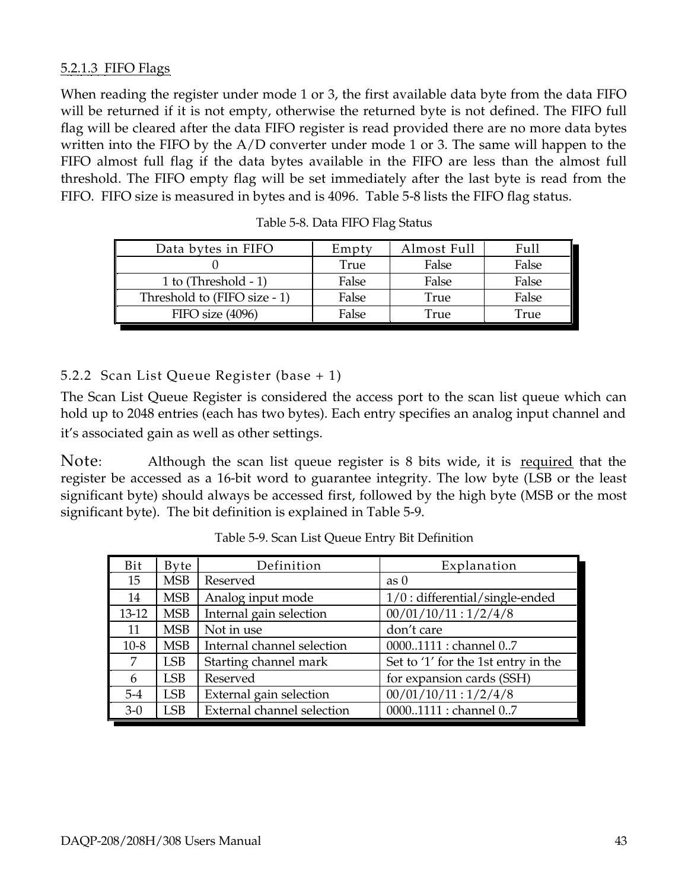#### 5.2.1.3 FIFO Flags

When reading the register under mode 1 or 3, the first available data byte from the data FIFO will be returned if it is not empty, otherwise the returned byte is not defined. The FIFO full flag will be cleared after the data FIFO register is read provided there are no more data bytes written into the FIFO by the A/D converter under mode 1 or 3. The same will happen to the FIFO almost full flag if the data bytes available in the FIFO are less than the almost full threshold. The FIFO empty flag will be set immediately after the last byte is read from the FIFO. FIFO size is measured in bytes and is 4096. Table 5-8 lists the FIFO flag status.

Table 5-8. Data FIFO Flag Status

| Data bytes in FIFO | Empty | Almost Full | Full |
|---|---|---|---|
| 0 | True | False | False |
| 1 to (Threshold - 1) | False | False | False |
| Threshold to (FIFO size - 1) | False | True | False |
| FIFO size (4096) | False | True | True |

### 5.2.2 Scan List Queue Register (base + 1)

The Scan List Queue Register is considered the access port to the scan list queue which can hold up to 2048 entries (each has two bytes). Each entry specifies an analog input channel and it's associated gain as well as other settings.

Note: Although the scan list queue register is 8 bits wide, it is required that the register be accessed as a 16-bit word to guarantee integrity. The low byte (LSB or the least significant byte) should always be accessed first, followed by the high byte (MSB or the most significant byte). The bit definition is explained in Table 5-9.

Table 5-9. Scan List Queue Entry Bit Definition

| Bit | Byte | Definition | Explanation |
|---|---|---|---|
| 15 | MSB | Reserved | as 0 |
| 14 | MSB | Analog input mode | 1/0 : differential/single-ended |
| 13-12 | MSB | Internal gain selection | 00/01/10/11 : 1/2/4/8 |
| 11 | MSB | Not in use | don't care |
| 10-8 | MSB | Internal channel selection | 0000..1111 : channel 0..7 |
| 7 | LSB | Starting channel mark | Set to '1' for the 1st entry in the |
| 6 | LSB | Reserved | for expansion cards (SSH) |
| 5-4 | LSB | External gain selection | 00/01/10/11 : 1/2/4/8 |
| 3-0 | LSB | External channel selection | 0000..1111 : channel 0..7 |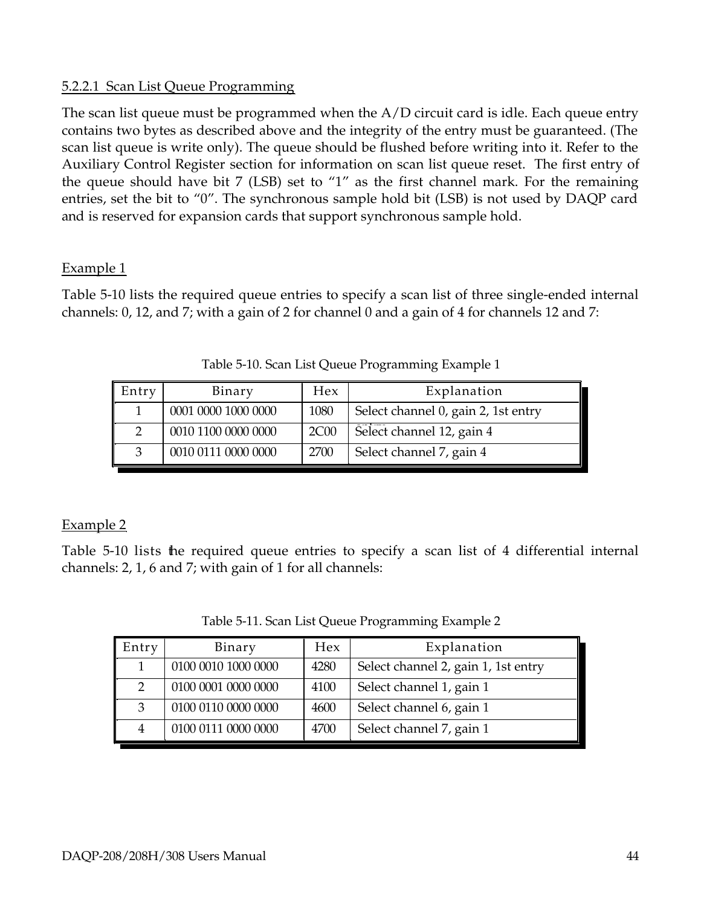#### 5.2.2.1 Scan List Queue Programming

The scan list queue must be programmed when the A/D circuit card is idle. Each queue entry contains two bytes as described above and the integrity of the entry must be guaranteed. (The scan list queue is write only). The queue should be flushed before writing into it. Refer to the Auxiliary Control Register section for information on scan list queue reset. The first entry of the queue should have bit 7 (LSB) set to "1" as the first channel mark. For the remaining entries, set the bit to "0". The synchronous sample hold bit (LSB) is not used by DAQP card and is reserved for expansion cards that support synchronous sample hold.

Example 1

Table 5-10 lists the required queue entries to specify a scan list of three single-ended internal channels: 0, 12, and 7; with a gain of 2 for channel 0 and a gain of 4 for channels 12 and 7:

Table 5-10. Scan List Queue Programming Example 1

| Entry | Binary | Hex | Explanation |
|---|---|---|---|
| 1 | 0001 0000 1000 0000 | 1080 | Select channel 0, gain 2, 1st entry |
| 2 | 0010 1100 0000 0000 | 2C00 | Select channel 12, gain 4 |
| 3 | 0010 0111 0000 0000 | 2700 | Select channel 7, gain 4 |

Example 2

Table 5-10 lists the required queue entries to specify a scan list of 4 differential internal channels: 2, 1, 6 and 7; with gain of 1 for all channels:

Table 5-11. Scan List Queue Programming Example 2

| Entry | Binary | Hex | Explanation |
|---|---|---|---|
| 1 | 0100 0010 1000 0000 | 4280 | Select channel 2, gain 1, 1st entry |
| 2 | 0100 0001 0000 0000 | 4100 | Select channel 1, gain 1 |
| 3 | 0100 0110 0000 0000 | 4600 | Select channel 6, gain 1 |
| 4 | 0100 0111 0000 0000 | 4700 | Select channel 7, gain 1 |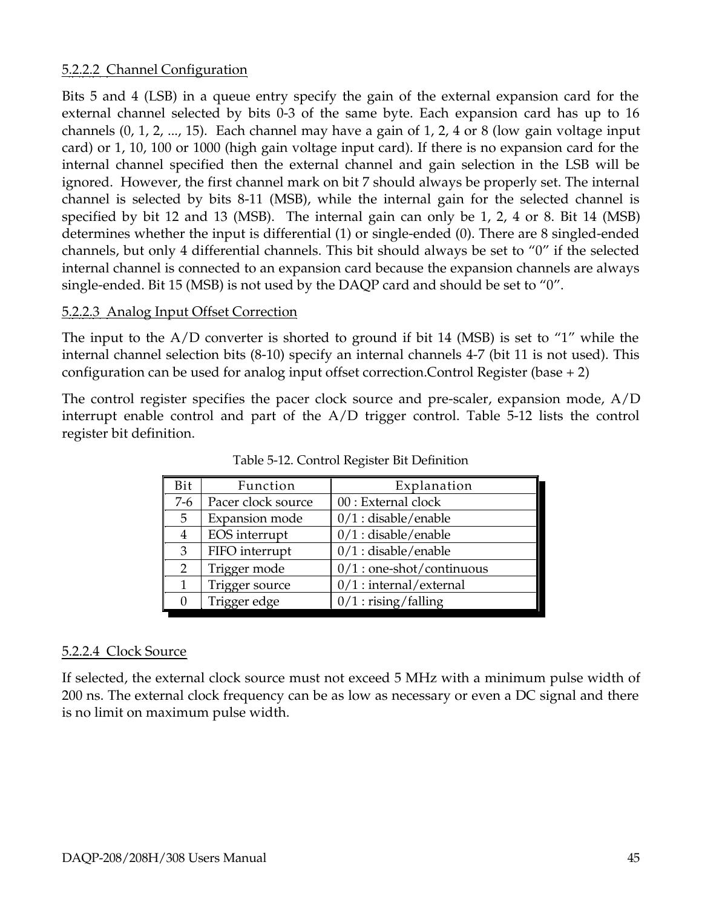#### 5.2.2.2 Channel Configuration

Bits 5 and 4 (LSB) in a queue entry specify the gain of the external expansion card for the external channel selected by bits 0-3 of the same byte. Each expansion card has up to 16 channels (0, 1, 2, ..., 15). Each channel may have a gain of 1, 2, 4 or 8 (low gain voltage input card) or 1, 10, 100 or 1000 (high gain voltage input card). If there is no expansion card for the internal channel specified then the external channel and gain selection in the LSB will be ignored. However, the first channel mark on bit 7 should always be properly set. The internal channel is selected by bits 8-11 (MSB), while the internal gain for the selected channel is specified by bit 12 and 13 (MSB). The internal gain can only be 1, 2, 4 or 8. Bit 14 (MSB) determines whether the input is differential (1) or single-ended (0). There are 8 singled-ended channels, but only 4 differential channels. This bit should always be set to “0” if the selected internal channel is connected to an expansion card because the expansion channels are always single-ended. Bit 15 (MSB) is not used by the DAQP card and should be set to “0”.

#### 5.2.2.3 Analog Input Offset Correction

The input to the A/D converter is shorted to ground if bit 14 (MSB) is set to “1” while the internal channel selection bits (8-10) specify an internal channels 4-7 (bit 11 is not used). This configuration can be used for analog input offset correction.Control Register (base + 2)

The control register specifies the pacer clock source and pre-scaler, expansion mode, A/D interrupt enable control and part of the A/D trigger control. Table 5-12 lists the control register bit definition.

Table 5-12. Control Register Bit Definition

| Bit | Function | Explanation |
|---|---|---|
| 7-6 | Pacer clock source | 00 : External clock |
| 5 | Expansion mode | 0/1 : disable/enable |
| 4 | EOS interrupt | 0/1 : disable/enable |
| 3 | FIFO interrupt | 0/1 : disable/enable |
| 2 | Trigger mode | 0/1 : one-shot/continuous |
| 1 | Trigger source | 0/1 : internal/external |
| 0 | Trigger edge | 0/1 : rising/falling |

#### 5.2.2.4 Clock Source

If selected, the external clock source must not exceed 5 MHz with a minimum pulse width of 200 ns. The external clock frequency can be as low as necessary or even a DC signal and there is no limit on maximum pulse width.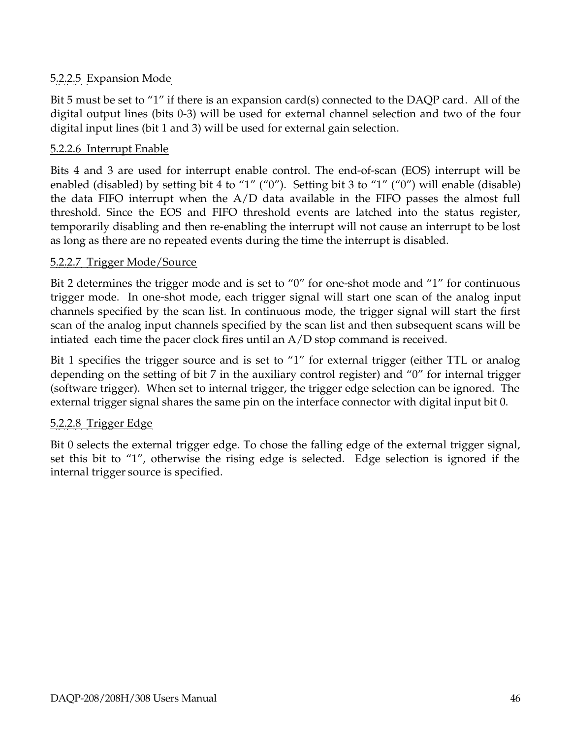#### 5.2.2.5 Expansion Mode

Bit 5 must be set to "1" if there is an expansion card(s) connected to the DAQP card. All of the digital output lines (bits 0-3) will be used for external channel selection and two of the four digital input lines (bit 1 and 3) will be used for external gain selection.

#### 5.2.2.6 Interrupt Enable

Bits 4 and 3 are used for interrupt enable control. The end-of-scan (EOS) interrupt will be enabled (disabled) by setting bit 4 to "1" ("0"). Setting bit 3 to "1" ("0") will enable (disable) the data FIFO interrupt when the A/D data available in the FIFO passes the almost full threshold. Since the EOS and FIFO threshold events are latched into the status register, temporarily disabling and then re-enabling the interrupt will not cause an interrupt to be lost as long as there are no repeated events during the time the interrupt is disabled.

#### 5.2.2.7 Trigger Mode/Source

Bit 2 determines the trigger mode and is set to "0" for one-shot mode and "1" for continuous trigger mode. In one-shot mode, each trigger signal will start one scan of the analog input channels specified by the scan list. In continuous mode, the trigger signal will start the first scan of the analog input channels specified by the scan list and then subsequent scans will be intiated each time the pacer clock fires until an A/D stop command is received.

Bit 1 specifies the trigger source and is set to "1" for external trigger (either TTL or analog depending on the setting of bit 7 in the auxiliary control register) and "0" for internal trigger (software trigger). When set to internal trigger, the trigger edge selection can be ignored. The external trigger signal shares the same pin on the interface connector with digital input bit 0.

#### 5.2.2.8 Trigger Edge

Bit 0 selects the external trigger edge. To chose the falling edge of the external trigger signal, set this bit to "1", otherwise the rising edge is selected. Edge selection is ignored if the internal trigger source is specified.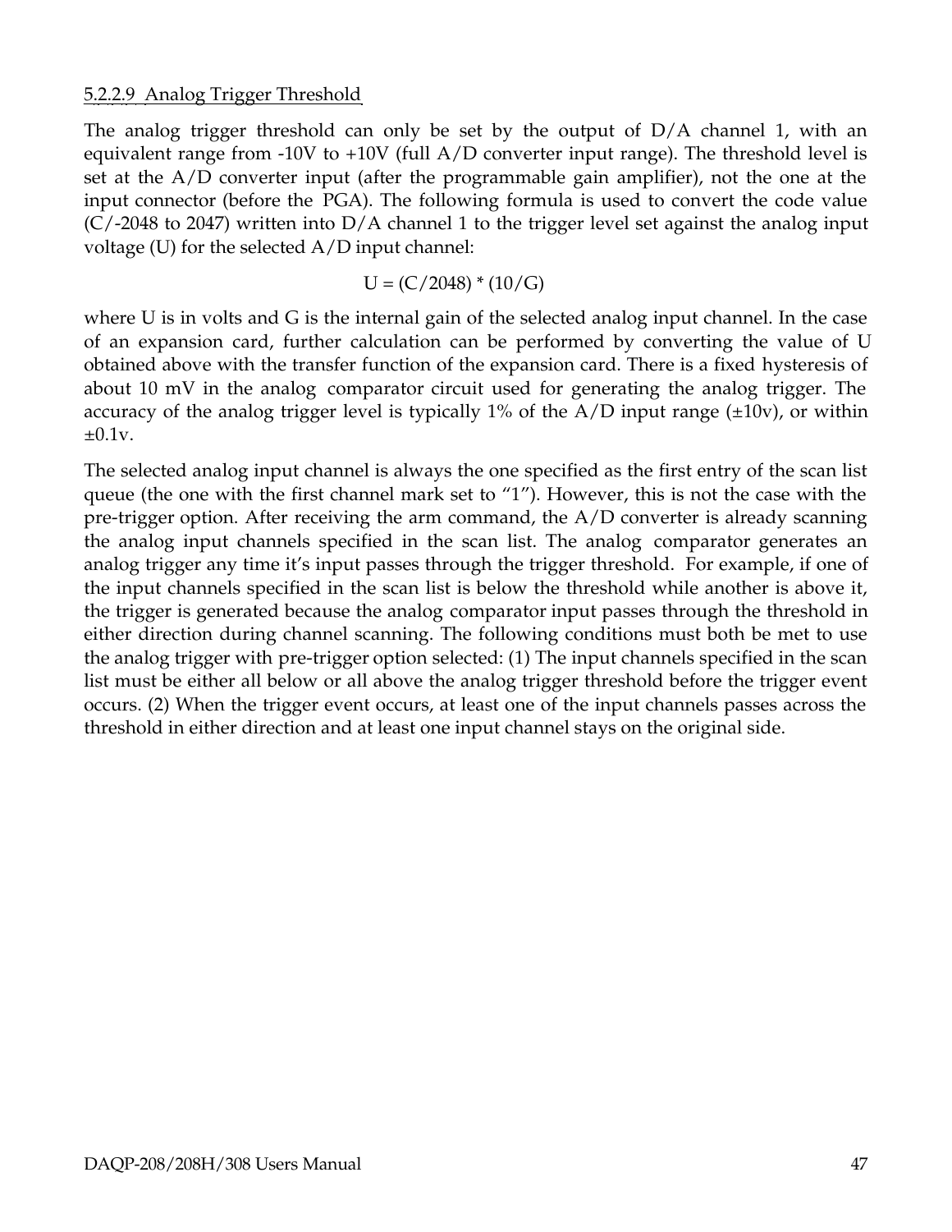#### 5.2.2.9 Analog Trigger Threshold

The analog trigger threshold can only be set by the output of D/A channel 1, with an equivalent range from -10V to +10V (full A/D converter input range). The threshold level is set at the A/D converter input (after the programmable gain amplifier), not the one at the input connector (before the PGA). The following formula is used to convert the code value (C/-2048 to 2047) written into D/A channel 1 to the trigger level set against the analog input voltage (U) for the selected A/D input channel:

$$U = (C/2048) * (10/G)$$

where U is in volts and G is the internal gain of the selected analog input channel. In the case of an expansion card, further calculation can be performed by converting the value of U obtained above with the transfer function of the expansion card. There is a fixed hysteresis of about 10 mV in the analog comparator circuit used for generating the analog trigger. The accuracy of the analog trigger level is typically 1% of the A/D input range (±10v), or within ±0.1v.

The selected analog input channel is always the one specified as the first entry of the scan list queue (the one with the first channel mark set to "1"). However, this is not the case with the pre-trigger option. After receiving the arm command, the A/D converter is already scanning the analog input channels specified in the scan list. The analog comparator generates an analog trigger any time it's input passes through the trigger threshold. For example, if one of the input channels specified in the scan list is below the threshold while another is above it, the trigger is generated because the analog comparator input passes through the threshold in either direction during channel scanning. The following conditions must both be met to use the analog trigger with pre-trigger option selected: (1) The input channels specified in the scan list must be either all below or all above the analog trigger threshold before the trigger event occurs. (2) When the trigger event occurs, at least one of the input channels passes across the threshold in either direction and at least one input channel stays on the original side.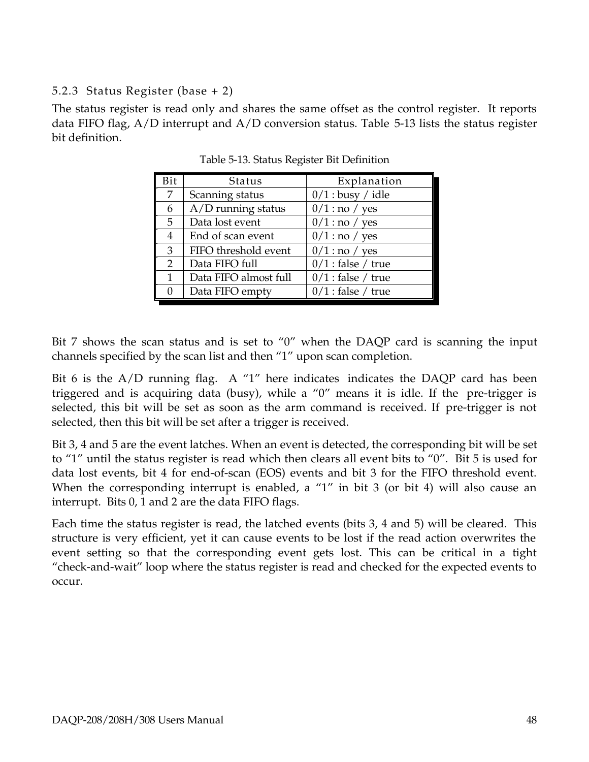### 5.2.3 Status Register (base + 2)

The status register is read only and shares the same offset as the control register. It reports data FIFO flag, A/D interrupt and A/D conversion status. Table 5-13 lists the status register bit definition.

Table 5-13. Status Register Bit Definition

| Bit | Status | Explanation |
|---|---|---|
| 7 | Scanning status | 0/1 : busy / idle |
| 6 | A/D running status | 0/1 : no / yes |
| 5 | Data lost event | 0/1 : no / yes |
| 4 | End of scan event | 0/1 : no / yes |
| 3 | FIFO threshold event | 0/1 : no / yes |
| 2 | Data FIFO full | 0/1 : false / true |
| 1 | Data FIFO almost full | 0/1 : false / true |
| 0 | Data FIFO empty | 0/1 : false / true |

Bit 7 shows the scan status and is set to "0" when the DAQP card is scanning the input channels specified by the scan list and then "1" upon scan completion.

Bit 6 is the A/D running flag. A "1" here indicates indicates the DAQP card has been triggered and is acquiring data (busy), while a "0" means it is idle. If the pre-trigger is selected, this bit will be set as soon as the arm command is received. If pre-trigger is not selected, then this bit will be set after a trigger is received.

Bit 3, 4 and 5 are the event latches. When an event is detected, the corresponding bit will be set to "1" until the status register is read which then clears all event bits to "0". Bit 5 is used for data lost events, bit 4 for end-of-scan (EOS) events and bit 3 for the FIFO threshold event. When the corresponding interrupt is enabled, a "1" in bit 3 (or bit 4) will also cause an interrupt. Bits 0, 1 and 2 are the data FIFO flags.

Each time the status register is read, the latched events (bits 3, 4 and 5) will be cleared. This structure is very efficient, yet it can cause events to be lost if the read action overwrites the event setting so that the corresponding event gets lost. This can be critical in a tight "check-and-wait" loop where the status register is read and checked for the expected events to occur.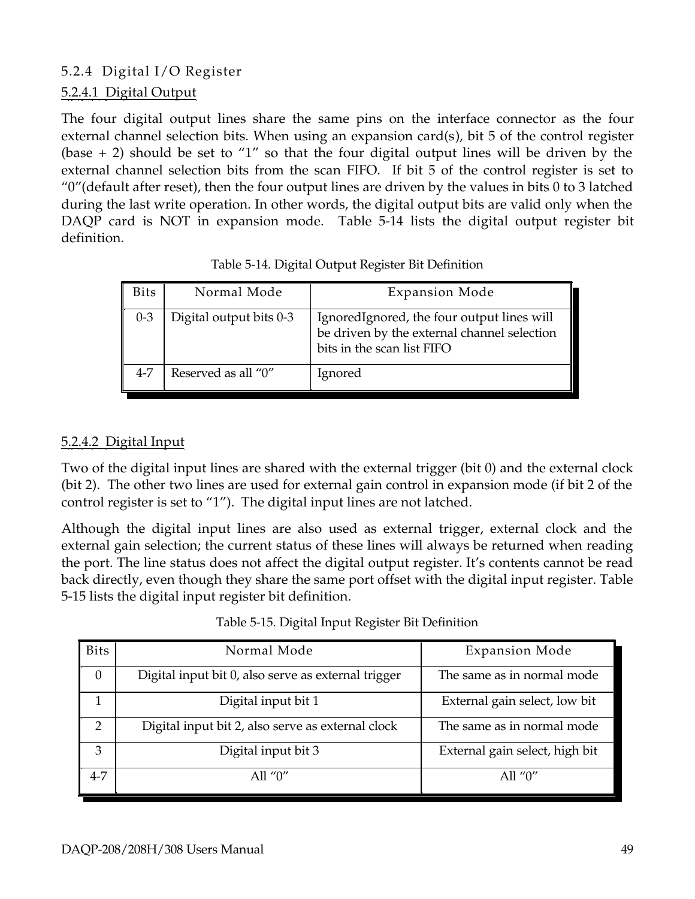### 5.2.4 Digital I/O Register

#### 5.2.4.1 Digital Output

The four digital output lines share the same pins on the interface connector as the four external channel selection bits. When using an expansion card(s), bit 5 of the control register (base + 2) should be set to "1" so that the four digital output lines will be driven by the external channel selection bits from the scan FIFO. If bit 5 of the control register is set to "0"(default after reset), then the four output lines are driven by the values in bits 0 to 3 latched during the last write operation. In other words, the digital output bits are valid only when the DAQP card is NOT in expansion mode. Table 5-14 lists the digital output register bit definition.

Table 5-14. Digital Output Register Bit Definition

| Bits | Normal Mode | Expansion Mode |
|---|---|---|
| 0-3 | Digital output bits 0-3 | IgnoredIgnored, the four output lines will be driven by the external channel selection bits in the scan list FIFO |
| 4-7 | Reserved as all "0" | Ignored |

#### 5.2.4.2 Digital Input

Two of the digital input lines are shared with the external trigger (bit 0) and the external clock (bit 2). The other two lines are used for external gain control in expansion mode (if bit 2 of the control register is set to "1"). The digital input lines are not latched.

Although the digital input lines are also used as external trigger, external clock and the external gain selection; the current status of these lines will always be returned when reading the port. The line status does not affect the digital output register. It's contents cannot be read back directly, even though they share the same port offset with the digital input register. Table 5-15 lists the digital input register bit definition.

Table 5-15. Digital Input Register Bit Definition

| Bits | Normal Mode | Expansion Mode |
|---|---|---|
| 0 | Digital input bit 0, also serve as external trigger | The same as in normal mode |
| 1 | Digital input bit 1 | External gain select, low bit |
| 2 | Digital input bit 2, also serve as external clock | The same as in normal mode |
| 3 | Digital input bit 3 | External gain select, high bit |
| 4-7 | All "0" | All "0" |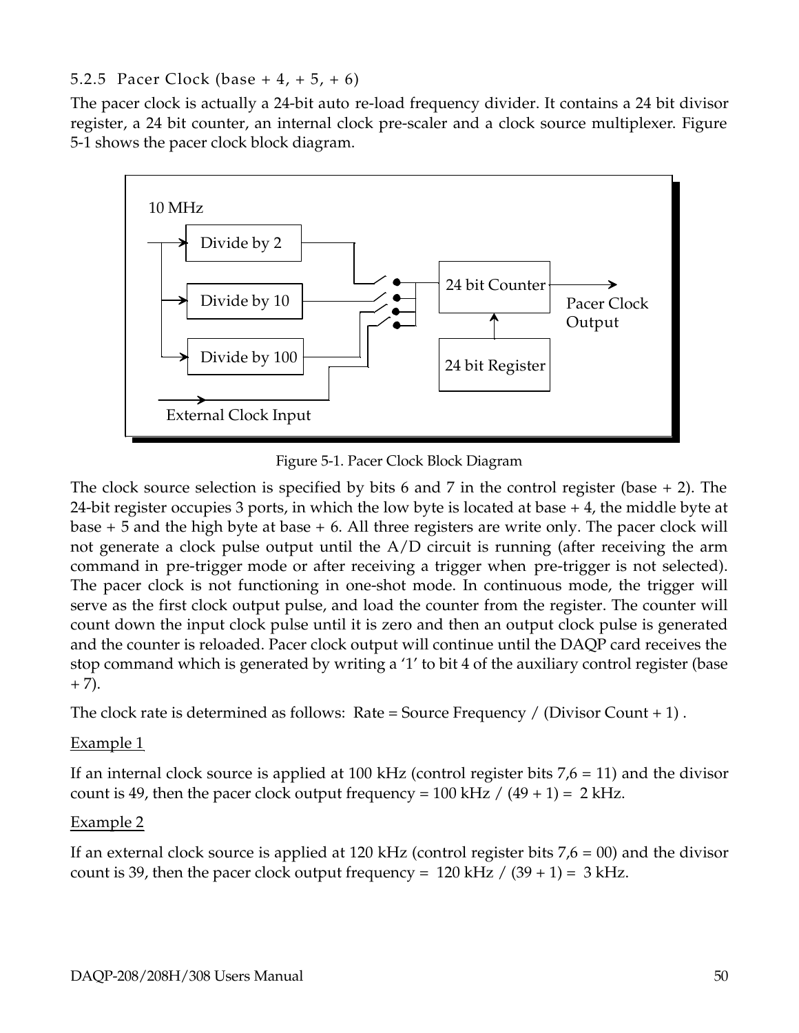### 5.2.5 Pacer Clock (base + 4, + 5, + 6)

The pacer clock is actually a 24-bit auto re-load frequency divider. It contains a 24 bit divisor register, a 24 bit counter, an internal clock pre-scaler and a clock source multiplexer. Figure 5-1 shows the pacer clock block diagram.

Figure 5-1. Pacer Clock Block Diagram

The clock source selection is specified by bits 6 and 7 in the control register (base + 2). The 24-bit register occupies 3 ports, in which the low byte is located at base + 4, the middle byte at base + 5 and the high byte at base + 6. All three registers are write only. The pacer clock will not generate a clock pulse output until the A/D circuit is running (after receiving the arm command in pre-trigger mode or after receiving a trigger when pre-trigger is not selected). The pacer clock is not functioning in one-shot mode. In continuous mode, the trigger will serve as the first clock output pulse, and load the counter from the register. The counter will count down the input clock pulse until it is zero and then an output clock pulse is generated and the counter is reloaded. Pacer clock output will continue until the DAQP card receives the stop command which is generated by writing a '1' to bit 4 of the auxiliary control register (base + 7).

The clock rate is determined as follows: Rate = Source Frequency / (Divisor Count + 1) .

<u>Example 1</u>

If an internal clock source is applied at 100 kHz (control register bits 7,6 = 11) and the divisor count is 49, then the pacer clock output frequency = 100 kHz / (49 + 1) = 2 kHz.

<u>Example 2</u>

If an external clock source is applied at 120 kHz (control register bits 7,6 = 00) and the divisor count is 39, then the pacer clock output frequency = 120 kHz / (39 + 1) = 3 kHz.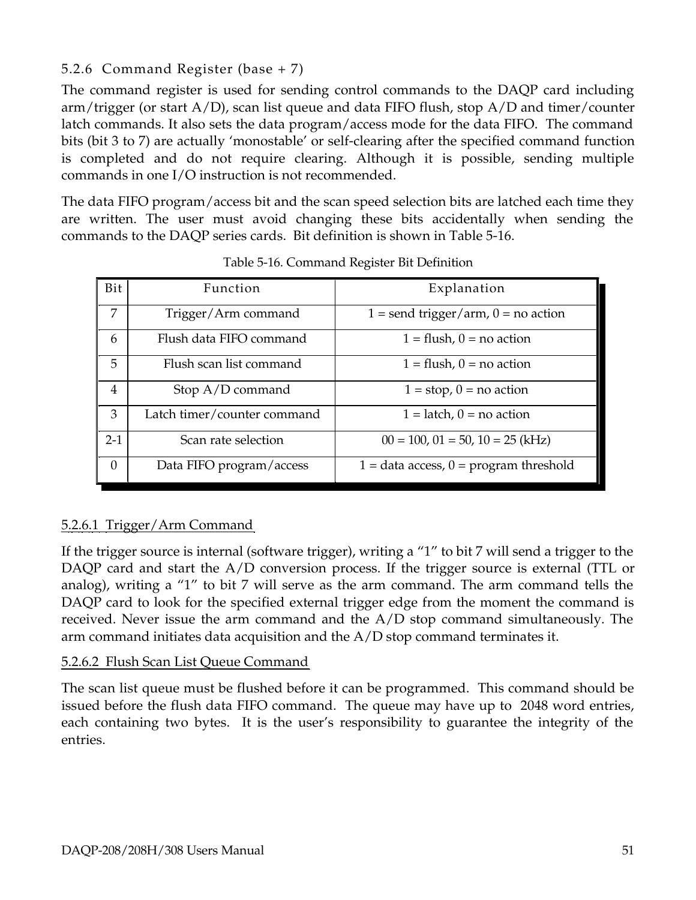### 5.2.6 Command Register (base + 7)

The command register is used for sending control commands to the DAQP card including arm/trigger (or start A/D), scan list queue and data FIFO flush, stop A/D and timer/counter latch commands. It also sets the data program/access mode for the data FIFO. The command bits (bit 3 to 7) are actually 'monostable' or self-clearing after the specified command function is completed and do not require clearing. Although it is possible, sending multiple commands in one I/O instruction is not recommended.

The data FIFO program/access bit and the scan speed selection bits are latched each time they are written. The user must avoid changing these bits accidentally when sending the commands to the DAQP series cards. Bit definition is shown in Table 5-16.

Table 5-16. Command Register Bit Definition

| Bit | Function | Explanation |
|---|---|---|
| 7 | Trigger/Arm command | 1 = send trigger/arm, 0 = no action |
| 6 | Flush data FIFO command | 1 = flush, 0 = no action |
| 5 | Flush scan list command | 1 = flush, 0 = no action |
| 4 | Stop A/D command | 1 = stop, 0 = no action |
| 3 | Latch timer/counter command | 1 = latch, 0 = no action |
| 2-1 | Scan rate selection | 00 = 100, 01 = 50, 10 = 25 (kHz) |
| 0 | Data FIFO program/access | 1 = data access, 0 = program threshold |

#### 5.2.6.1 Trigger/Arm Command

If the trigger source is internal (software trigger), writing a "1" to bit 7 will send a trigger to the DAQP card and start the A/D conversion process. If the trigger source is external (TTL or analog), writing a "1" to bit 7 will serve as the arm command. The arm command tells the DAQP card to look for the specified external trigger edge from the moment the command is received. Never issue the arm command and the A/D stop command simultaneously. The arm command initiates data acquisition and the A/D stop command terminates it.

#### 5.2.6.2 Flush Scan List Queue Command

The scan list queue must be flushed before it can be programmed. This command should be issued before the flush data FIFO command. The queue may have up to 2048 word entries, each containing two bytes. It is the user's responsibility to guarantee the integrity of the entries.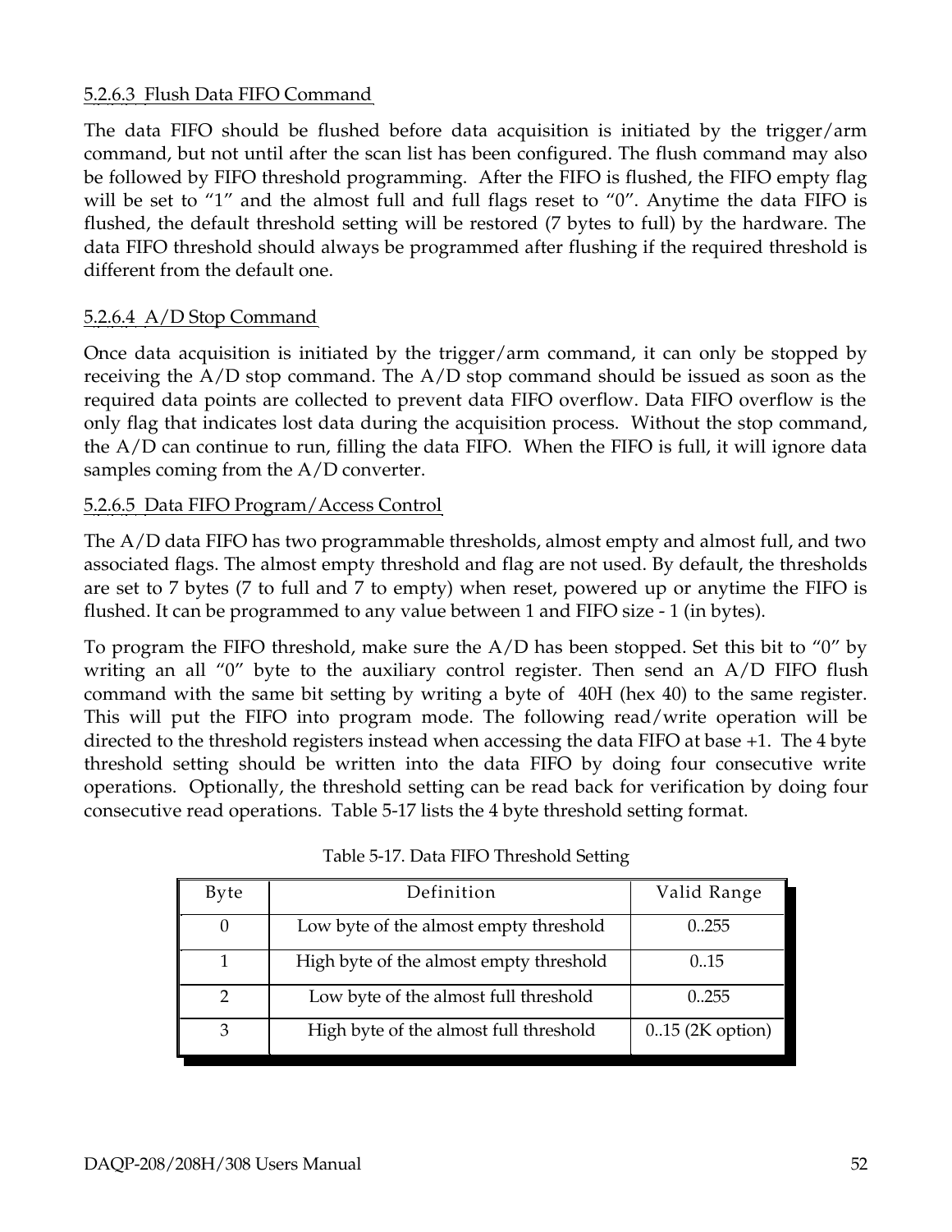#### 5.2.6.3 Flush Data FIFO Command

The data FIFO should be flushed before data acquisition is initiated by the trigger/arm command, but not until after the scan list has been configured. The flush command may also be followed by FIFO threshold programming. After the FIFO is flushed, the FIFO empty flag will be set to “1” and the almost full and full flags reset to “0”. Anytime the data FIFO is flushed, the default threshold setting will be restored (7 bytes to full) by the hardware. The data FIFO threshold should always be programmed after flushing if the required threshold is different from the default one.

#### 5.2.6.4 A/D Stop Command

Once data acquisition is initiated by the trigger/arm command, it can only be stopped by receiving the A/D stop command. The A/D stop command should be issued as soon as the required data points are collected to prevent data FIFO overflow. Data FIFO overflow is the only flag that indicates lost data during the acquisition process. Without the stop command, the A/D can continue to run, filling the data FIFO. When the FIFO is full, it will ignore data samples coming from the A/D converter.

#### 5.2.6.5 Data FIFO Program/Access Control

The A/D data FIFO has two programmable thresholds, almost empty and almost full, and two associated flags. The almost empty threshold and flag are not used. By default, the thresholds are set to 7 bytes (7 to full and 7 to empty) when reset, powered up or anytime the FIFO is flushed. It can be programmed to any value between 1 and FIFO size - 1 (in bytes).

To program the FIFO threshold, make sure the A/D has been stopped. Set this bit to “0” by writing an all “0” byte to the auxiliary control register. Then send an A/D FIFO flush command with the same bit setting by writing a byte of 40H (hex 40) to the same register. This will put the FIFO into program mode. The following read/write operation will be directed to the threshold registers instead when accessing the data FIFO at base +1. The 4 byte threshold setting should be written into the data FIFO by doing four consecutive write operations. Optionally, the threshold setting can be read back for verification by doing four consecutive read operations. Table 5-17 lists the 4 byte threshold setting format.

Table 5-17. Data FIFO Threshold Setting

| Byte | Definition | Valid Range |
|---|---|---|
| 0 | Low byte of the almost empty threshold | 0..255 |
| 1 | High byte of the almost empty threshold | 0..15 |
| 2 | Low byte of the almost full threshold | 0..255 |
| 3 | High byte of the almost full threshold | 0..15 (2K option) |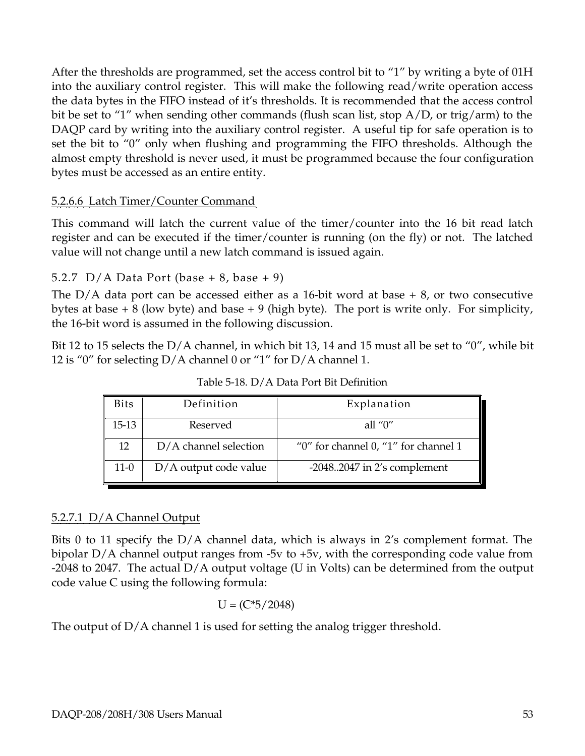After the thresholds are programmed, set the access control bit to "1" by writing a byte of 01H into the auxiliary control register. This will make the following read/write operation access the data bytes in the FIFO instead of it's thresholds. It is recommended that the access control bit be set to "1" when sending other commands (flush scan list, stop A/D, or trig/arm) to the DAQP card by writing into the auxiliary control register. A useful tip for safe operation is to set the bit to "0" only when flushing and programming the FIFO thresholds. Although the almost empty threshold is never used, it must be programmed because the four configuration bytes must be accessed as an entire entity.

#### 5.2.6.6 Latch Timer/Counter Command

This command will latch the current value of the timer/counter into the 16 bit read latch register and can be executed if the timer/counter is running (on the fly) or not. The latched value will not change until a new latch command is issued again.

### 5.2.7 D/A Data Port (base + 8, base + 9)

The D/A data port can be accessed either as a 16-bit word at base + 8, or two consecutive bytes at base + 8 (low byte) and base + 9 (high byte). The port is write only. For simplicity, the 16-bit word is assumed in the following discussion.

Bit 12 to 15 selects the D/A channel, in which bit 13, 14 and 15 must all be set to "0", while bit 12 is "0" for selecting D/A channel 0 or "1" for D/A channel 1.

Table 5-18. D/A Data Port Bit Definition

| Bits | Definition | Explanation |
|---|---|---|
| 15-13 | Reserved | all "0" |
| 12 | D/A channel selection | "0" for channel 0, "1" for channel 1 |
| 11-0 | D/A output code value | -2048..2047 in 2's complement |

#### 5.2.7.1 D/A Channel Output

Bits 0 to 11 specify the D/A channel data, which is always in 2's complement format. The bipolar D/A channel output ranges from -5v to +5v, with the corresponding code value from -2048 to 2047. The actual D/A output voltage (U in Volts) can be determined from the output code value C using the following formula:

$$U = (C*5/2048)$$

The output of D/A channel 1 is used for setting the analog trigger threshold.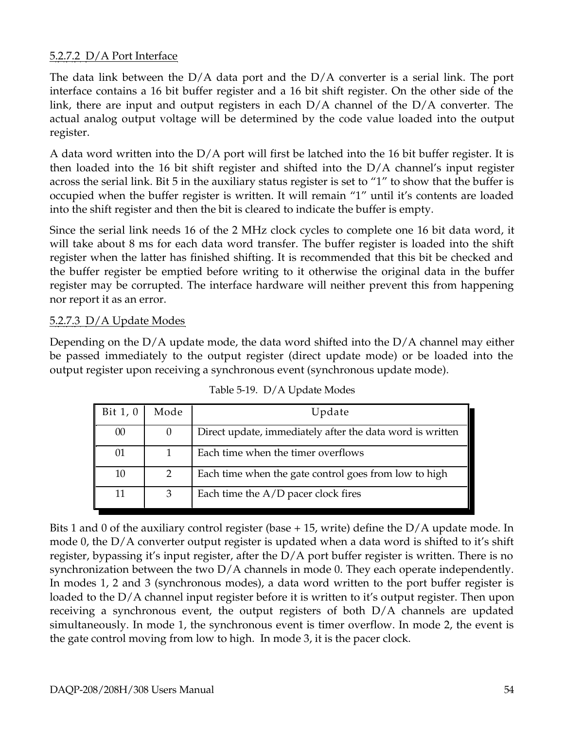#### 5.2.7.2 D/A Port Interface

The data link between the D/A data port and the D/A converter is a serial link. The port interface contains a 16 bit buffer register and a 16 bit shift register. On the other side of the link, there are input and output registers in each D/A channel of the D/A converter. The actual analog output voltage will be determined by the code value loaded into the output register.

A data word written into the D/A port will first be latched into the 16 bit buffer register. It is then loaded into the 16 bit shift register and shifted into the D/A channel's input register across the serial link. Bit 5 in the auxiliary status register is set to "1" to show that the buffer is occupied when the buffer register is written. It will remain "1" until it's contents are loaded into the shift register and then the bit is cleared to indicate the buffer is empty.

Since the serial link needs 16 of the 2 MHz clock cycles to complete one 16 bit data word, it will take about 8 ms for each data word transfer. The buffer register is loaded into the shift register when the latter has finished shifting. It is recommended that this bit be checked and the buffer register be emptied before writing to it otherwise the original data in the buffer register may be corrupted. The interface hardware will neither prevent this from happening nor report it as an error.

#### 5.2.7.3 D/A Update Modes

Depending on the D/A update mode, the data word shifted into the D/A channel may either be passed immediately to the output register (direct update mode) or be loaded into the output register upon receiving a synchronous event (synchronous update mode).

Table 5-19. D/A Update Modes

| Bit 1, 0 | Mode | Update |
|---|---|---|
| 00 | 0 | Direct update, immediately after the data word is written |
| 01 | 1 | Each time when the timer overflows |
| 10 | 2 | Each time when the gate control goes from low to high |
| 11 | 3 | Each time the A/D pacer clock fires |

Bits 1 and 0 of the auxiliary control register (base + 15, write) define the D/A update mode. In mode 0, the D/A converter output register is updated when a data word is shifted to it's shift register, bypassing it's input register, after the D/A port buffer register is written. There is no synchronization between the two D/A channels in mode 0. They each operate independently. In modes 1, 2 and 3 (synchronous modes), a data word written to the port buffer register is loaded to the D/A channel input register before it is written to it's output register. Then upon receiving a synchronous event, the output registers of both D/A channels are updated simultaneously. In mode 1, the synchronous event is timer overflow. In mode 2, the event is the gate control moving from low to high. In mode 3, it is the pacer clock.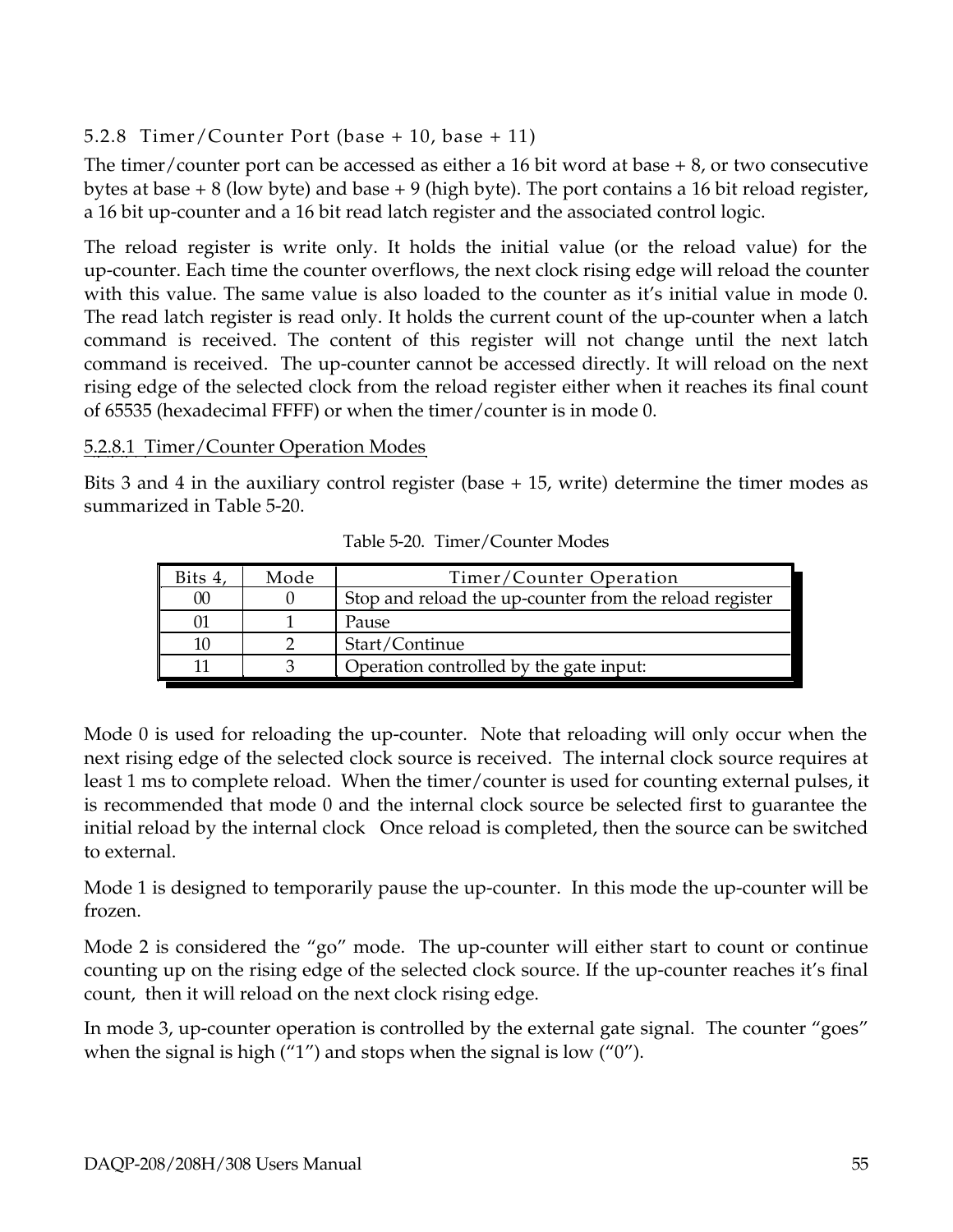### 5.2.8 Timer/Counter Port (base + 10, base + 11)

The timer/counter port can be accessed as either a 16 bit word at base + 8, or two consecutive bytes at base + 8 (low byte) and base + 9 (high byte). The port contains a 16 bit reload register, a 16 bit up-counter and a 16 bit read latch register and the associated control logic.

The reload register is write only. It holds the initial value (or the reload value) for the up-counter. Each time the counter overflows, the next clock rising edge will reload the counter with this value. The same value is also loaded to the counter as it's initial value in mode 0. The read latch register is read only. It holds the current count of the up-counter when a latch command is received. The content of this register will not change until the next latch command is received. The up-counter cannot be accessed directly. It will reload on the next rising edge of the selected clock from the reload register either when it reaches its final count of 65535 (hexadecimal FFFF) or when the timer/counter is in mode 0.

#### 5.2.8.1 Timer/Counter Operation Modes

Bits 3 and 4 in the auxiliary control register (base + 15, write) determine the timer modes as summarized in Table 5-20.

Table 5-20. Timer/Counter Modes

| Bits 4, | Mode | Timer/Counter Operation |
|---|---|---|
| 00 | 0 | Stop and reload the up-counter from the reload register |
| 01 | 1 | Pause |
| 10 | 2 | Start/Continue |
| 11 | 3 | Operation controlled by the gate input: |

Mode 0 is used for reloading the up-counter. Note that reloading will only occur when the next rising edge of the selected clock source is received. The internal clock source requires at least 1 ms to complete reload. When the timer/counter is used for counting external pulses, it is recommended that mode 0 and the internal clock source be selected first to guarantee the initial reload by the internal clock Once reload is completed, then the source can be switched to external.

Mode 1 is designed to temporarily pause the up-counter. In this mode the up-counter will be frozen.

Mode 2 is considered the "go" mode. The up-counter will either start to count or continue counting up on the rising edge of the selected clock source. If the up-counter reaches it's final count, then it will reload on the next clock rising edge.

In mode 3, up-counter operation is controlled by the external gate signal. The counter "goes" when the signal is high ("1") and stops when the signal is low ("0").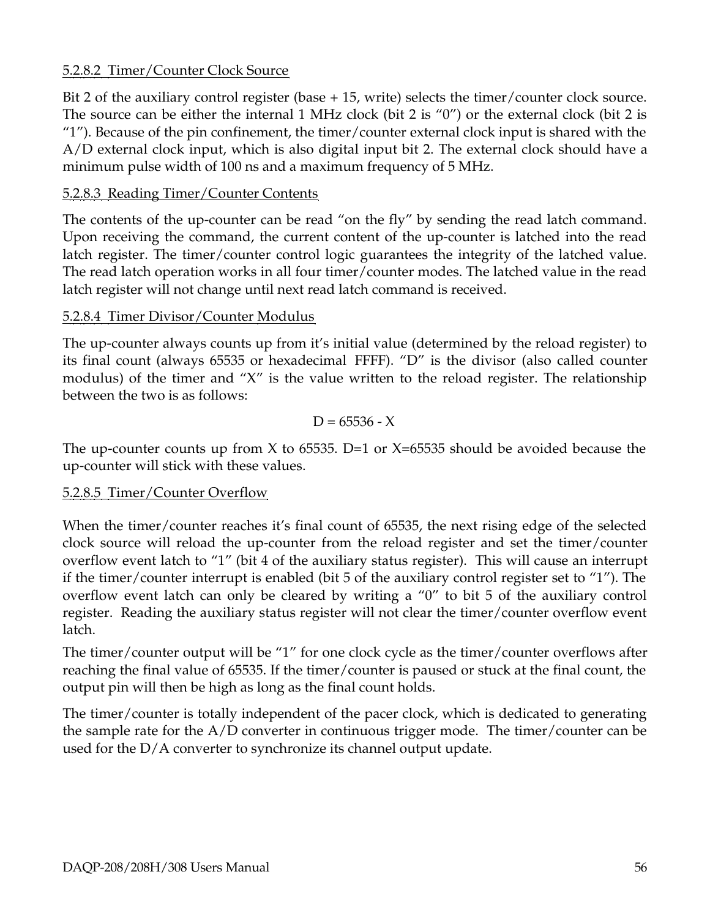#### 5.2.8.2 Timer/Counter Clock Source

Bit 2 of the auxiliary control register (base + 15, write) selects the timer/counter clock source. The source can be either the internal 1 MHz clock (bit 2 is "0") or the external clock (bit 2 is "1"). Because of the pin confinement, the timer/counter external clock input is shared with the A/D external clock input, which is also digital input bit 2. The external clock should have a minimum pulse width of 100 ns and a maximum frequency of 5 MHz.

#### 5.2.8.3 Reading Timer/Counter Contents

The contents of the up-counter can be read "on the fly" by sending the read latch command. Upon receiving the command, the current content of the up-counter is latched into the read latch register. The timer/counter control logic guarantees the integrity of the latched value. The read latch operation works in all four timer/counter modes. The latched value in the read latch register will not change until next read latch command is received.

#### 5.2.8.4 Timer Divisor/Counter Modulus

The up-counter always counts up from it's initial value (determined by the reload register) to its final count (always 65535 or hexadecimal FFFF). "D" is the divisor (also called counter modulus) of the timer and "X" is the value written to the reload register. The relationship between the two is as follows:

$$D = 65536 - X$$

The up-counter counts up from X to 65535. D=1 or X=65535 should be avoided because the up-counter will stick with these values.

#### 5.2.8.5 Timer/Counter Overflow

When the timer/counter reaches it's final count of 65535, the next rising edge of the selected clock source will reload the up-counter from the reload register and set the timer/counter overflow event latch to "1" (bit 4 of the auxiliary status register). This will cause an interrupt if the timer/counter interrupt is enabled (bit 5 of the auxiliary control register set to "1"). The overflow event latch can only be cleared by writing a "0" to bit 5 of the auxiliary control register. Reading the auxiliary status register will not clear the timer/counter overflow event latch.

The timer/counter output will be "1" for one clock cycle as the timer/counter overflows after reaching the final value of 65535. If the timer/counter is paused or stuck at the final count, the output pin will then be high as long as the final count holds.

The timer/counter is totally independent of the pacer clock, which is dedicated to generating the sample rate for the A/D converter in continuous trigger mode. The timer/counter can be used for the D/A converter to synchronize its channel output update.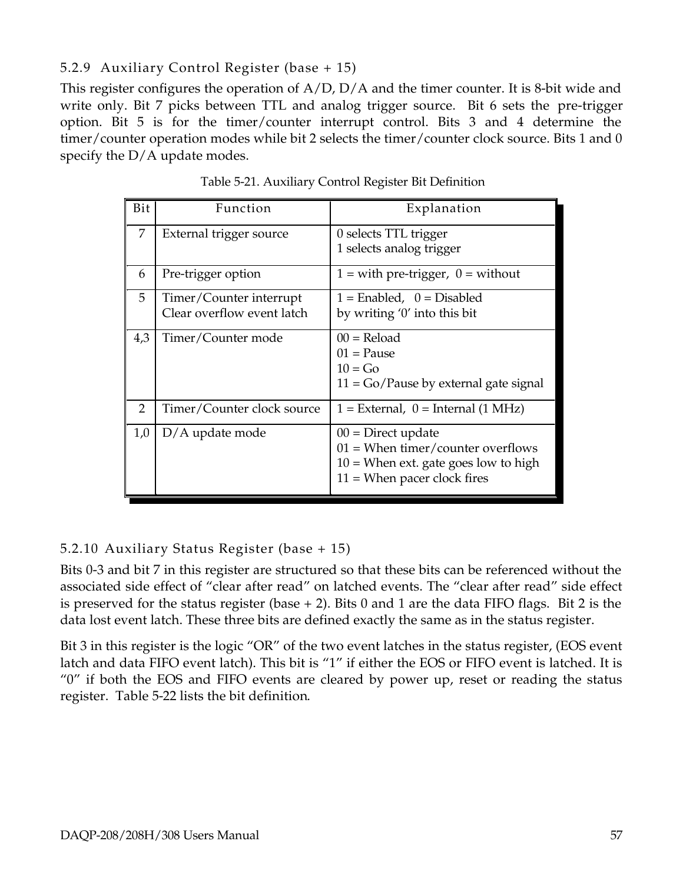### 5.2.9 Auxiliary Control Register (base + 15)

This register configures the operation of A/D, D/A and the timer counter. It is 8-bit wide and write only. Bit 7 picks between TTL and analog trigger source. Bit 6 sets the pre-trigger option. Bit 5 is for the timer/counter interrupt control. Bits 3 and 4 determine the timer/counter operation modes while bit 2 selects the timer/counter clock source. Bits 1 and 0 specify the D/A update modes.

Table 5-21. Auxiliary Control Register Bit Definition

| Bit | Function | Explanation |
|---|---|---|
| 7 | External trigger source | 0 selects TTL trigger<br>1 selects analog trigger |
| 6 | Pre-trigger option | 1 = with pre-trigger, 0 = without |
| 5 | Timer/Counter interrupt<br>Clear overflow event latch | 1 = Enabled, 0 = Disabled<br>by writing '0' into this bit |
| 4,3 | Timer/Counter mode | 00 = Reload<br>01 = Pause<br>10 = Go<br>11 = Go/Pause by external gate signal |
| 2 | Timer/Counter clock source | 1 = External, 0 = Internal (1 MHz) |
| 1,0 | D/A update mode | 00 = Direct update<br>01 = When timer/counter overflows<br>10 = When ext. gate goes low to high<br>11 = When pacer clock fires |

### 5.2.10 Auxiliary Status Register (base + 15)

Bits 0-3 and bit 7 in this register are structured so that these bits can be referenced without the associated side effect of "clear after read" on latched events. The "clear after read" side effect is preserved for the status register (base + 2). Bits 0 and 1 are the data FIFO flags. Bit 2 is the data lost event latch. These three bits are defined exactly the same as in the status register.

Bit 3 in this register is the logic "OR" of the two event latches in the status register, (EOS event latch and data FIFO event latch). This bit is "1" if either the EOS or FIFO event is latched. It is "0" if both the EOS and FIFO events are cleared by power up, reset or reading the status register. Table 5-22 lists the bit definition.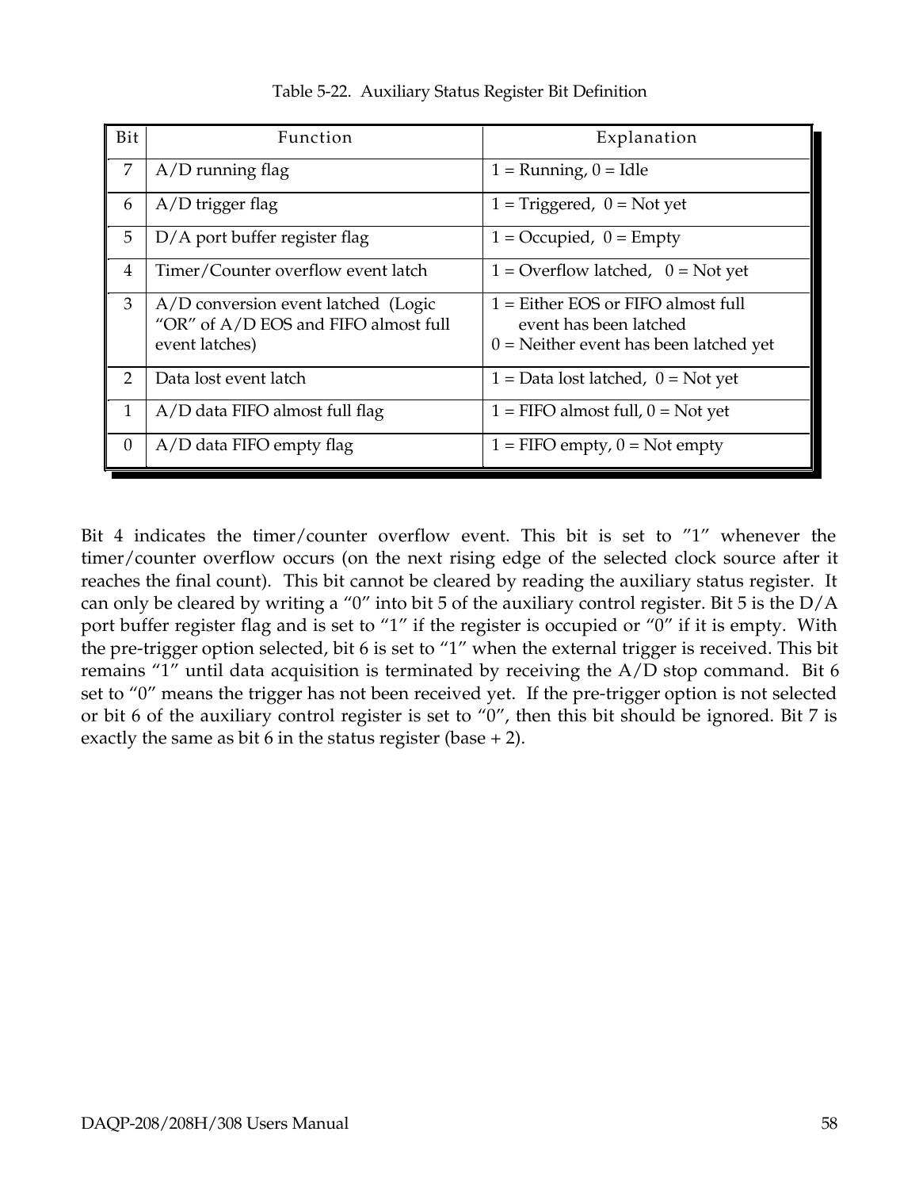Table 5-22. Auxiliary Status Register Bit Definition

| Bit | Function | Explanation |
|---|---|---|
| 7 | A/D running flag | 1 = Running, 0 = Idle |
| 6 | A/D trigger flag | 1 = Triggered, 0 = Not yet |
| 5 | D/A port buffer register flag | 1 = Occupied, 0 = Empty |
| 4 | Timer/Counter overflow event latch | 1 = Overflow latched, 0 = Not yet |
| 3 | A/D conversion event latched (Logic "OR" of A/D EOS and FIFO almost full event latches) | 1 = Either EOS or FIFO almost full event has been latched<br>0 = Neither event has been latched yet |
| 2 | Data lost event latch | 1 = Data lost latched, 0 = Not yet |
| 1 | A/D data FIFO almost full flag | 1 = FIFO almost full, 0 = Not yet |
| 0 | A/D data FIFO empty flag | 1 = FIFO empty, 0 = Not empty |

Bit 4 indicates the timer/counter overflow event. This bit is set to "1" whenever the timer/counter overflow occurs (on the next rising edge of the selected clock source after it reaches the final count). This bit cannot be cleared by reading the auxiliary status register. It can only be cleared by writing a "0" into bit 5 of the auxiliary control register. Bit 5 is the D/A port buffer register flag and is set to "1" if the register is occupied or "0" if it is empty. With the pre-trigger option selected, bit 6 is set to "1" when the external trigger is received. This bit remains "1" until data acquisition is terminated by receiving the A/D stop command. Bit 6 set to "0" means the trigger has not been received yet. If the pre-trigger option is not selected or bit 6 of the auxiliary control register is set to "0", then this bit should be ignored. Bit 7 is exactly the same as bit 6 in the status register (base + 2).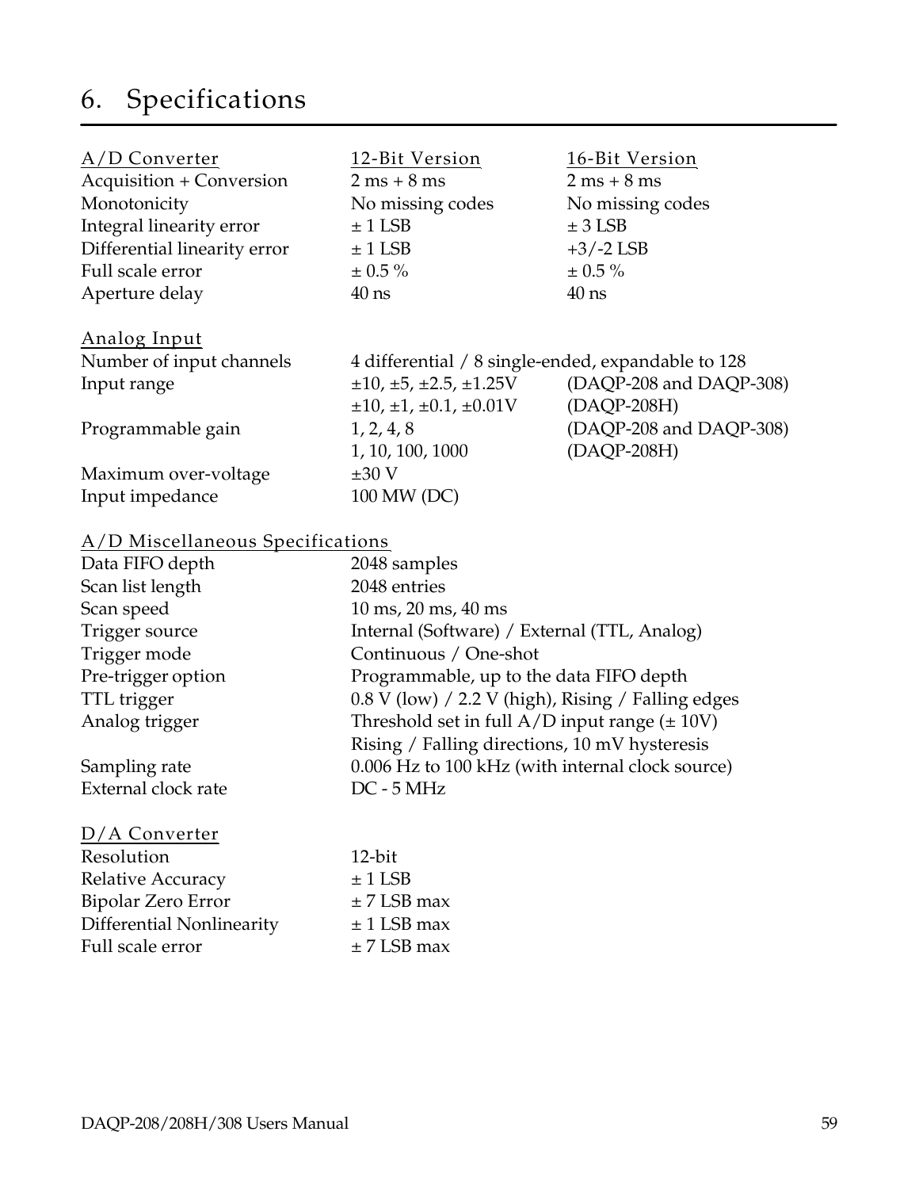# 6. Specifications

| A/D Converter | 12-Bit Version | 16-Bit Version |
|---|---|---|
| Acquisition + Conversion | 2 ms + 8 ms | 2 ms + 8 ms |
| Monotonicity | No missing codes | No missing codes |
| Integral linearity error | ± 1 LSB | ± 3 LSB |
| Differential linearity error | ± 1 LSB | +3/-2 LSB |
| Full scale error | ± 0.5 % | ± 0.5 % |
| Aperture delay | 40 ns | 40 ns |

| Analog Input | | |
|---|---|---|
| Number of input channels | 4 differential / 8 single-ended, expandable to 128 | |
| Input range | ±10, ±5, ±2.5, ±1.25V | (DAQP-208 and DAQP-308) |
| | ±10, ±1, ±0.1, ±0.01V | (DAQP-208H) |
| Programmable gain | 1, 2, 4, 8 | (DAQP-208 and DAQP-308) |
| | 1, 10, 100, 1000 | (DAQP-208H) |
| Maximum over-voltage | ±30 V | |
| Input impedance | 100 MW (DC) | |

| A/D Miscellaneous Specifications | |
|---|---|
| Data FIFO depth | 2048 samples |
| Scan list length | 2048 entries |
| Scan speed | 10 ms, 20 ms, 40 ms |
| Trigger source | Internal (Software) / External (TTL, Analog) |
| Trigger mode | Continuous / One-shot |
| Pre-trigger option | Programmable, up to the data FIFO depth |
| TTL trigger | 0.8 V (low) / 2.2 V (high), Rising / Falling edges |
| Analog trigger | Threshold set in full A/D input range (± 10V) |
| | Rising / Falling directions, 10 mV hysteresis |
| Sampling rate | 0.006 Hz to 100 kHz (with internal clock source) |
| External clock rate | DC - 5 MHz |

| D/A Converter | |
|---|---|
| Resolution | 12-bit |
| Relative Accuracy | ± 1 LSB |
| Bipolar Zero Error | ± 7 LSB max |
| Differential Nonlinearity | ± 1 LSB max |
| Full scale error | ± 7 LSB max |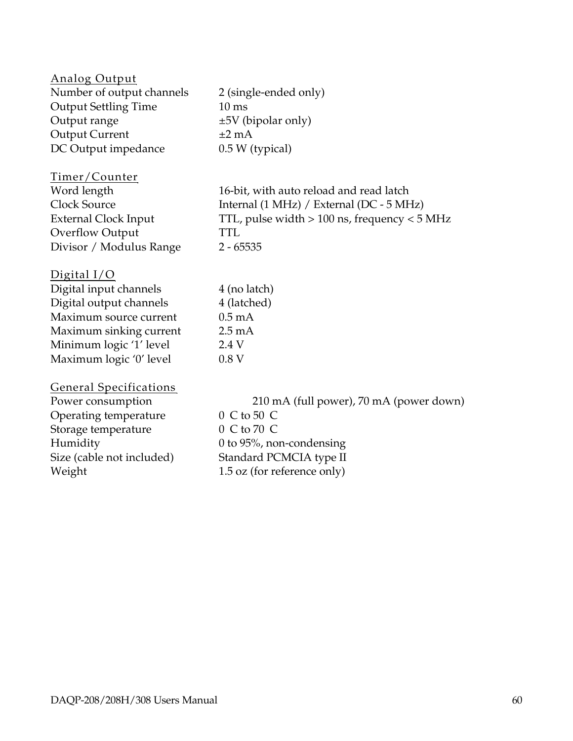## Analog Output

| | |
|---|---|
| Number of output channels | 2 (single-ended only) |
| Output Settling Time | 10 ms |
| Output range | ±5V (bipolar only) |
| Output Current | ±2 mA |
| DC Output impedance | 0.5 W (typical) |

## Timer/Counter

| | |
|---|---|
| Word length | 16-bit, with auto reload and read latch |
| Clock Source | Internal (1 MHz) / External (DC - 5 MHz) |
| External Clock Input | TTL, pulse width > 100 ns, frequency < 5 MHz |
| Overflow Output | TTL |
| Divisor / Modulus Range | 2 - 65535 |

## Digital I/O

| | |
|---|---|
| Digital input channels | 4 (no latch) |
| Digital output channels | 4 (latched) |
| Maximum source current | 0.5 mA |
| Maximum sinking current | 2.5 mA |
| Minimum logic '1' level | 2.4 V |
| Maximum logic '0' level | 0.8 V |

## General Specifications

| | |
|---|---|
| Power consumption | 210 mA (full power), 70 mA (power down) |
| Operating temperature | 0 C to 50 C |
| Storage temperature | 0 C to 70 C |
| Humidity | 0 to 95%, non-condensing |
| Size (cable not included) | Standard PCMCIA type II |
| Weight | 1.5 oz (for reference only) |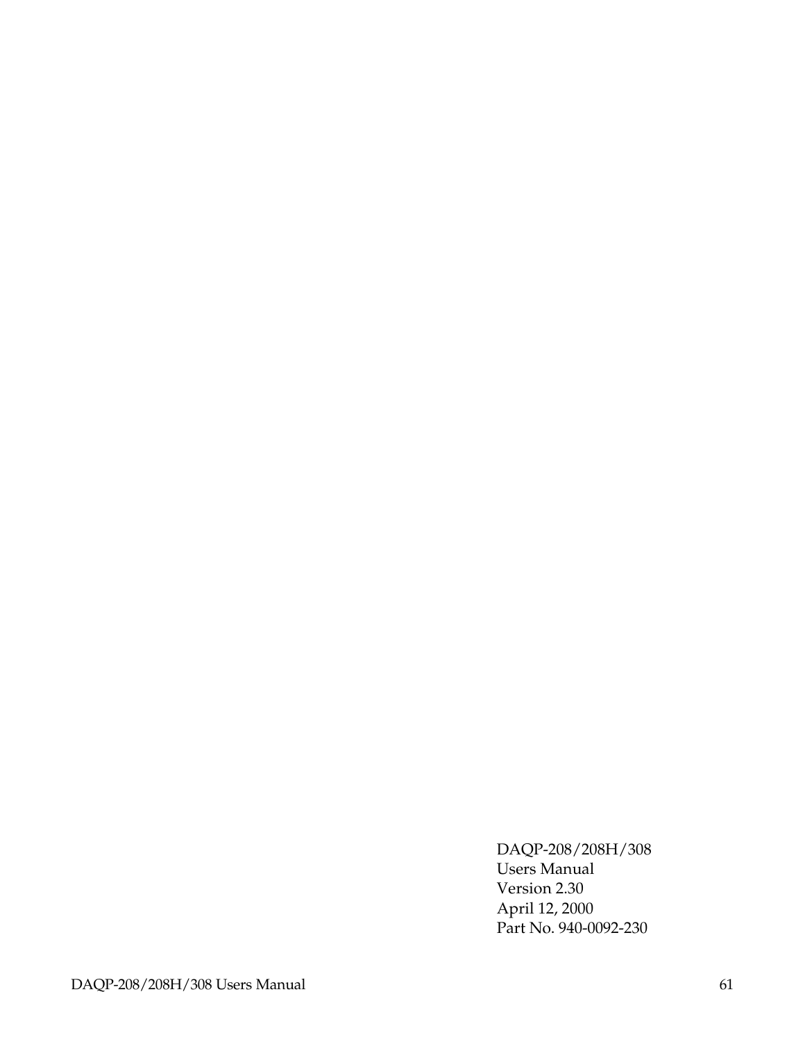DAQP-208/208H/308
Users Manual
Version 2.30
April 12, 2000
Part No. 940-0092-230